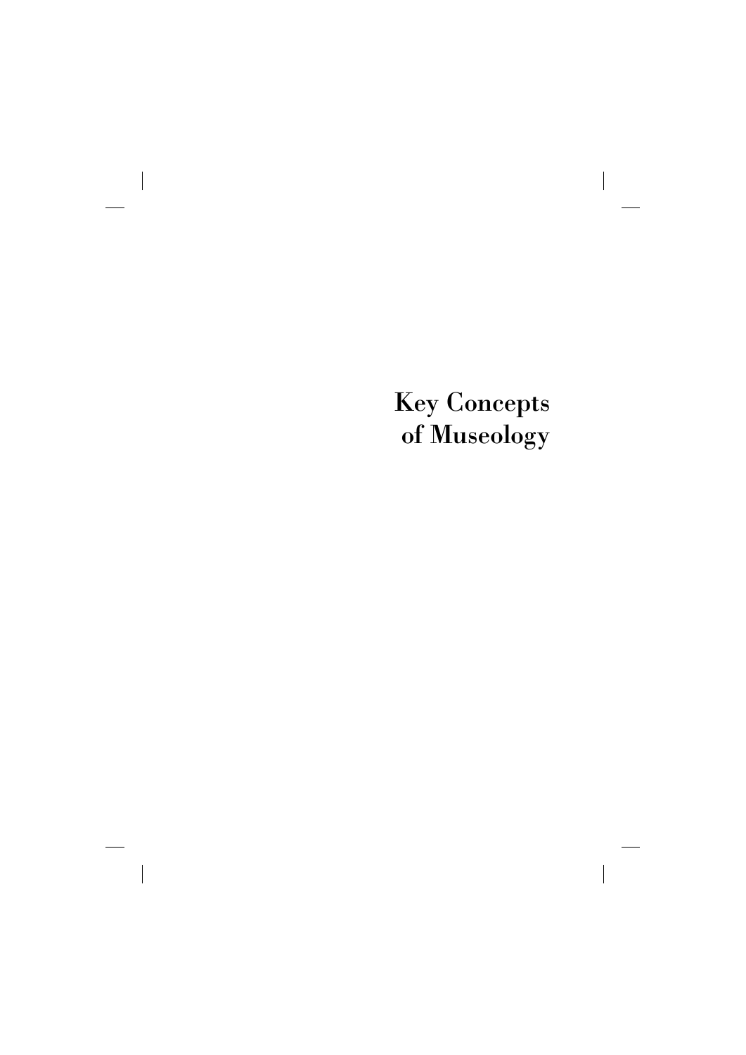# Key Concepts of Museology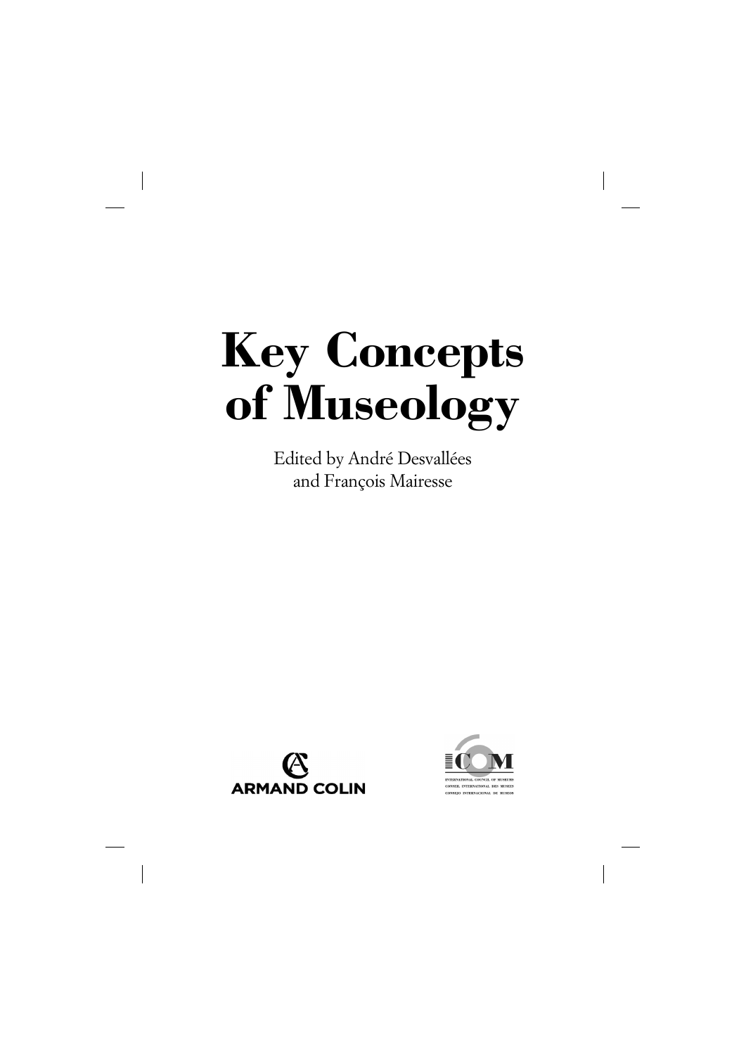# Key Concepts of Museology

Edited by André Desvallées and François Mairesse

ARMAND COLIN

ICOM

INTERNATIONAL COUNCIL OF MUSEUMS
CONSEIL INTERNATIONAL DES MUSEES
CONSEJO INTERNACIONAL DE MUSEOS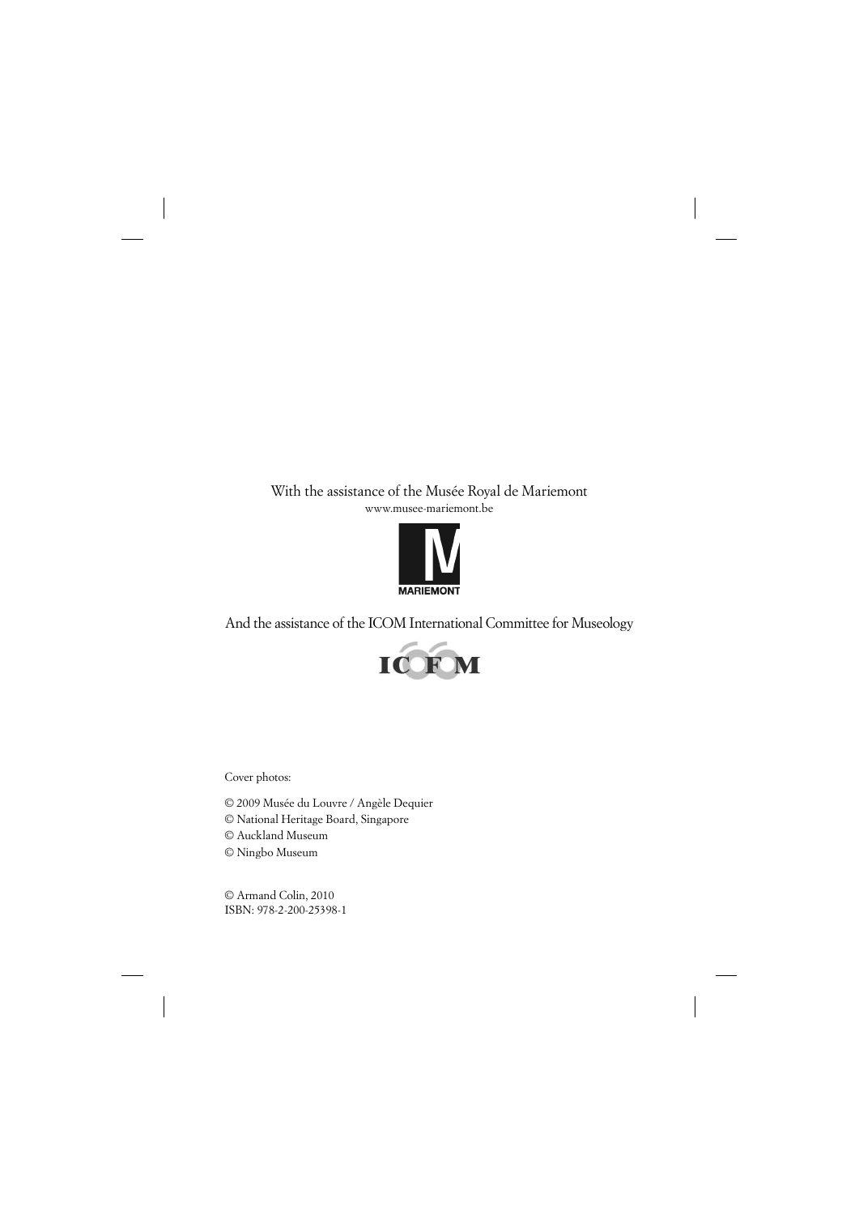With the assistance of the Musée Royal de Mariemont
www.musee-mariemont.be

MARIEMONT

And the assistance of the ICOM International Committee for Museology

ICOFOM

Cover photos:

© 2009 Musée du Louvre / Angèle Dequier
© National Heritage Board, Singapore
© Auckland Museum
© Ningbo Museum

© Armand Colin, 2010
ISBN: 978-2-200-25398-1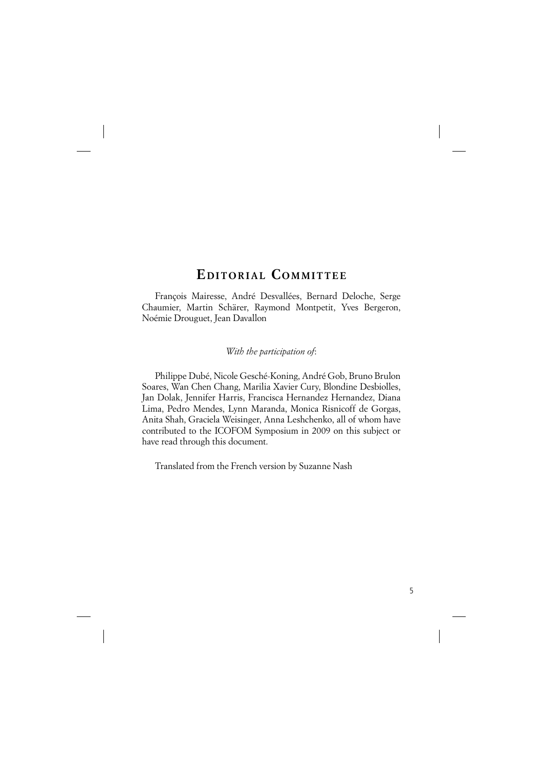# Editorial Committee

François Mairesse, André Desvallées, Bernard Deloche, Serge Chaumier, Martin Schärer, Raymond Montpetit, Yves Bergeron, Noémie Drouguet, Jean Davallon

*With the participation of*:

Philippe Dubé, Nicole Gesché-Koning, André Gob, Bruno Brulon Soares, Wan Chen Chang, Marilia Xavier Cury, Blondine Desbiolles, Jan Dolak, Jennifer Harris, Francisca Hernandez Hernandez, Diana Lima, Pedro Mendes, Lynn Maranda, Monica Risnicoff de Gorgas, Anita Shah, Graciela Weisinger, Anna Leshchenko, all of whom have contributed to the ICOFOM Symposium in 2009 on this subject or have read through this document.

Translated from the French version by Suzanne Nash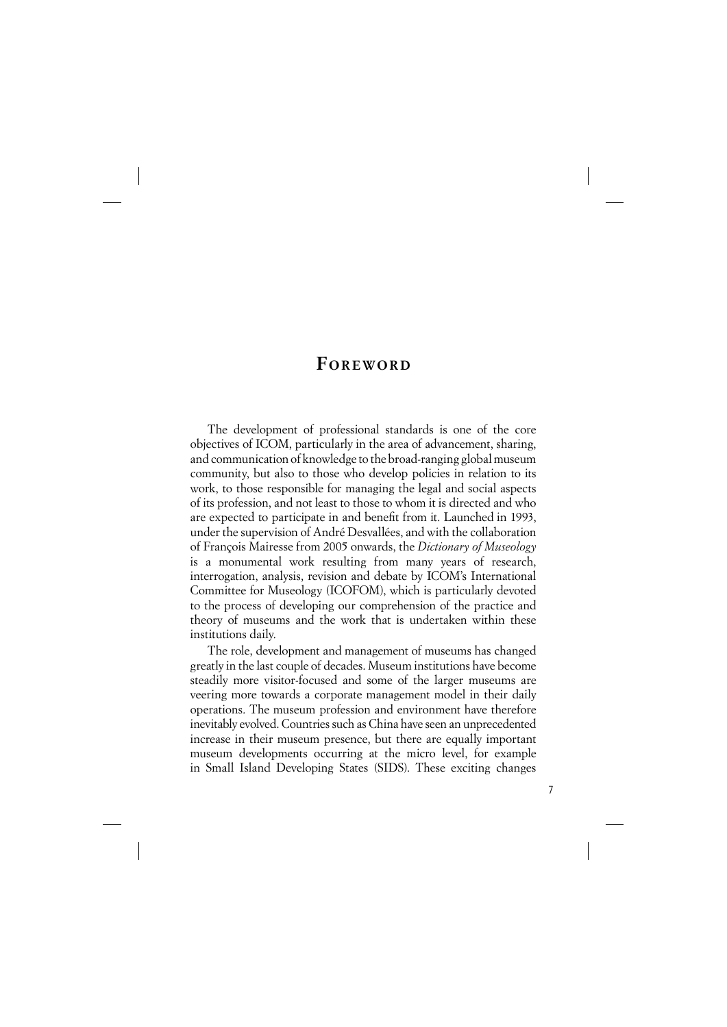# Foreword

The development of professional standards is one of the core objectives of ICOM, particularly in the area of advancement, sharing, and communication of knowledge to the broad-ranging global museum community, but also to those who develop policies in relation to its work, to those responsible for managing the legal and social aspects of its profession, and not least to those to whom it is directed and who are expected to participate in and benefit from it. Launched in 1993, under the supervision of André Desvallées, and with the collaboration of François Mairesse from 2005 onwards, the *Dictionary of Museology* is a monumental work resulting from many years of research, interrogation, analysis, revision and debate by ICOM's International Committee for Museology (ICOFOM), which is particularly devoted to the process of developing our comprehension of the practice and theory of museums and the work that is undertaken within these institutions daily.

The role, development and management of museums has changed greatly in the last couple of decades. Museum institutions have become steadily more visitor-focused and some of the larger museums are veering more towards a corporate management model in their daily operations. The museum profession and environment have therefore inevitably evolved. Countries such as China have seen an unprecedented increase in their museum presence, but there are equally important museum developments occurring at the micro level, for example in Small Island Developing States (SIDS). These exciting changes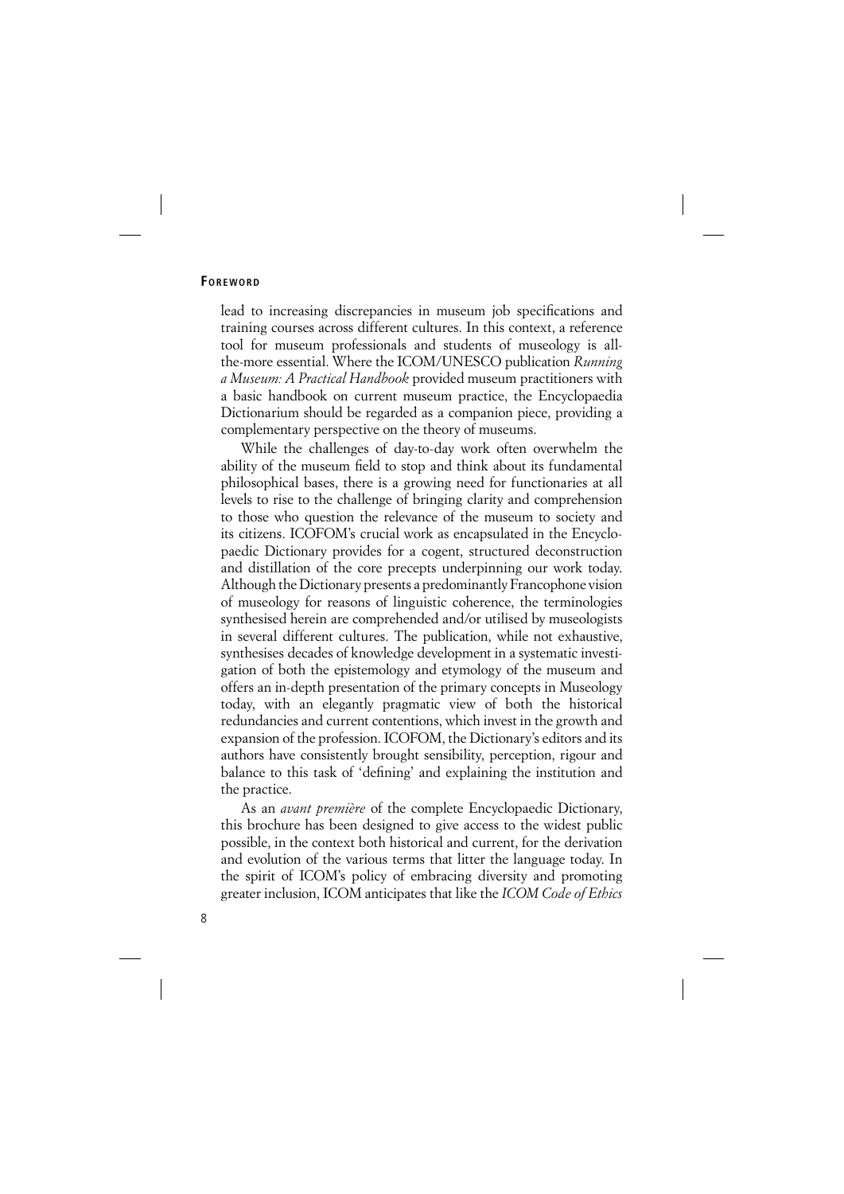lead to increasing discrepancies in museum job specifications and training courses across different cultures. In this context, a reference tool for museum professionals and students of museology is all-the-more essential. Where the ICOM/UNESCO publication *Running a Museum: A Practical Handbook* provided museum practitioners with a basic handbook on current museum practice, the Encyclopaedia Dictionarium should be regarded as a companion piece, providing a complementary perspective on the theory of museums.

While the challenges of day-to-day work often overwhelm the ability of the museum field to stop and think about its fundamental philosophical bases, there is a growing need for functionaries at all levels to rise to the challenge of bringing clarity and comprehension to those who question the relevance of the museum to society and its citizens. ICOFOM's crucial work as encapsulated in the Encyclopaedic Dictionary provides for a cogent, structured deconstruction and distillation of the core precepts underpinning our work today. Although the Dictionary presents a predominantly Francophone vision of museology for reasons of linguistic coherence, the terminologies synthesised herein are comprehended and/or utilised by museologists in several different cultures. The publication, while not exhaustive, synthesises decades of knowledge development in a systematic investigation of both the epistemology and etymology of the museum and offers an in-depth presentation of the primary concepts in Museology today, with an elegantly pragmatic view of both the historical redundancies and current contentions, which invest in the growth and expansion of the profession. ICOFOM, the Dictionary's editors and its authors have consistently brought sensibility, perception, rigour and balance to this task of 'defining' and explaining the institution and the practice.

As an *avant première* of the complete Encyclopaedic Dictionary, this brochure has been designed to give access to the widest public possible, in the context both historical and current, for the derivation and evolution of the various terms that litter the language today. In the spirit of ICOM's policy of embracing diversity and promoting greater inclusion, ICOM anticipates that like the *ICOM Code of Ethics*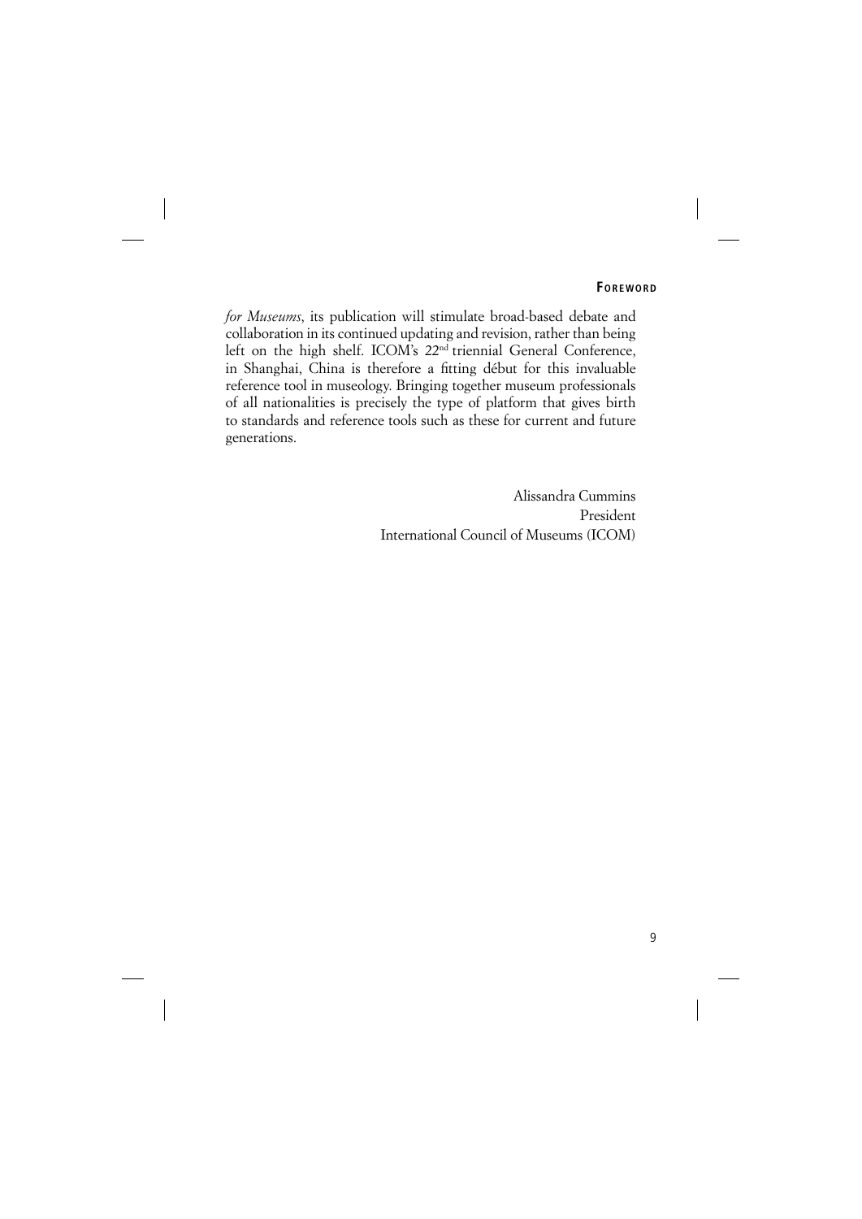*for Museums*, its publication will stimulate broad-based debate and collaboration in its continued updating and revision, rather than being left on the high shelf. ICOM's 22nd triennial General Conference, in Shanghai, China is therefore a fitting début for this invaluable reference tool in museology. Bringing together museum professionals of all nationalities is precisely the type of platform that gives birth to standards and reference tools such as these for current and future generations.

Alissandra Cummins
President
International Council of Museums (ICOM)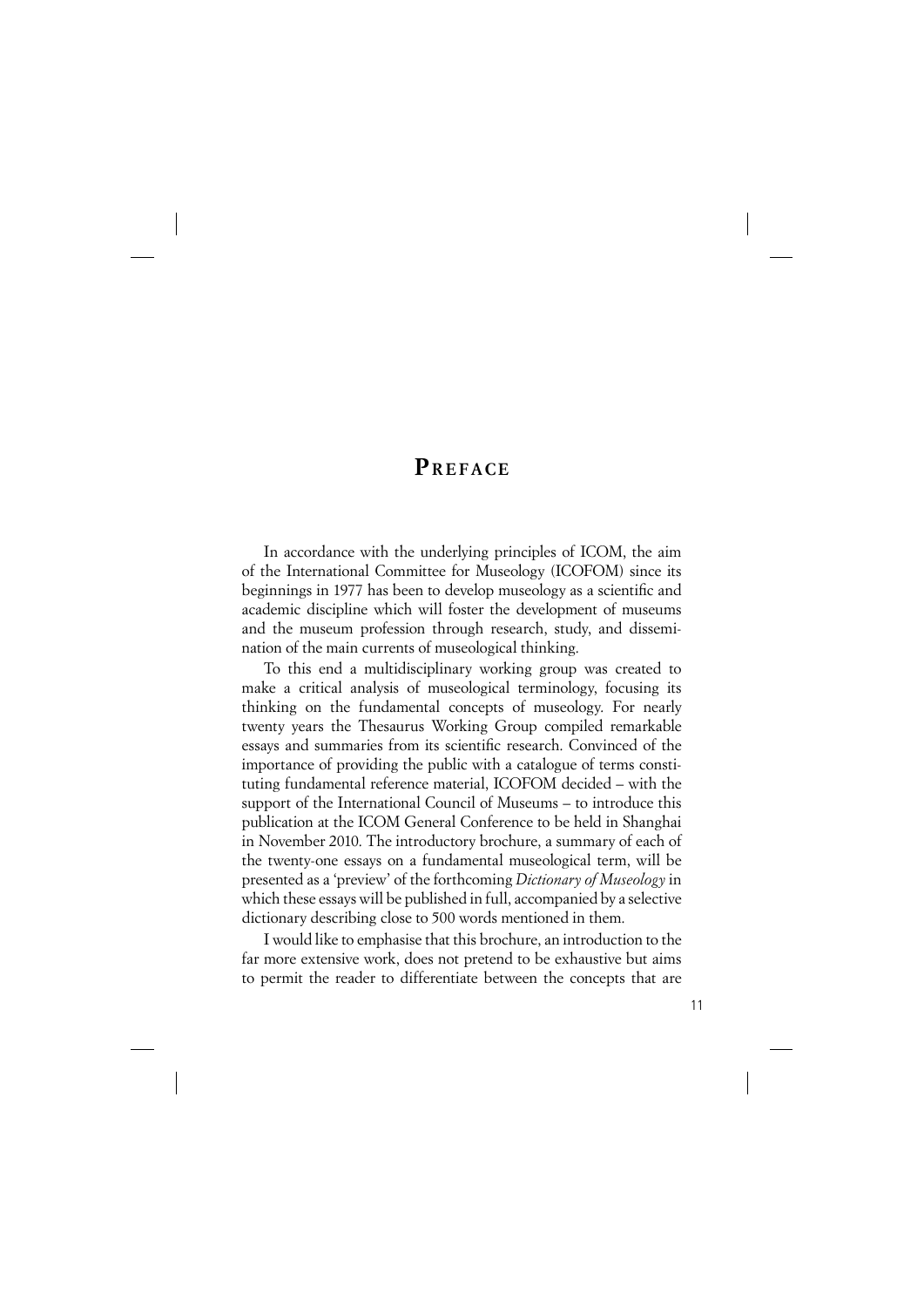# Preface

In accordance with the underlying principles of ICOM, the aim of the International Committee for Museology (ICOFOM) since its beginnings in 1977 has been to develop museology as a scientific and academic discipline which will foster the development of museums and the museum profession through research, study, and dissemination of the main currents of museological thinking.

To this end a multidisciplinary working group was created to make a critical analysis of museological terminology, focusing its thinking on the fundamental concepts of museology. For nearly twenty years the Thesaurus Working Group compiled remarkable essays and summaries from its scientific research. Convinced of the importance of providing the public with a catalogue of terms constituting fundamental reference material, ICOFOM decided – with the support of the International Council of Museums – to introduce this publication at the ICOM General Conference to be held in Shanghai in November 2010. The introductory brochure, a summary of each of the twenty-one essays on a fundamental museological term, will be presented as a 'preview' of the forthcoming *Dictionary of Museology* in which these essays will be published in full, accompanied by a selective dictionary describing close to 500 words mentioned in them.

I would like to emphasise that this brochure, an introduction to the far more extensive work, does not pretend to be exhaustive but aims to permit the reader to differentiate between the concepts that are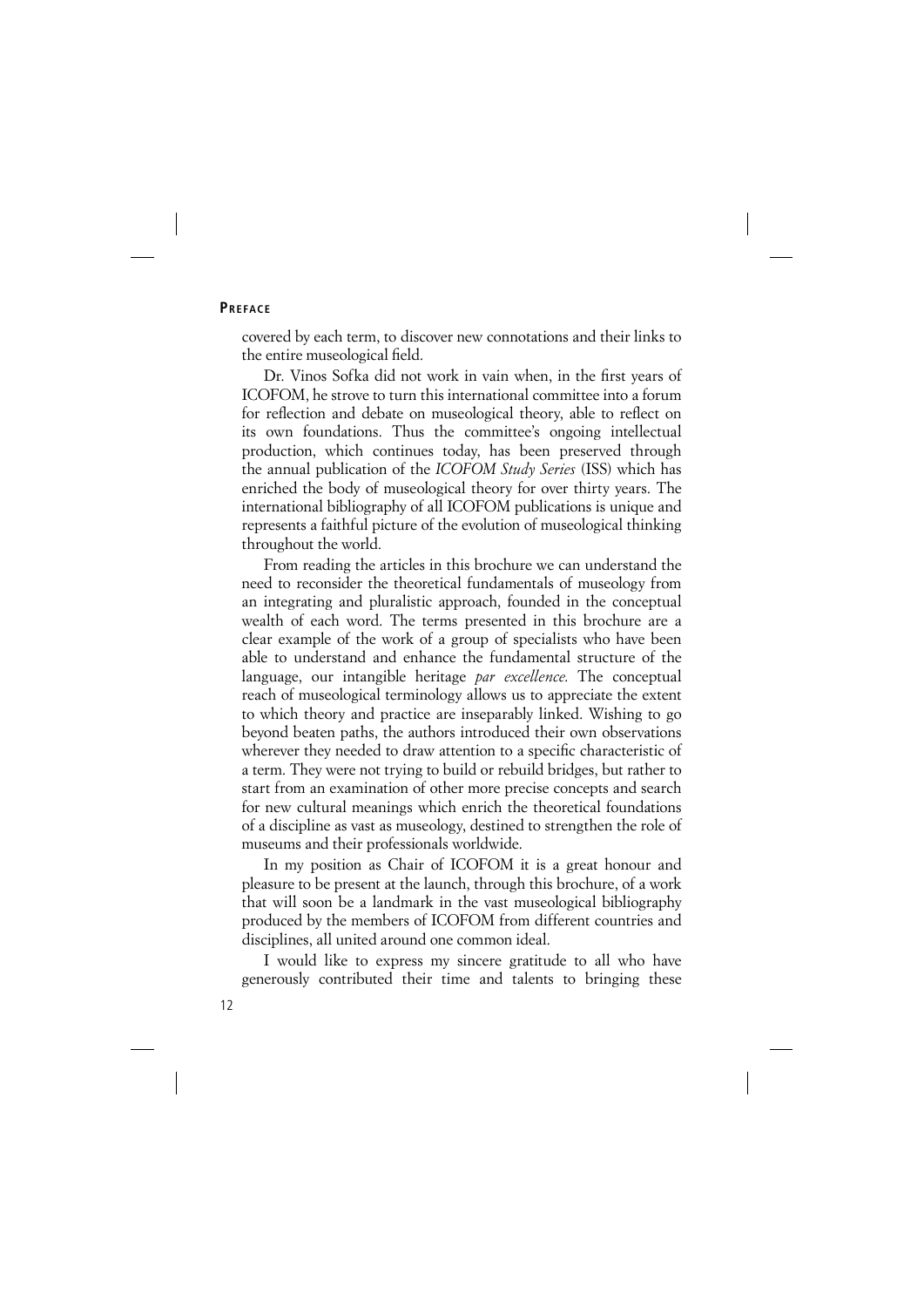covered by each term, to discover new connotations and their links to the entire museological field.

Dr. Vinos Sofka did not work in vain when, in the first years of ICOFOM, he strove to turn this international committee into a forum for reflection and debate on museological theory, able to reflect on its own foundations. Thus the committee's ongoing intellectual production, which continues today, has been preserved through the annual publication of the *ICOFOM Study Series* (ISS) which has enriched the body of museological theory for over thirty years. The international bibliography of all ICOFOM publications is unique and represents a faithful picture of the evolution of museological thinking throughout the world.

From reading the articles in this brochure we can understand the need to reconsider the theoretical fundamentals of museology from an integrating and pluralistic approach, founded in the conceptual wealth of each word. The terms presented in this brochure are a clear example of the work of a group of specialists who have been able to understand and enhance the fundamental structure of the language, our intangible heritage *par excellence*. The conceptual reach of museological terminology allows us to appreciate the extent to which theory and practice are inseparably linked. Wishing to go beyond beaten paths, the authors introduced their own observations wherever they needed to draw attention to a specific characteristic of a term. They were not trying to build or rebuild bridges, but rather to start from an examination of other more precise concepts and search for new cultural meanings which enrich the theoretical foundations of a discipline as vast as museology, destined to strengthen the role of museums and their professionals worldwide.

In my position as Chair of ICOFOM it is a great honour and pleasure to be present at the launch, through this brochure, of a work that will soon be a landmark in the vast museological bibliography produced by the members of ICOFOM from different countries and disciplines, all united around one common ideal.

I would like to express my sincere gratitude to all who have generously contributed their time and talents to bringing these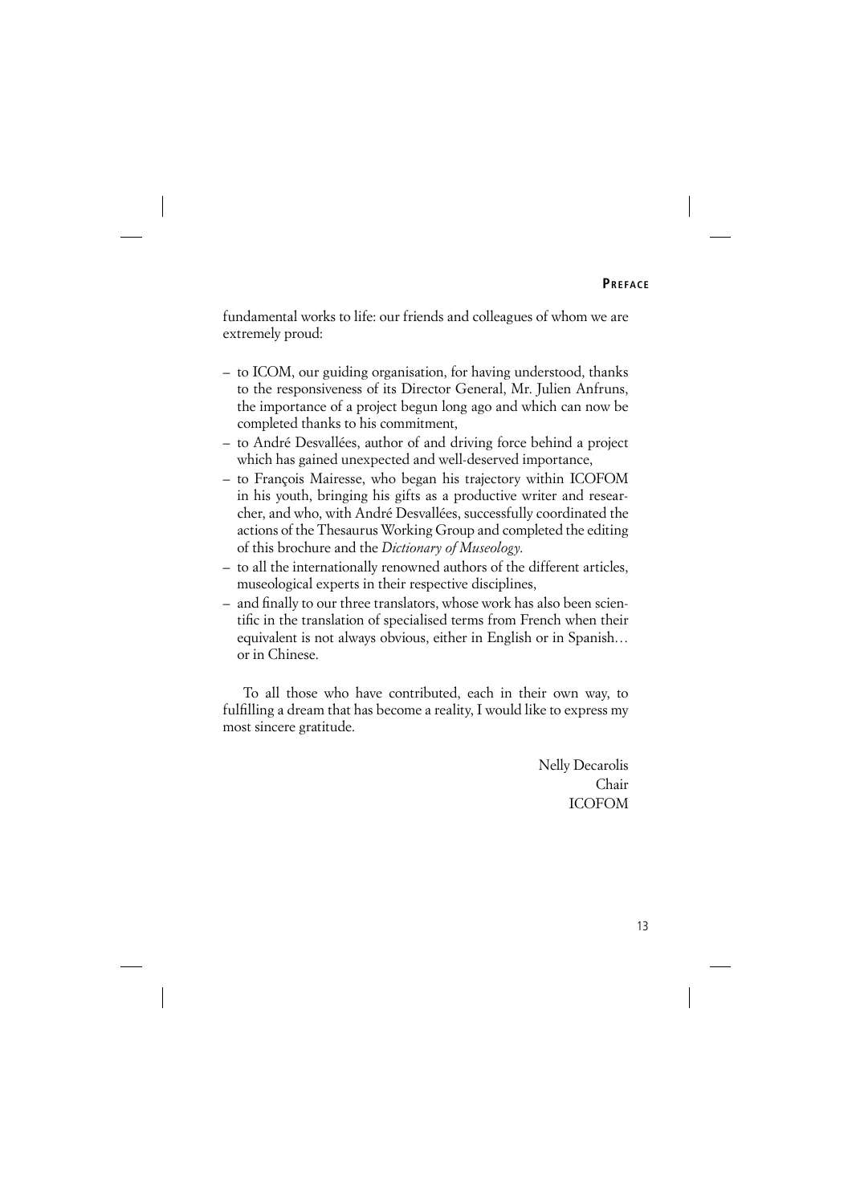fundamental works to life: our friends and colleagues of whom we are extremely proud:

- to ICOM, our guiding organisation, for having understood, thanks to the responsiveness of its Director General, Mr. Julien Anfruns, the importance of a project begun long ago and which can now be completed thanks to his commitment,
- to André Desvallées, author of and driving force behind a project which has gained unexpected and well-deserved importance,
- to François Mairesse, who began his trajectory within ICOFOM in his youth, bringing his gifts as a productive writer and researcher, and who, with André Desvallées, successfully coordinated the actions of the Thesaurus Working Group and completed the editing of this brochure and the *Dictionary of Museology*.
- to all the internationally renowned authors of the different articles, museological experts in their respective disciplines,
- and finally to our three translators, whose work has also been scientific in the translation of specialised terms from French when their equivalent is not always obvious, either in English or in Spanish… or in Chinese.

To all those who have contributed, each in their own way, to fulfilling a dream that has become a reality, I would like to express my most sincere gratitude.

Nelly Decarolis
Chair
ICOFOM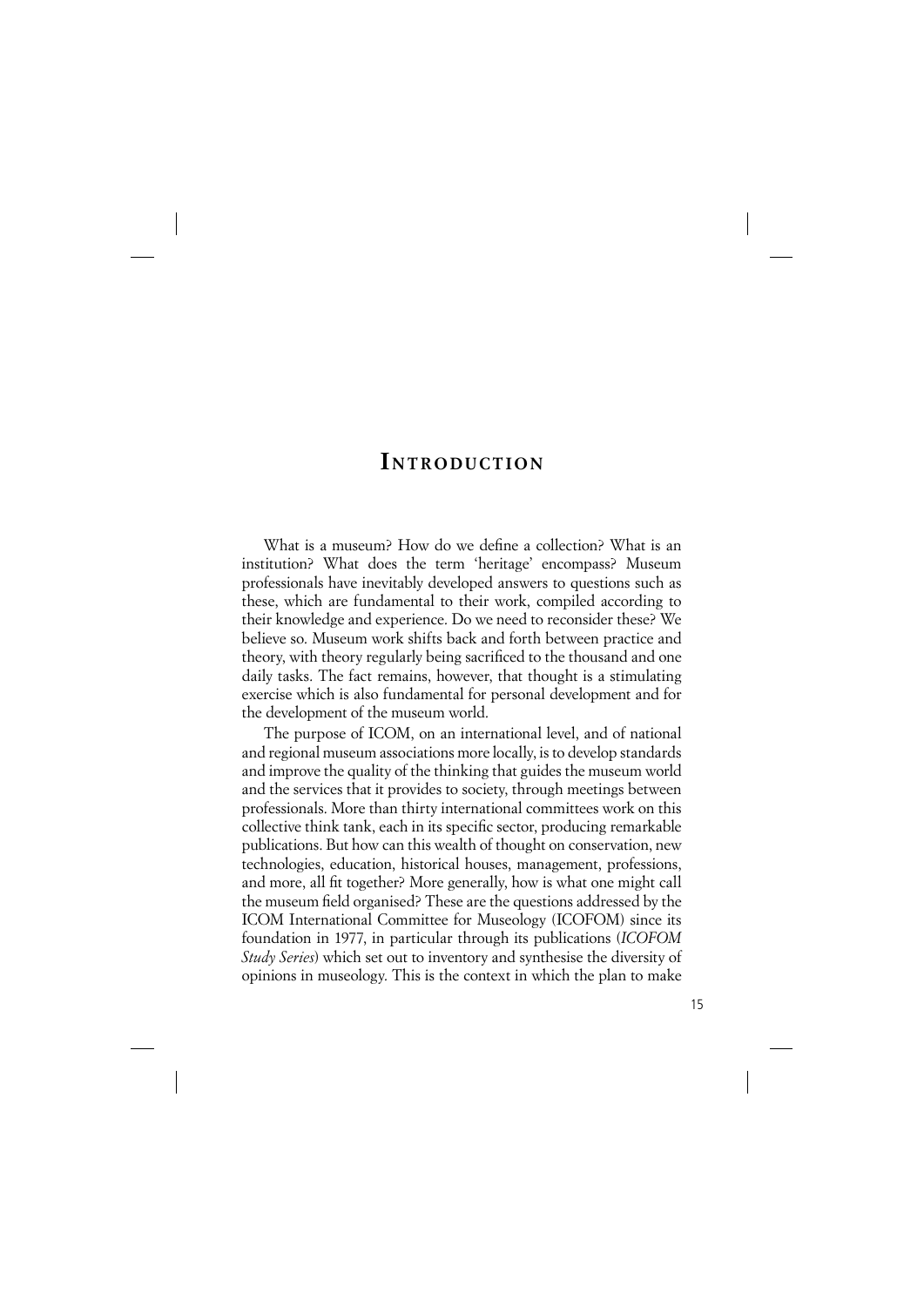# Introduction

What is a museum? How do we define a collection? What is an institution? What does the term 'heritage' encompass? Museum professionals have inevitably developed answers to questions such as these, which are fundamental to their work, compiled according to their knowledge and experience. Do we need to reconsider these? We believe so. Museum work shifts back and forth between practice and theory, with theory regularly being sacrificed to the thousand and one daily tasks. The fact remains, however, that thought is a stimulating exercise which is also fundamental for personal development and for the development of the museum world.

The purpose of ICOM, on an international level, and of national and regional museum associations more locally, is to develop standards and improve the quality of the thinking that guides the museum world and the services that it provides to society, through meetings between professionals. More than thirty international committees work on this collective think tank, each in its specific sector, producing remarkable publications. But how can this wealth of thought on conservation, new technologies, education, historical houses, management, professions, and more, all fit together? More generally, how is what one might call the museum field organised? These are the questions addressed by the ICOM International Committee for Museology (ICOFOM) since its foundation in 1977, in particular through its publications (*ICOFOM Study Series*) which set out to inventory and synthesise the diversity of opinions in museology. This is the context in which the plan to make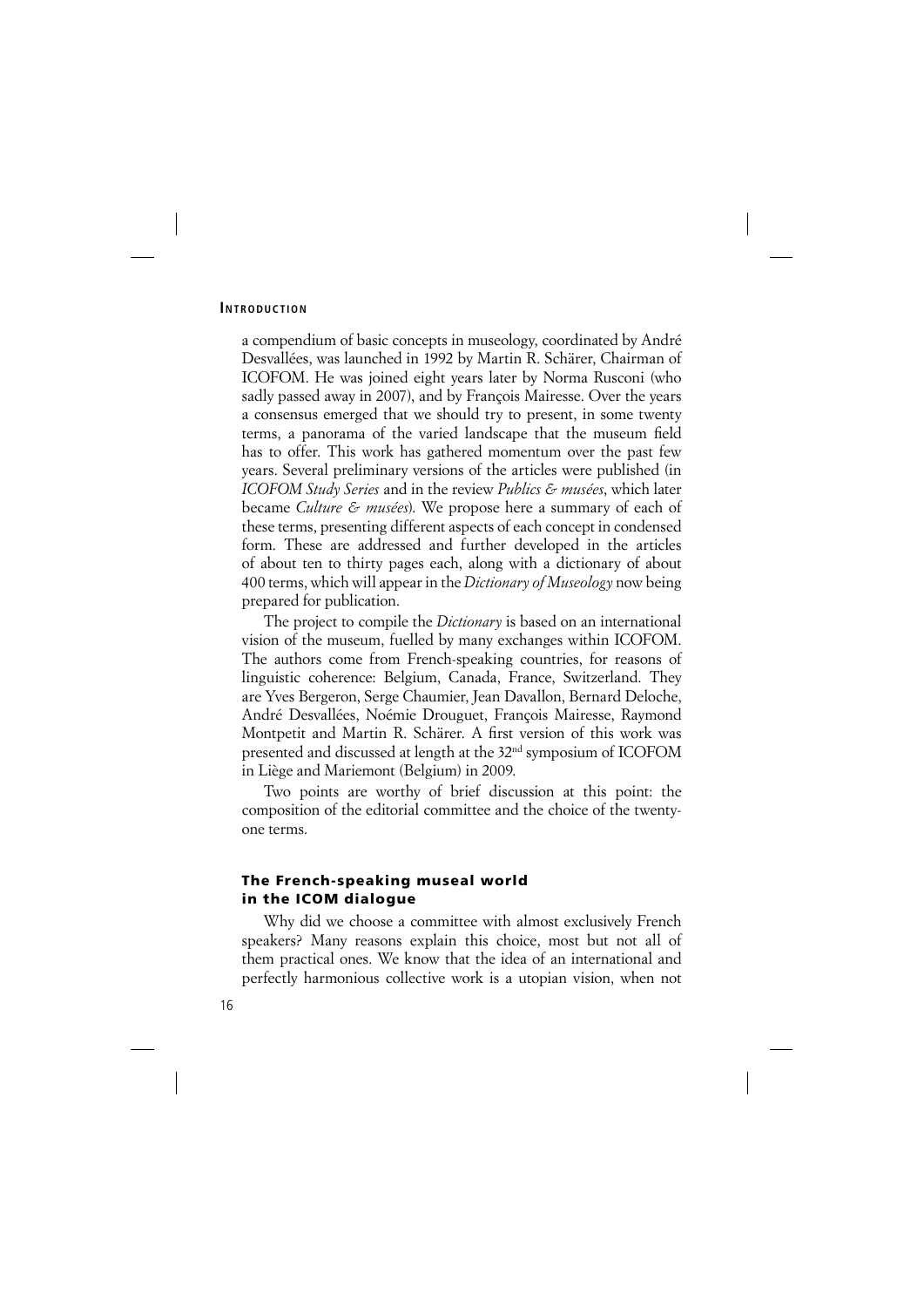a compendium of basic concepts in museology, coordinated by André Desvallées, was launched in 1992 by Martin R. Schärer, Chairman of ICOFOM. He was joined eight years later by Norma Rusconi (who sadly passed away in 2007), and by François Mairesse. Over the years a consensus emerged that we should try to present, in some twenty terms, a panorama of the varied landscape that the museum field has to offer. This work has gathered momentum over the past few years. Several preliminary versions of the articles were published (in *ICOFOM Study Series* and in the review *Publics & musées*, which later became *Culture & musées*). We propose here a summary of each of these terms, presenting different aspects of each concept in condensed form. These are addressed and further developed in the articles of about ten to thirty pages each, along with a dictionary of about 400 terms, which will appear in the *Dictionary of Museology* now being prepared for publication.

The project to compile the *Dictionary* is based on an international vision of the museum, fuelled by many exchanges within ICOFOM. The authors come from French-speaking countries, for reasons of linguistic coherence: Belgium, Canada, France, Switzerland. They are Yves Bergeron, Serge Chaumier, Jean Davallon, Bernard Deloche, André Desvallées, Noémie Drouguet, François Mairesse, Raymond Montpetit and Martin R. Schärer. A first version of this work was presented and discussed at length at the 32nd symposium of ICOFOM in Liège and Mariemont (Belgium) in 2009.

Two points are worthy of brief discussion at this point: the composition of the editorial committee and the choice of the twenty-one terms.

### The French-speaking museal world in the ICOM dialogue

Why did we choose a committee with almost exclusively French speakers? Many reasons explain this choice, most but not all of them practical ones. We know that the idea of an international and perfectly harmonious collective work is a utopian vision, when not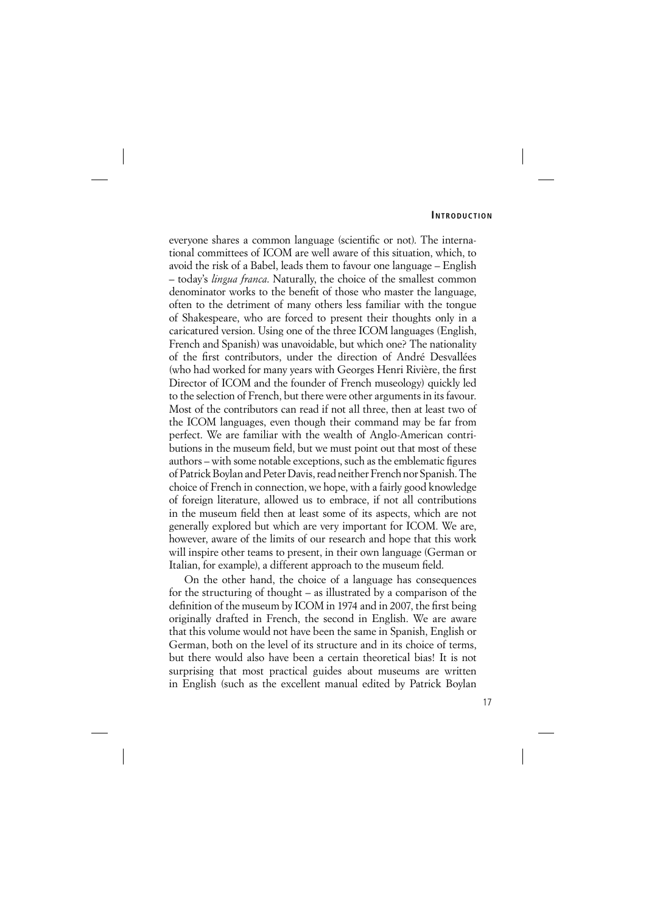everyone shares a common language (scientific or not). The international committees of ICOM are well aware of this situation, which, to avoid the risk of a Babel, leads them to favour one language – English – today's *lingua franca*. Naturally, the choice of the smallest common denominator works to the benefit of those who master the language, often to the detriment of many others less familiar with the tongue of Shakespeare, who are forced to present their thoughts only in a caricatured version. Using one of the three ICOM languages (English, French and Spanish) was unavoidable, but which one? The nationality of the first contributors, under the direction of André Desvallées (who had worked for many years with Georges Henri Rivière, the first Director of ICOM and the founder of French museology) quickly led to the selection of French, but there were other arguments in its favour. Most of the contributors can read if not all three, then at least two of the ICOM languages, even though their command may be far from perfect. We are familiar with the wealth of Anglo-American contributions in the museum field, but we must point out that most of these authors – with some notable exceptions, such as the emblematic figures of Patrick Boylan and Peter Davis, read neither French nor Spanish. The choice of French in connection, we hope, with a fairly good knowledge of foreign literature, allowed us to embrace, if not all contributions in the museum field then at least some of its aspects, which are not generally explored but which are very important for ICOM. We are, however, aware of the limits of our research and hope that this work will inspire other teams to present, in their own language (German or Italian, for example), a different approach to the museum field.

On the other hand, the choice of a language has consequences for the structuring of thought – as illustrated by a comparison of the definition of the museum by ICOM in 1974 and in 2007, the first being originally drafted in French, the second in English. We are aware that this volume would not have been the same in Spanish, English or German, both on the level of its structure and in its choice of terms, but there would also have been a certain theoretical bias! It is not surprising that most practical guides about museums are written in English (such as the excellent manual edited by Patrick Boylan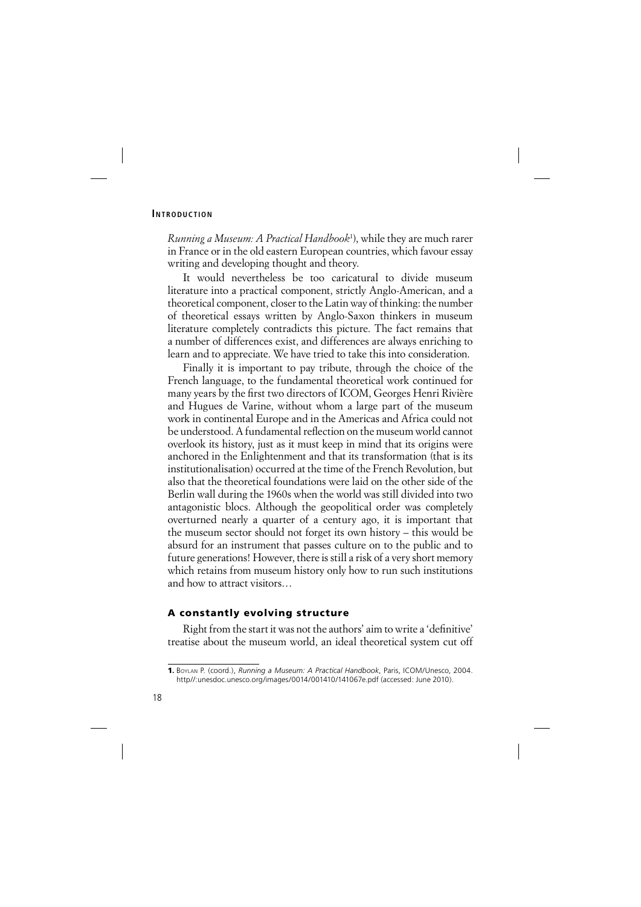*Running a Museum: A Practical Handbook*[1]), while they are much rarer in France or in the old eastern European countries, which favour essay writing and developing thought and theory.

It would nevertheless be too caricatural to divide museum literature into a practical component, strictly Anglo-American, and a theoretical component, closer to the Latin way of thinking: the number of theoretical essays written by Anglo-Saxon thinkers in museum literature completely contradicts this picture. The fact remains that a number of differences exist, and differences are always enriching to learn and to appreciate. We have tried to take this into consideration.

Finally it is important to pay tribute, through the choice of the French language, to the fundamental theoretical work continued for many years by the first two directors of ICOM, Georges Henri Rivière and Hugues de Varine, without whom a large part of the museum work in continental Europe and in the Americas and Africa could not be understood. A fundamental reflection on the museum world cannot overlook its history, just as it must keep in mind that its origins were anchored in the Enlightenment and that its transformation (that is its institutionalisation) occurred at the time of the French Revolution, but also that the theoretical foundations were laid on the other side of the Berlin wall during the 1960s when the world was still divided into two antagonistic blocs. Although the geopolitical order was completely overturned nearly a quarter of a century ago, it is important that the museum sector should not forget its own history – this would be absurd for an instrument that passes culture on to the public and to future generations! However, there is still a risk of a very short memory which retains from museum history only how to run such institutions and how to attract visitors…

## A constantly evolving structure

Right from the start it was not the authors' aim to write a 'definitive' treatise about the museum world, an ideal theoretical system cut off

---

1. Boylan P. (coord.), *Running a Museum: A Practical Handbook*, Paris, ICOM/Unesco, 2004. http//:unesdoc.unesco.org/images/0014/001410/141067e.pdf (accessed: June 2010).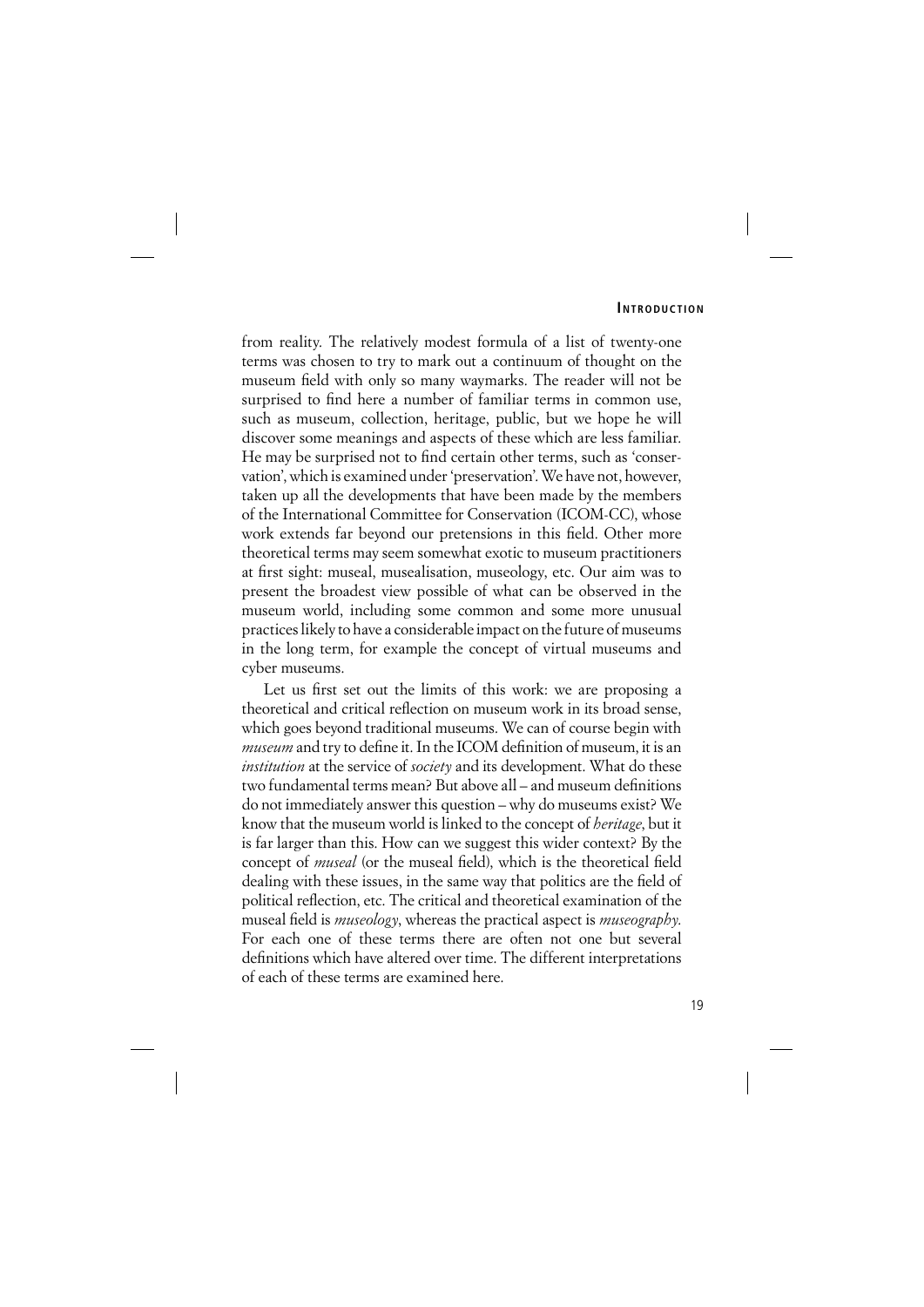from reality. The relatively modest formula of a list of twenty-one terms was chosen to try to mark out a continuum of thought on the museum field with only so many waymarks. The reader will not be surprised to find here a number of familiar terms in common use, such as museum, collection, heritage, public, but we hope he will discover some meanings and aspects of these which are less familiar. He may be surprised not to find certain other terms, such as 'conservation', which is examined under 'preservation'. We have not, however, taken up all the developments that have been made by the members of the International Committee for Conservation (ICOM-CC), whose work extends far beyond our pretensions in this field. Other more theoretical terms may seem somewhat exotic to museum practitioners at first sight: museal, musealisation, museology, etc. Our aim was to present the broadest view possible of what can be observed in the museum world, including some common and some more unusual practices likely to have a considerable impact on the future of museums in the long term, for example the concept of virtual museums and cyber museums.

Let us first set out the limits of this work: we are proposing a theoretical and critical reflection on museum work in its broad sense, which goes beyond traditional museums. We can of course begin with *museum* and try to define it. In the ICOM definition of museum, it is an *institution* at the service of *society* and its development. What do these two fundamental terms mean? But above all – and museum definitions do not immediately answer this question – why do museums exist? We know that the museum world is linked to the concept of *heritage*, but it is far larger than this. How can we suggest this wider context? By the concept of *museal* (or the museal field), which is the theoretical field dealing with these issues, in the same way that politics are the field of political reflection, etc. The critical and theoretical examination of the museal field is *museology*, whereas the practical aspect is *museography*. For each one of these terms there are often not one but several definitions which have altered over time. The different interpretations of each of these terms are examined here.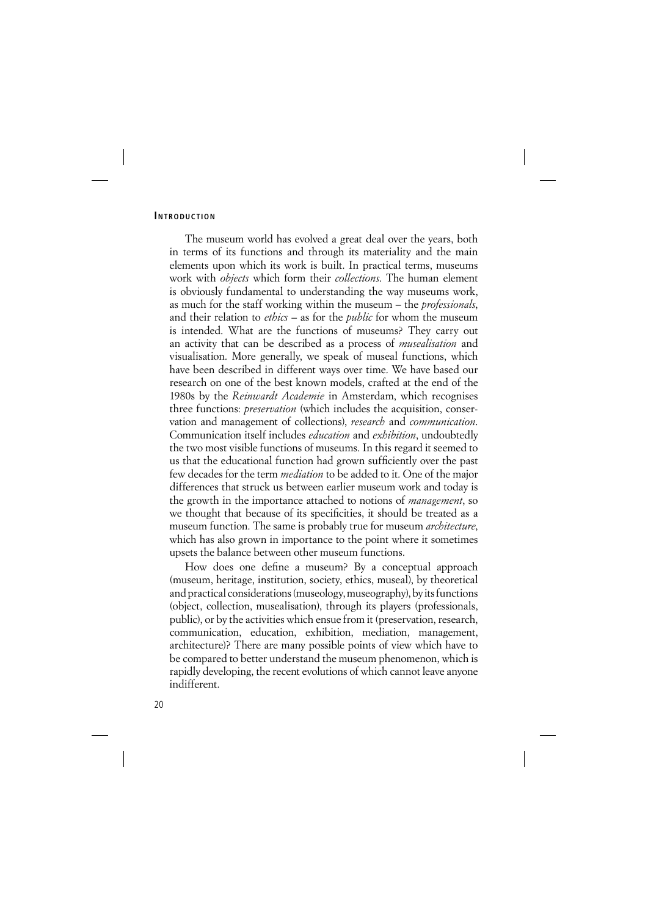## Introduction

The museum world has evolved a great deal over the years, both in terms of its functions and through its materiality and the main elements upon which its work is built. In practical terms, museums work with *objects* which form their *collections*. The human element is obviously fundamental to understanding the way museums work, as much for the staff working within the museum – the *professionals*, and their relation to *ethics* – as for the *public* for whom the museum is intended. What are the functions of museums? They carry out an activity that can be described as a process of *musealisation* and visualisation. More generally, we speak of museal functions, which have been described in different ways over time. We have based our research on one of the best known models, crafted at the end of the 1980s by the *Reinwardt Academie* in Amsterdam, which recognises three functions: *preservation* (which includes the acquisition, conservation and management of collections), *research* and *communication*. Communication itself includes *education* and *exhibition*, undoubtedly the two most visible functions of museums. In this regard it seemed to us that the educational function had grown sufficiently over the past few decades for the term *mediation* to be added to it. One of the major differences that struck us between earlier museum work and today is the growth in the importance attached to notions of *management*, so we thought that because of its specificities, it should be treated as a museum function. The same is probably true for museum *architecture*, which has also grown in importance to the point where it sometimes upsets the balance between other museum functions.

How does one define a museum? By a conceptual approach (museum, heritage, institution, society, ethics, museal), by theoretical and practical considerations (museology, museography), by its functions (object, collection, musealisation), through its players (professionals, public), or by the activities which ensue from it (preservation, research, communication, education, exhibition, mediation, management, architecture)? There are many possible points of view which have to be compared to better understand the museum phenomenon, which is rapidly developing, the recent evolutions of which cannot leave anyone indifferent.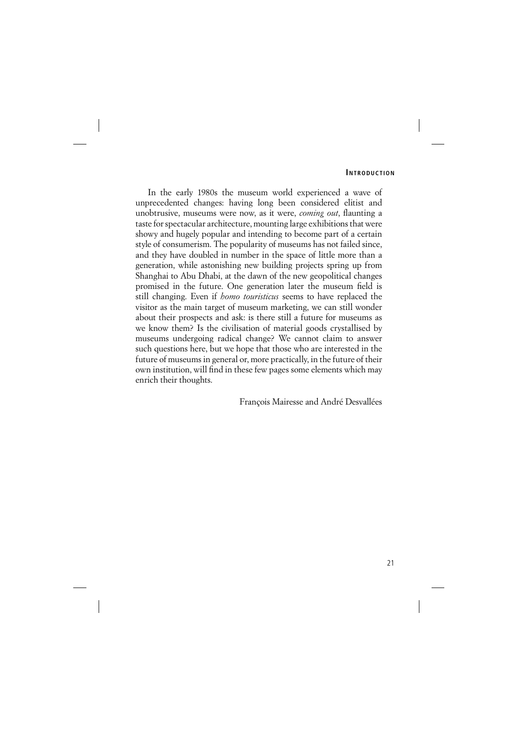In the early 1980s the museum world experienced a wave of unprecedented changes: having long been considered elitist and unobtrusive, museums were now, as it were, *coming out*, flaunting a taste for spectacular architecture, mounting large exhibitions that were showy and hugely popular and intending to become part of a certain style of consumerism. The popularity of museums has not failed since, and they have doubled in number in the space of little more than a generation, while astonishing new building projects spring up from Shanghai to Abu Dhabi, at the dawn of the new geopolitical changes promised in the future. One generation later the museum field is still changing. Even if *homo touristicus* seems to have replaced the visitor as the main target of museum marketing, we can still wonder about their prospects and ask: is there still a future for museums as we know them? Is the civilisation of material goods crystallised by museums undergoing radical change? We cannot claim to answer such questions here, but we hope that those who are interested in the future of museums in general or, more practically, in the future of their own institution, will find in these few pages some elements which may enrich their thoughts.

François Mairesse and André Desvallées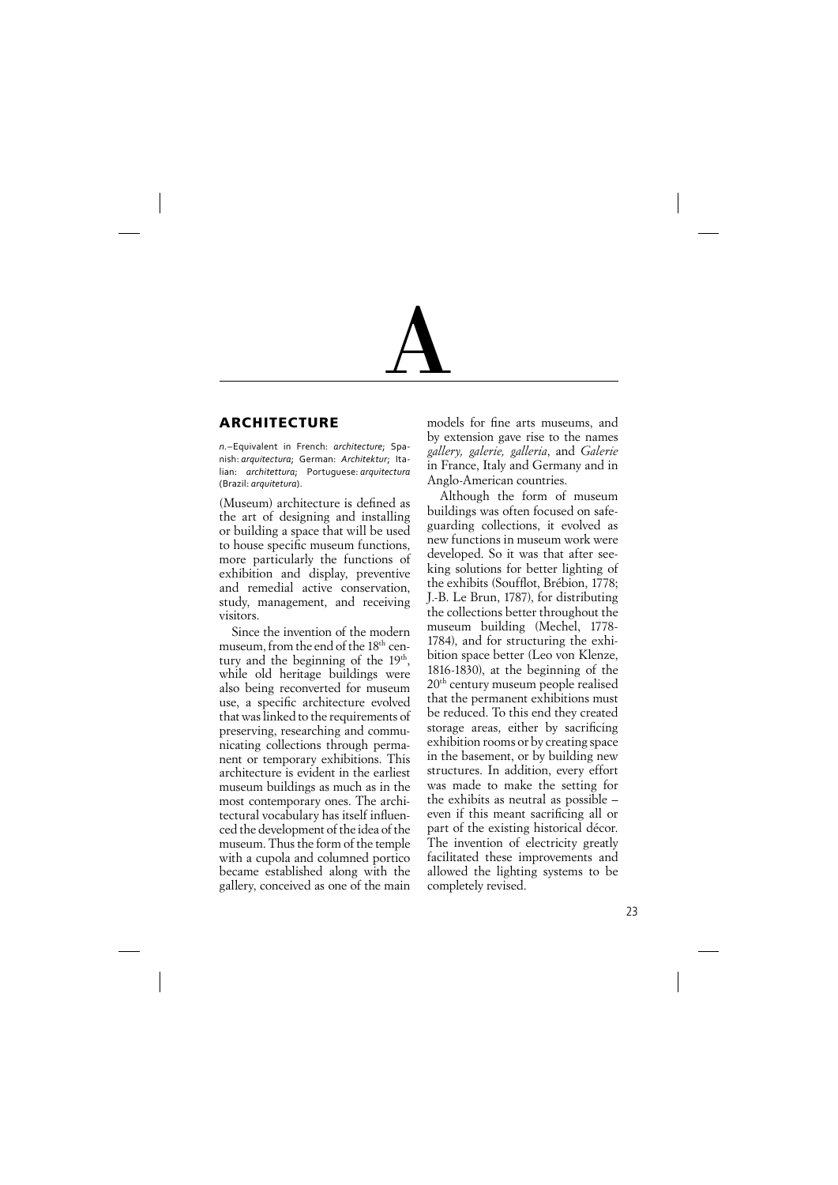# A

## ARCHITECTURE

*n.*–Equivalent in French: *architecture*; Spanish: *arquitectura*; German: *Architektur*; Italian: *architettura*; Portuguese: *arquitectura* (Brazil: *arquitetura*).

(Museum) architecture is defined as the art of designing and installing or building a space that will be used to house specific museum functions, more particularly the functions of exhibition and display, preventive and remedial active conservation, study, management, and receiving visitors.

Since the invention of the modern museum, from the end of the 18th century and the beginning of the 19th, while old heritage buildings were also being reconverted for museum use, a specific architecture evolved that was linked to the requirements of preserving, researching and communicating collections through permanent or temporary exhibitions. This architecture is evident in the earliest museum buildings as much as in the most contemporary ones. The architectural vocabulary has itself influenced the development of the idea of the museum. Thus the form of the temple with a cupola and columned portico became established along with the gallery, conceived as one of the main models for fine arts museums, and by extension gave rise to the names *gallery, galerie, galleria*, and *Galerie* in France, Italy and Germany and in Anglo-American countries.

Although the form of museum buildings was often focused on safeguarding collections, it evolved as new functions in museum work were developed. So it was that after seeking solutions for better lighting of the exhibits (Soufflot, Brébion, 1778; J.-B. Le Brun, 1787), for distributing the collections better throughout the museum building (Mechel, 1778-1784), and for structuring the exhibition space better (Leo von Klenze, 1816-1830), at the beginning of the 20th century museum people realised that the permanent exhibitions must be reduced. To this end they created storage areas, either by sacrificing exhibition rooms or by creating space in the basement, or by building new structures. In addition, every effort was made to make the setting for the exhibits as neutral as possible – even if this meant sacrificing all or part of the existing historical décor. The invention of electricity greatly facilitated these improvements and allowed the lighting systems to be completely revised.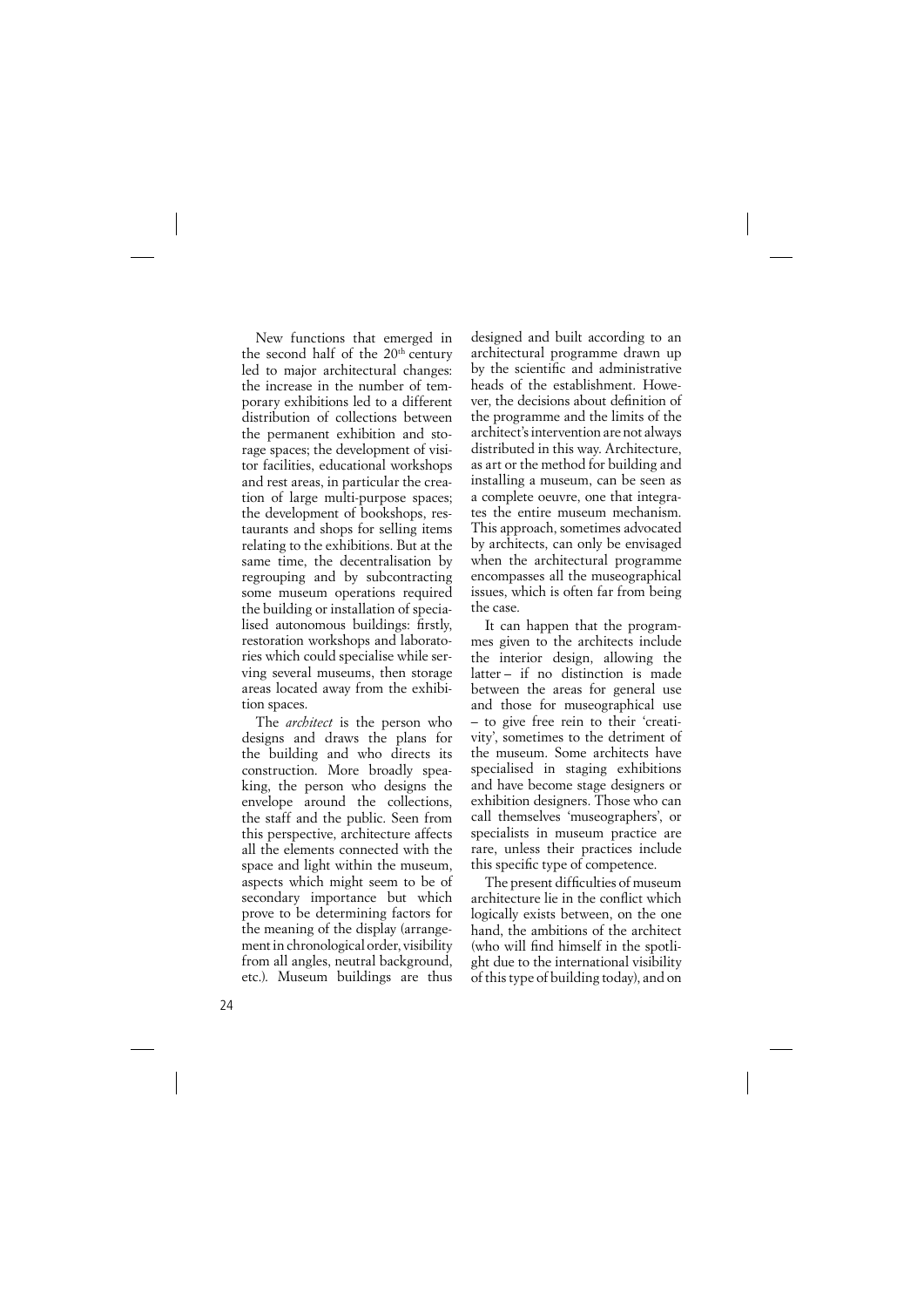New functions that emerged in the second half of the 20th century led to major architectural changes: the increase in the number of temporary exhibitions led to a different distribution of collections between the permanent exhibition and storage spaces; the development of visitor facilities, educational workshops and rest areas, in particular the creation of large multi-purpose spaces; the development of bookshops, restaurants and shops for selling items relating to the exhibitions. But at the same time, the decentralisation by regrouping and by subcontracting some museum operations required the building or installation of specialised autonomous buildings: firstly, restoration workshops and laboratories which could specialise while serving several museums, then storage areas located away from the exhibition spaces.

The *architect* is the person who designs and draws the plans for the building and who directs its construction. More broadly speaking, the person who designs the envelope around the collections, the staff and the public. Seen from this perspective, architecture affects all the elements connected with the space and light within the museum, aspects which might seem to be of secondary importance but which prove to be determining factors for the meaning of the display (arrangement in chronological order, visibility from all angles, neutral background, etc.). Museum buildings are thus designed and built according to an architectural programme drawn up by the scientific and administrative heads of the establishment. However, the decisions about definition of the programme and the limits of the architect's intervention are not always distributed in this way. Architecture, as art or the method for building and installing a museum, can be seen as a complete oeuvre, one that integrates the entire museum mechanism. This approach, sometimes advocated by architects, can only be envisaged when the architectural programme encompasses all the museographical issues, which is often far from being the case.

It can happen that the programmes given to the architects include the interior design, allowing the latter – if no distinction is made between the areas for general use and those for museographical use – to give free rein to their 'creativity', sometimes to the detriment of the museum. Some architects have specialised in staging exhibitions and have become stage designers or exhibition designers. Those who can call themselves 'museographers', or specialists in museum practice are rare, unless their practices include this specific type of competence.

The present difficulties of museum architecture lie in the conflict which logically exists between, on the one hand, the ambitions of the architect (who will find himself in the spotlight due to the international visibility of this type of building today), and on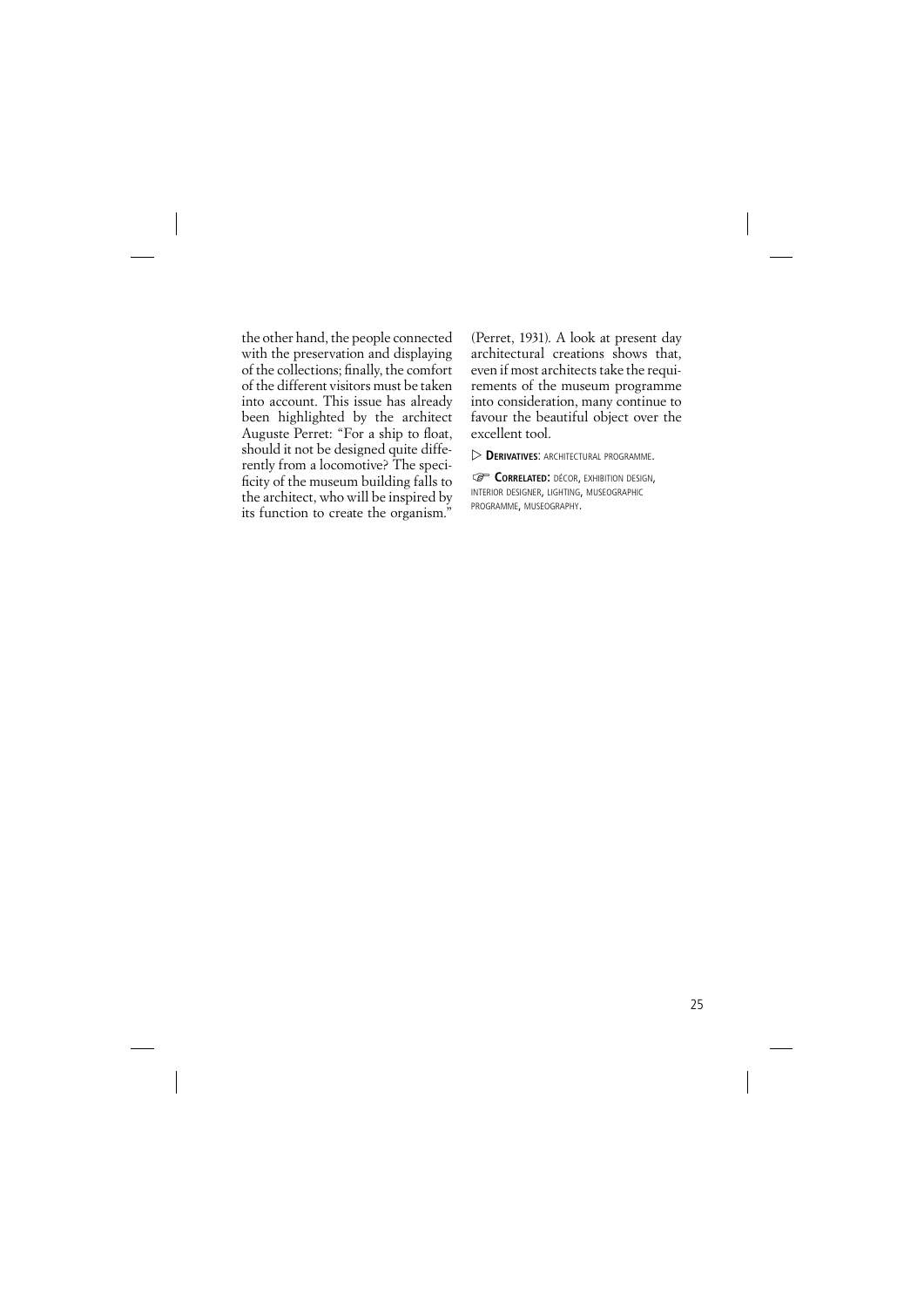the other hand, the people connected with the preservation and displaying of the collections; finally, the comfort of the different visitors must be taken into account. This issue has already been highlighted by the architect Auguste Perret: "For a ship to float, should it not be designed quite differently from a locomotive? The specificity of the museum building falls to the architect, who will be inspired by its function to create the organism." (Perret, 1931). A look at present day architectural creations shows that, even if most architects take the requirements of the museum programme into consideration, many continue to favour the beautiful object over the excellent tool.

▷ **DERIVATIVES**: ARCHITECTURAL PROGRAMME.

☞ **CORRELATED**: DÉCOR, EXHIBITION DESIGN, INTERIOR DESIGNER, LIGHTING, MUSEOGRAPHIC PROGRAMME, MUSEOGRAPHY.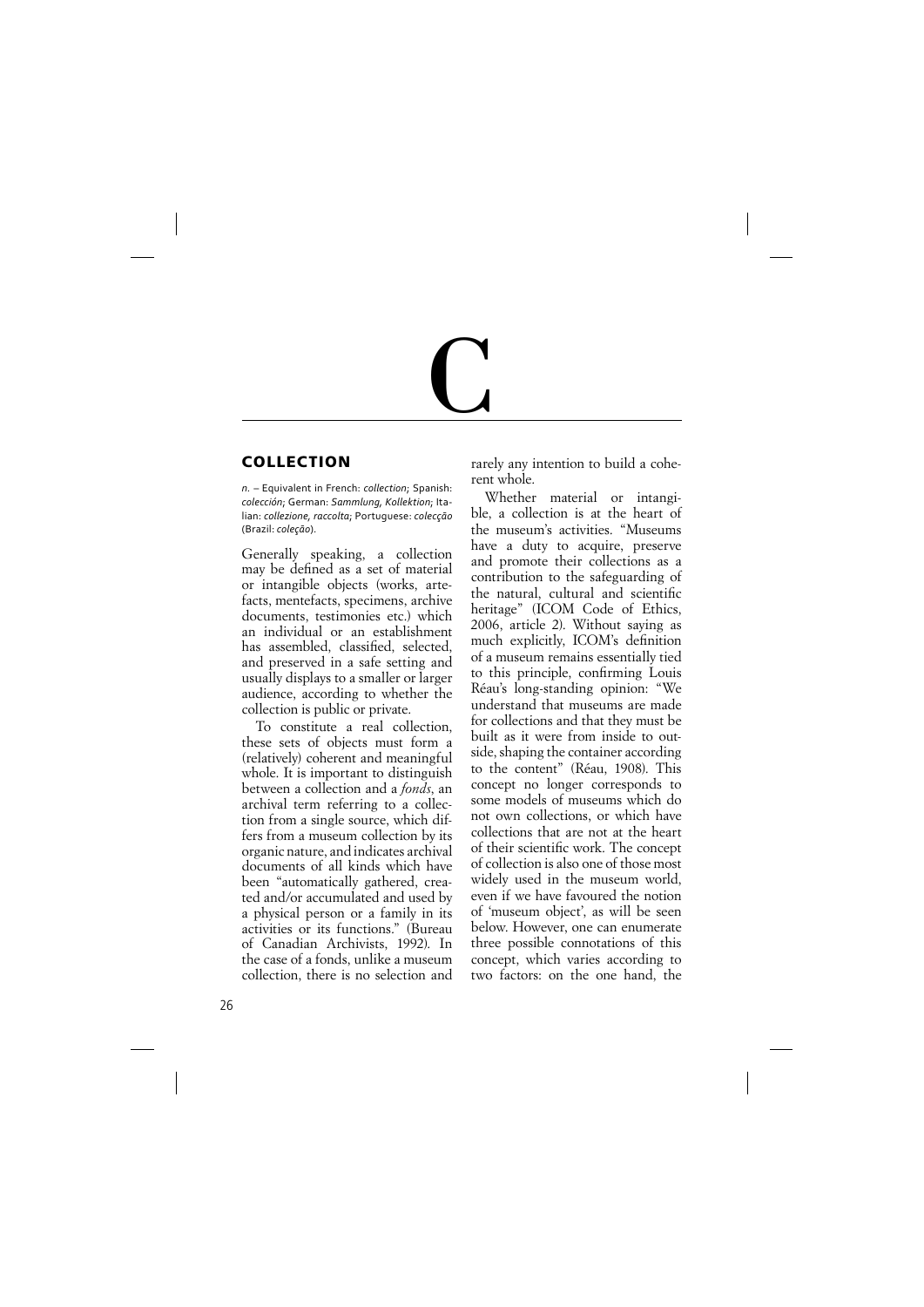# C

## COLLECTION

*n.* – Equivalent in French: *collection;* Spanish: *colección*; German: *Sammlung, Kollektion*; Italian: *collezione, raccolta*; Portuguese: *colecção* (Brazil: *coleção*).

Generally speaking, a collection may be defined as a set of material or intangible objects (works, artefacts, mentefacts, specimens, archive documents, testimonies etc.) which an individual or an establishment has assembled, classified, selected, and preserved in a safe setting and usually displays to a smaller or larger audience, according to whether the collection is public or private.

To constitute a real collection, these sets of objects must form a (relatively) coherent and meaningful whole. It is important to distinguish between a collection and a *fonds*, an archival term referring to a collection from a single source, which differs from a museum collection by its organic nature, and indicates archival documents of all kinds which have been "automatically gathered, created and/or accumulated and used by a physical person or a family in its activities or its functions." (Bureau of Canadian Archivists, 1992). In the case of a fonds, unlike a museum collection, there is no selection and rarely any intention to build a coherent whole.

Whether material or intangible, a collection is at the heart of the museum's activities. "Museums have a duty to acquire, preserve and promote their collections as a contribution to the safeguarding of the natural, cultural and scientific heritage" (ICOM Code of Ethics, 2006, article 2). Without saying as much explicitly, ICOM's definition of a museum remains essentially tied to this principle, confirming Louis Réau's long-standing opinion: "We understand that museums are made for collections and that they must be built as it were from inside to outside, shaping the container according to the content" (Réau, 1908). This concept no longer corresponds to some models of museums which do not own collections, or which have collections that are not at the heart of their scientific work. The concept of collection is also one of those most widely used in the museum world, even if we have favoured the notion of 'museum object', as will be seen below. However, one can enumerate three possible connotations of this concept, which varies according to two factors: on the one hand, the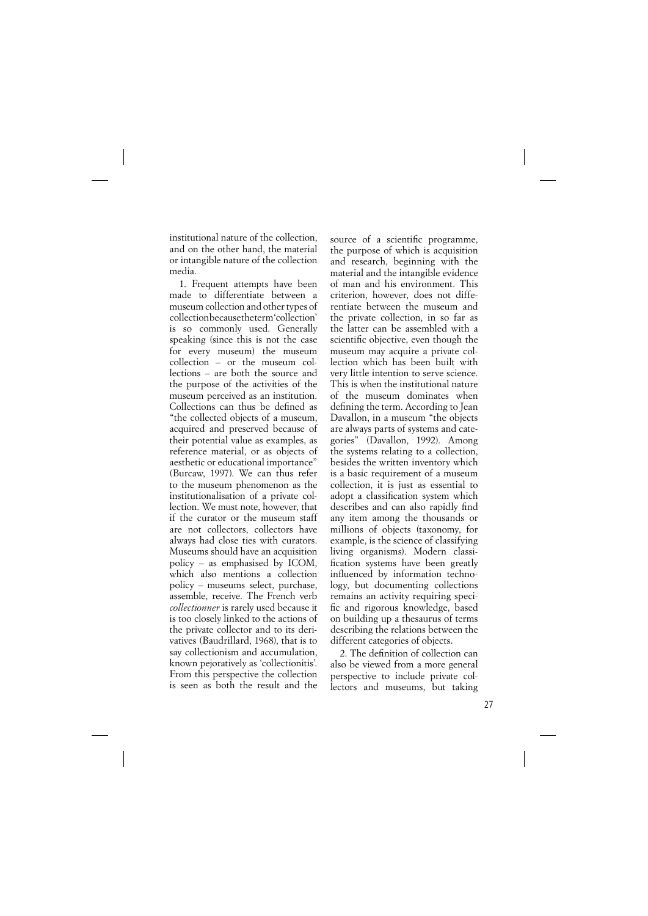institutional nature of the collection, and on the other hand, the material or intangible nature of the collection media.

1. Frequent attempts have been made to differentiate between a museum collection and other types of collection because the term 'collection' is so commonly used. Generally speaking (since this is not the case for every museum) the museum collection – or the museum collections – are both the source and the purpose of the activities of the museum perceived as an institution. Collections can thus be defined as "the collected objects of a museum, acquired and preserved because of their potential value as examples, as reference material, or as objects of aesthetic or educational importance" (Burcaw, 1997). We can thus refer to the museum phenomenon as the institutionalisation of a private collection. We must note, however, that if the curator or the museum staff are not collectors, collectors have always had close ties with curators. Museums should have an acquisition policy – as emphasised by ICOM, which also mentions a collection policy – museums select, purchase, assemble, receive. The French verb *collectionner* is rarely used because it is too closely linked to the actions of the private collector and to its derivatives (Baudrillard, 1968), that is to say collectionism and accumulation, known pejoratively as 'collectionitis'. From this perspective the collection is seen as both the result and the source of a scientific programme, the purpose of which is acquisition and research, beginning with the material and the intangible evidence of man and his environment. This criterion, however, does not differentiate between the museum and the private collection, in so far as the latter can be assembled with a scientific objective, even though the museum may acquire a private collection which has been built with very little intention to serve science. This is when the institutional nature of the museum dominates when defining the term. According to Jean Davallon, in a museum "the objects are always parts of systems and categories" (Davallon, 1992). Among the systems relating to a collection, besides the written inventory which is a basic requirement of a museum collection, it is just as essential to adopt a classification system which describes and can also rapidly find any item among the thousands or millions of objects (taxonomy, for example, is the science of classifying living organisms). Modern classification systems have been greatly influenced by information technology, but documenting collections remains an activity requiring specific and rigorous knowledge, based on building up a thesaurus of terms describing the relations between the different categories of objects.

2. The definition of collection can also be viewed from a more general perspective to include private collectors and museums, but taking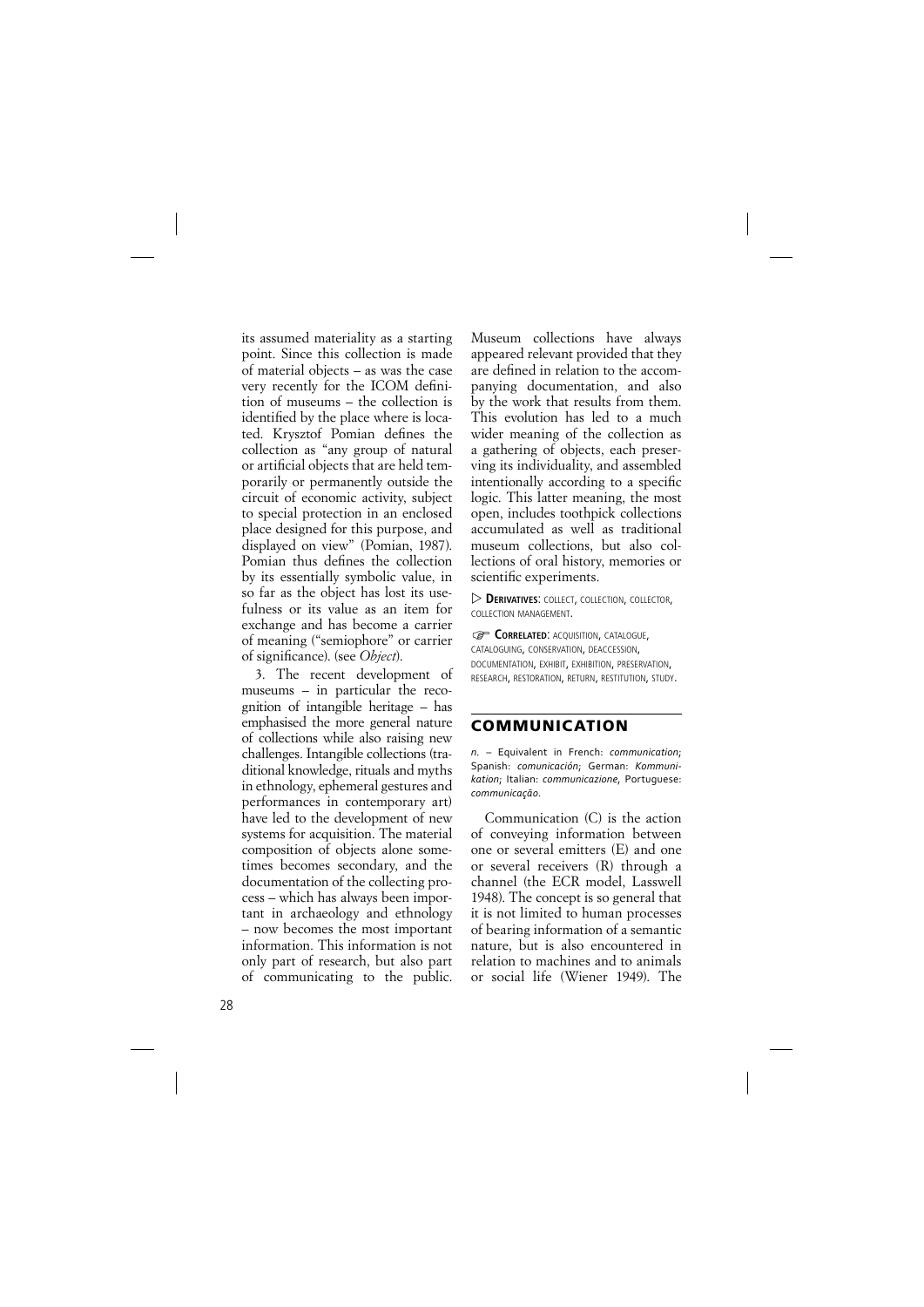its assumed materiality as a starting point. Since this collection is made of material objects – as was the case very recently for the ICOM definition of museums – the collection is identified by the place where is located. Krysztof Pomian defines the collection as "any group of natural or artificial objects that are held temporarily or permanently outside the circuit of economic activity, subject to special protection in an enclosed place designed for this purpose, and displayed on view" (Pomian, 1987). Pomian thus defines the collection by its essentially symbolic value, in so far as the object has lost its usefulness or its value as an item for exchange and has become a carrier of meaning ("semiophore" or carrier of significance). (see *Object*).

3. The recent development of museums – in particular the recognition of intangible heritage – has emphasised the more general nature of collections while also raising new challenges. Intangible collections (traditional knowledge, rituals and myths in ethnology, ephemeral gestures and performances in contemporary art) have led to the development of new systems for acquisition. The material composition of objects alone sometimes becomes secondary, and the documentation of the collecting process – which has always been important in archaeology and ethnology – now becomes the most important information. This information is not only part of research, but also part of communicating to the public. Museum collections have always appeared relevant provided that they are defined in relation to the accompanying documentation, and also by the work that results from them. This evolution has led to a much wider meaning of the collection as a gathering of objects, each preserving its individuality, and assembled intentionally according to a specific logic. This latter meaning, the most open, includes toothpick collections accumulated as well as traditional museum collections, but also collections of oral history, memories or scientific experiments.

▷ **DERIVATIVES**: COLLECT, COLLECTION, COLLECTOR, COLLECTION MANAGEMENT.

☞ **CORRELATED**: ACQUISITION, CATALOGUE, CATALOGUING, CONSERVATION, DEACCESSION, DOCUMENTATION, EXHIBIT, EXHIBITION, PRESERVATION, RESEARCH, RESTORATION, RETURN, RESTITUTION, STUDY.

## COMMUNICATION

*n.* – Equivalent in French: *communication*; Spanish: *comunicación*; German: *Kommunikation*; Italian: *communicazione*, Portuguese: *communicação*.

Communication (C) is the action of conveying information between one or several emitters (E) and one or several receivers (R) through a channel (the ECR model, Lasswell 1948). The concept is so general that it is not limited to human processes of bearing information of a semantic nature, but is also encountered in relation to machines and to animals or social life (Wiener 1949). The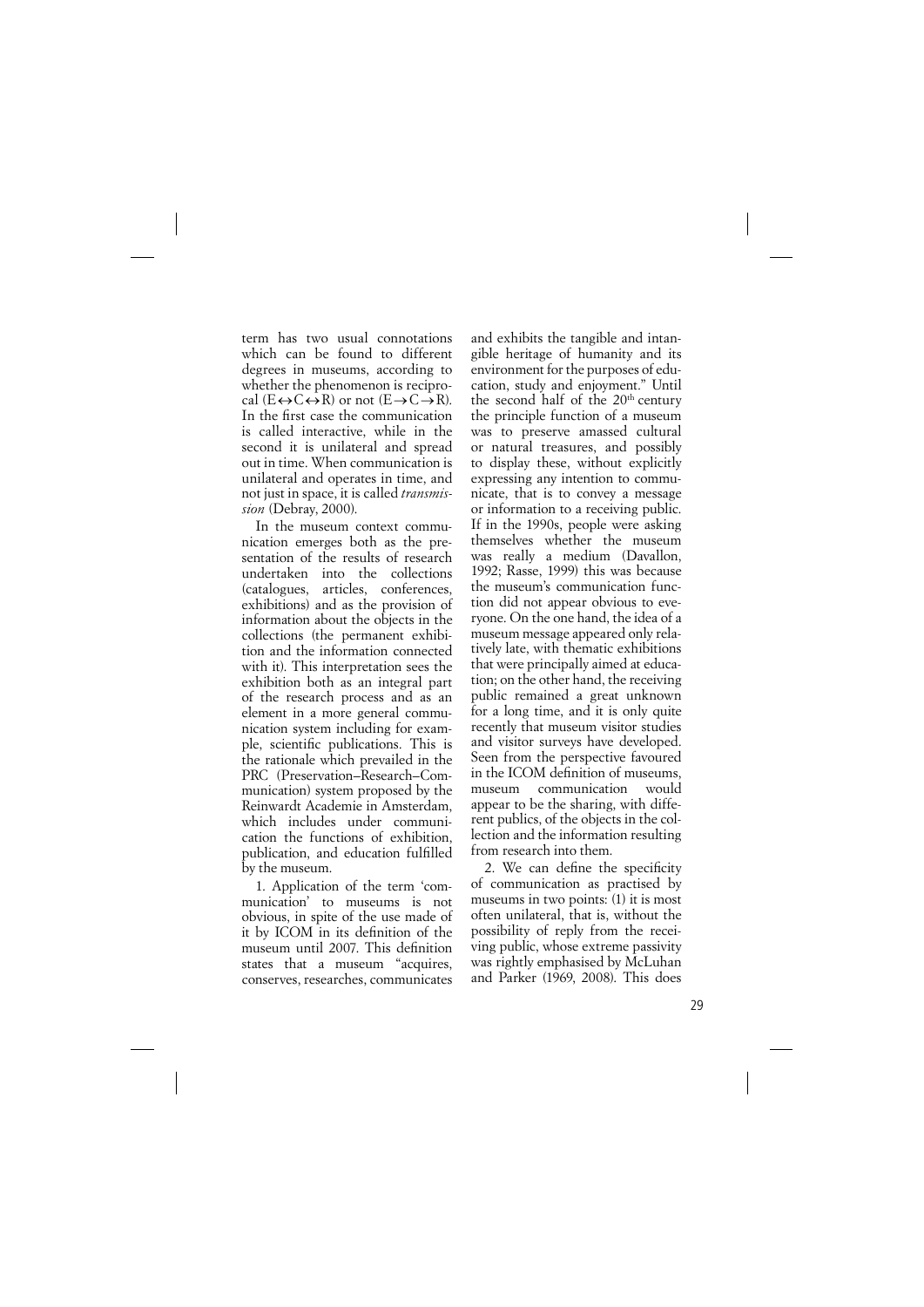term has two usual connotations which can be found to different degrees in museums, according to whether the phenomenon is reciprocal ($E \leftrightarrow C \leftrightarrow R$) or not ($E \rightarrow C \rightarrow R$). In the first case the communication is called interactive, while in the second it is unilateral and spread out in time. When communication is unilateral and operates in time, and not just in space, it is called *transmission* (Debray, 2000).

In the museum context communication emerges both as the presentation of the results of research undertaken into the collections (catalogues, articles, conferences, exhibitions) and as the provision of information about the objects in the collections (the permanent exhibition and the information connected with it). This interpretation sees the exhibition both as an integral part of the research process and as an element in a more general communication system including for example, scientific publications. This is the rationale which prevailed in the PRC (Preservation–Research–Communication) system proposed by the Reinwardt Academie in Amsterdam, which includes under communication the functions of exhibition, publication, and education fulfilled by the museum.

1. Application of the term 'communication' to museums is not obvious, in spite of the use made of it by ICOM in its definition of the museum until 2007. This definition states that a museum "acquires, conserves, researches, communicates and exhibits the tangible and intangible heritage of humanity and its environment for the purposes of education, study and enjoyment." Until the second half of the 20th century the principle function of a museum was to preserve amassed cultural or natural treasures, and possibly to display these, without explicitly expressing any intention to communicate, that is to convey a message or information to a receiving public. If in the 1990s, people were asking themselves whether the museum was really a medium (Davallon, 1992; Rasse, 1999) this was because the museum's communication function did not appear obvious to everyone. On the one hand, the idea of a museum message appeared only relatively late, with thematic exhibitions that were principally aimed at education; on the other hand, the receiving public remained a great unknown for a long time, and it is only quite recently that museum visitor studies and visitor surveys have developed. Seen from the perspective favoured in the ICOM definition of museums, museum communication would appear to be the sharing, with different publics, of the objects in the collection and the information resulting from research into them.

2. We can define the specificity of communication as practised by museums in two points: (1) it is most often unilateral, that is, without the possibility of reply from the receiving public, whose extreme passivity was rightly emphasised by McLuhan and Parker (1969, 2008). This does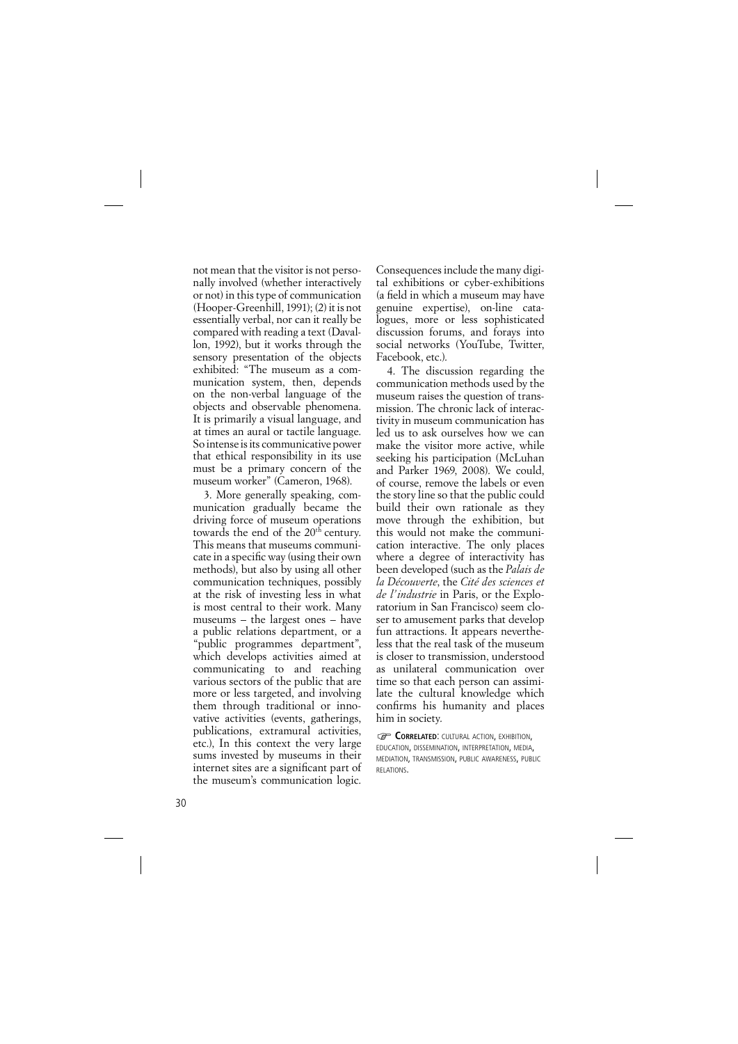not mean that the visitor is not personally involved (whether interactively or not) in this type of communication (Hooper-Greenhill, 1991); (2) it is not essentially verbal, nor can it really be compared with reading a text (Davallon, 1992), but it works through the sensory presentation of the objects exhibited: "The museum as a communication system, then, depends on the non-verbal language of the objects and observable phenomena. It is primarily a visual language, and at times an aural or tactile language. So intense is its communicative power that ethical responsibility in its use must be a primary concern of the museum worker" (Cameron, 1968).

3. More generally speaking, communication gradually became the driving force of museum operations towards the end of the 20th century. This means that museums communicate in a specific way (using their own methods), but also by using all other communication techniques, possibly at the risk of investing less in what is most central to their work. Many museums – the largest ones – have a public relations department, or a "public programmes department", which develops activities aimed at communicating to and reaching various sectors of the public that are more or less targeted, and involving them through traditional or innovative activities (events, gatherings, publications, extramural activities, etc.), In this context the very large sums invested by museums in their internet sites are a significant part of the museum's communication logic. Consequences include the many digital exhibitions or cyber-exhibitions (a field in which a museum may have genuine expertise), on-line catalogues, more or less sophisticated discussion forums, and forays into social networks (YouTube, Twitter, Facebook, etc.).

4. The discussion regarding the communication methods used by the museum raises the question of transmission. The chronic lack of interactivity in museum communication has led us to ask ourselves how we can make the visitor more active, while seeking his participation (McLuhan and Parker 1969, 2008). We could, of course, remove the labels or even the story line so that the public could build their own rationale as they move through the exhibition, but this would not make the communication interactive. The only places where a degree of interactivity has been developed (such as the *Palais de la Découverte*, the *Cité des sciences et de l'industrie* in Paris, or the Exploratorium in San Francisco) seem closer to amusement parks that develop fun attractions. It appears nevertheless that the real task of the museum is closer to transmission, understood as unilateral communication over time so that each person can assimilate the cultural knowledge which confirms his humanity and places him in society.

☞ **Correlated**: cultural action, exhibition, education, dissemination, interpretation, media, mediation, transmission, public awareness, public relations.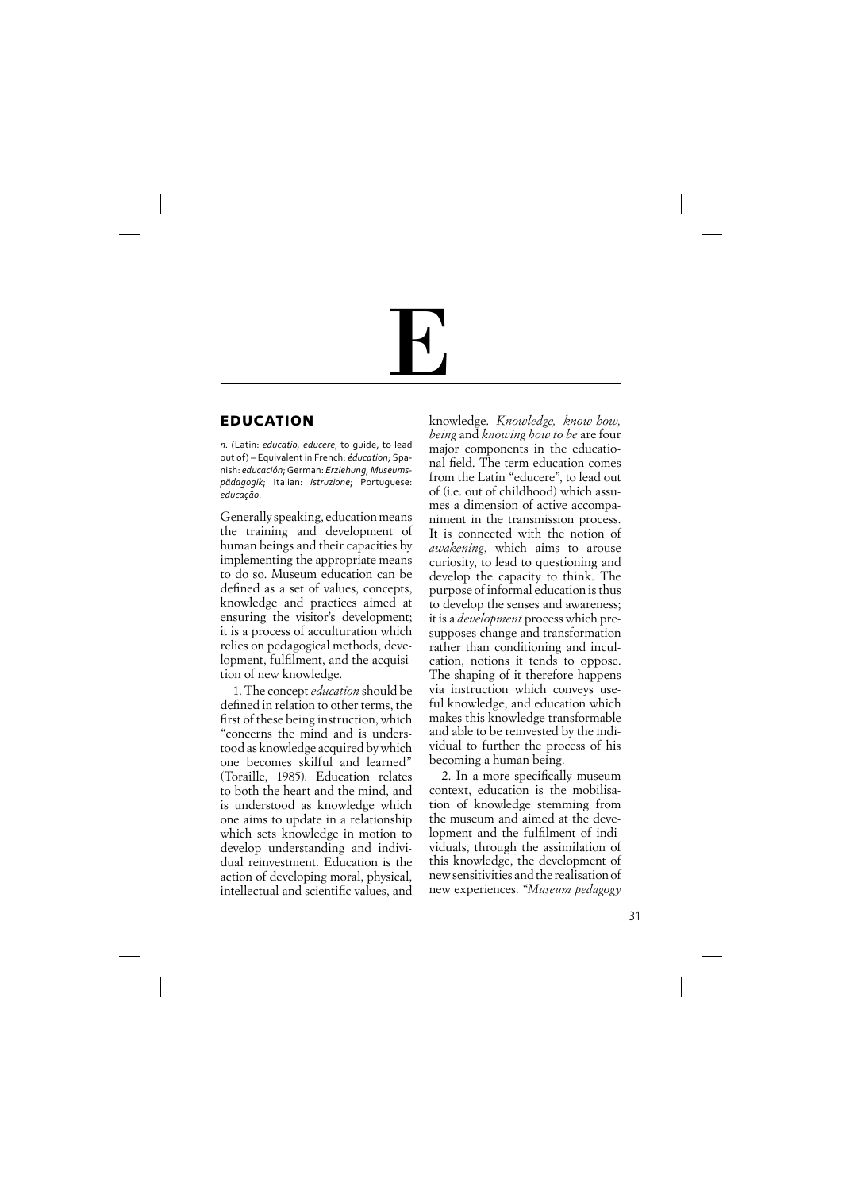# E

## EDUCATION

*n.* (Latin: *educatio, educere*, to guide, to lead out of) – Equivalent in French: *éducation*; Spanish: *educación*; German: *Erziehung, Museumspädagogik*; Italian: *istruzione*; Portuguese: *educação*.

Generally speaking, education means the training and development of human beings and their capacities by implementing the appropriate means to do so. Museum education can be defined as a set of values, concepts, knowledge and practices aimed at ensuring the visitor's development; it is a process of acculturation which relies on pedagogical methods, development, fulfilment, and the acquisition of new knowledge.

1. The concept *education* should be defined in relation to other terms, the first of these being instruction, which "concerns the mind and is understood as knowledge acquired by which one becomes skilful and learned" (Toraille, 1985). Education relates to both the heart and the mind, and is understood as knowledge which one aims to update in a relationship which sets knowledge in motion to develop understanding and individual reinvestment. Education is the action of developing moral, physical, intellectual and scientific values, and knowledge. *Knowledge, know-how, being* and *knowing how to be* are four major components in the educational field. The term education comes from the Latin "educere", to lead out of (i.e. out of childhood) which assumes a dimension of active accompaniment in the transmission process. It is connected with the notion of *awakening*, which aims to arouse curiosity, to lead to questioning and develop the capacity to think. The purpose of informal education is thus to develop the senses and awareness; it is a *development* process which presupposes change and transformation rather than conditioning and inculcation, notions it tends to oppose. The shaping of it therefore happens via instruction which conveys useful knowledge, and education which makes this knowledge transformable and able to be reinvested by the individual to further the process of his becoming a human being.

2. In a more specifically museum context, education is the mobilisation of knowledge stemming from the museum and aimed at the development and the fulfilment of individuals, through the assimilation of this knowledge, the development of new sensitivities and the realisation of new experiences. "*Museum pedagogy*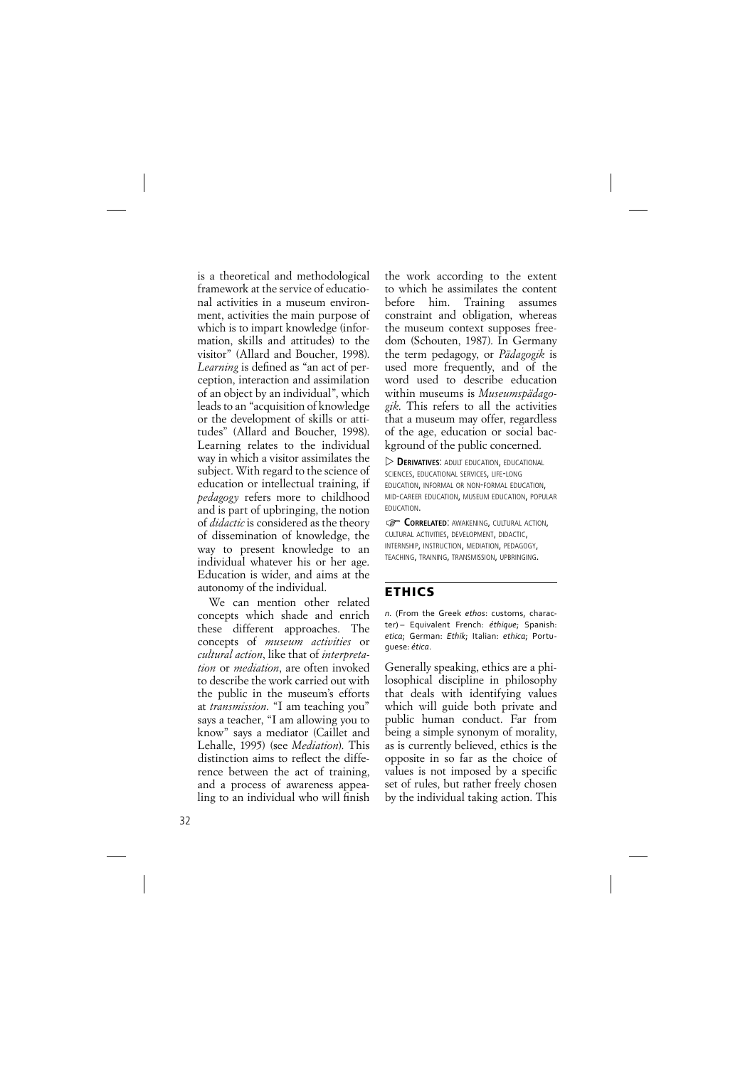is a theoretical and methodological framework at the service of educational activities in a museum environment, activities the main purpose of which is to impart knowledge (information, skills and attitudes) to the visitor" (Allard and Boucher, 1998). *Learning* is defined as "an act of perception, interaction and assimilation of an object by an individual", which leads to an "acquisition of knowledge or the development of skills or attitudes" (Allard and Boucher, 1998). Learning relates to the individual way in which a visitor assimilates the subject. With regard to the science of education or intellectual training, if *pedagogy* refers more to childhood and is part of upbringing, the notion of *didactic* is considered as the theory of dissemination of knowledge, the way to present knowledge to an individual whatever his or her age. Education is wider, and aims at the autonomy of the individual.

We can mention other related concepts which shade and enrich these different approaches. The concepts of *museum activities* or *cultural action*, like that of *interpretation* or *mediation*, are often invoked to describe the work carried out with the public in the museum's efforts at *transmission*. "I am teaching you" says a teacher, "I am allowing you to know" says a mediator (Caillet and Lehalle, 1995) (see *Mediation*). This distinction aims to reflect the difference between the act of training, and a process of awareness appealing to an individual who will finish the work according to the extent to which he assimilates the content before him. Training assumes constraint and obligation, whereas the museum context supposes freedom (Schouten, 1987). In Germany the term pedagogy, or *Pädagogik* is used more frequently, and of the word used to describe education within museums is *Museumspädagogik*. This refers to all the activities that a museum may offer, regardless of the age, education or social background of the public concerned.

▷ **DERIVATIVES**: ADULT EDUCATION, EDUCATIONAL SCIENCES, EDUCATIONAL SERVICES, LIFE-LONG EDUCATION, INFORMAL OR NON-FORMAL EDUCATION, MID-CAREER EDUCATION, MUSEUM EDUCATION, POPULAR EDUCATION.

☞ **CORRELATED**: AWAKENING, CULTURAL ACTION, CULTURAL ACTIVITIES, DEVELOPMENT, DIDACTIC, INTERNSHIP, INSTRUCTION, MEDIATION, PEDAGOGY, TEACHING, TRAINING, TRANSMISSION, UPBRINGING.

## ETHICS

*n.* (From the Greek *ethos*: customs, character) – Equivalent French: *éthique*; Spanish: *etica*; German: *Ethik*; Italian: *ethica*; Portuguese: *ética*.

Generally speaking, ethics are a philosophical discipline in philosophy that deals with identifying values which will guide both private and public human conduct. Far from being a simple synonym of morality, as is currently believed, ethics is the opposite in so far as the choice of values is not imposed by a specific set of rules, but rather freely chosen by the individual taking action. This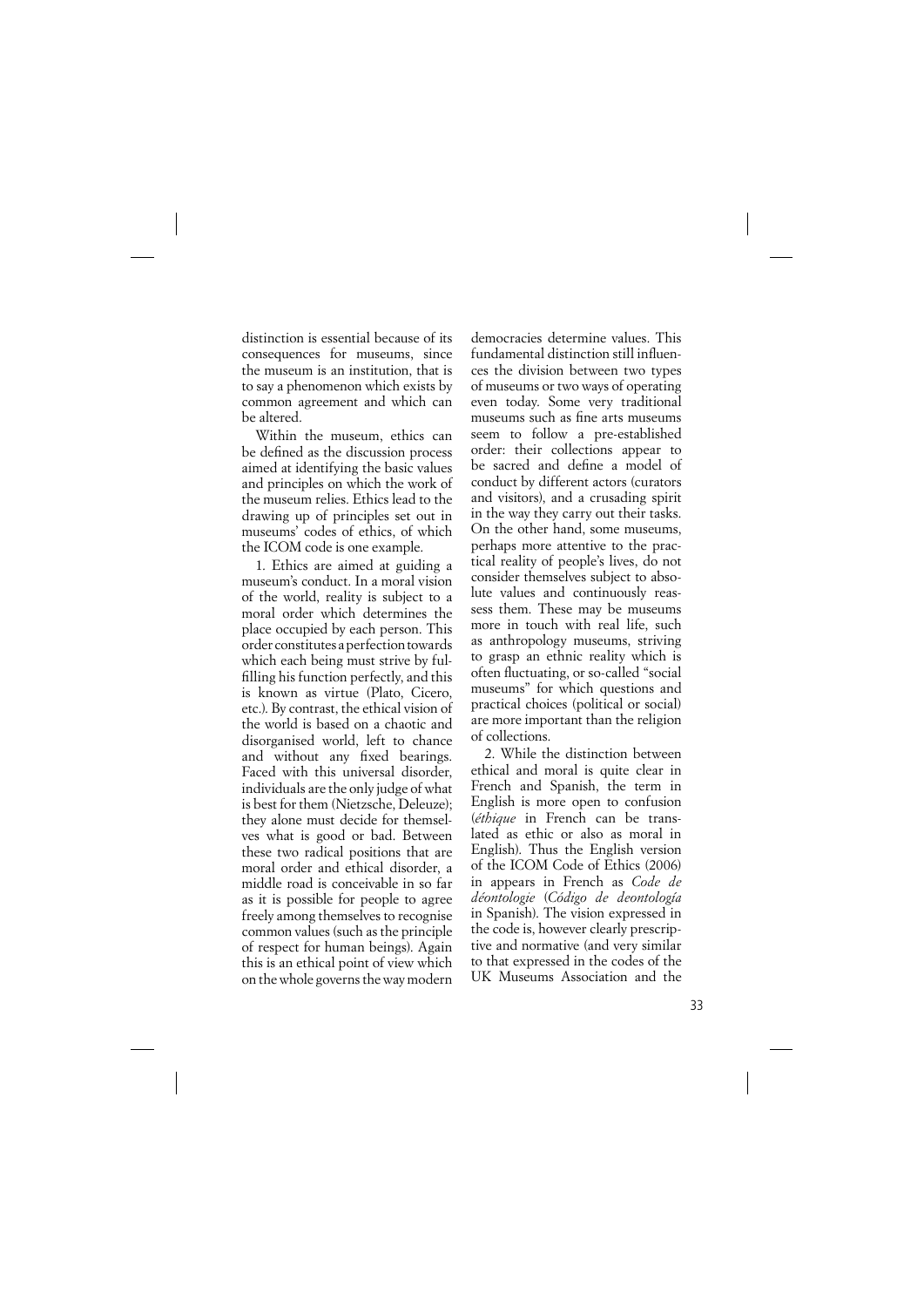distinction is essential because of its consequences for museums, since the museum is an institution, that is to say a phenomenon which exists by common agreement and which can be altered.

Within the museum, ethics can be defined as the discussion process aimed at identifying the basic values and principles on which the work of the museum relies. Ethics lead to the drawing up of principles set out in museums' codes of ethics, of which the ICOM code is one example.

1. Ethics are aimed at guiding a museum's conduct. In a moral vision of the world, reality is subject to a moral order which determines the place occupied by each person. This order constitutes a perfection towards which each being must strive by fulfilling his function perfectly, and this is known as virtue (Plato, Cicero, etc.). By contrast, the ethical vision of the world is based on a chaotic and disorganised world, left to chance and without any fixed bearings. Faced with this universal disorder, individuals are the only judge of what is best for them (Nietzsche, Deleuze); they alone must decide for themselves what is good or bad. Between these two radical positions that are moral order and ethical disorder, a middle road is conceivable in so far as it is possible for people to agree freely among themselves to recognise common values (such as the principle of respect for human beings). Again this is an ethical point of view which on the whole governs the way modern democracies determine values. This fundamental distinction still influences the division between two types of museums or two ways of operating even today. Some very traditional museums such as fine arts museums seem to follow a pre-established order: their collections appear to be sacred and define a model of conduct by different actors (curators and visitors), and a crusading spirit in the way they carry out their tasks. On the other hand, some museums, perhaps more attentive to the practical reality of people's lives, do not consider themselves subject to absolute values and continuously reassess them. These may be museums more in touch with real life, such as anthropology museums, striving to grasp an ethnic reality which is often fluctuating, or so-called "social museums" for which questions and practical choices (political or social) are more important than the religion of collections.

2. While the distinction between ethical and moral is quite clear in French and Spanish, the term in English is more open to confusion (*éthique* in French can be translated as ethic or also as moral in English). Thus the English version of the ICOM Code of Ethics (2006) in appears in French as *Code de déontologie* (*Código de deontología* in Spanish). The vision expressed in the code is, however clearly prescriptive and normative (and very similar to that expressed in the codes of the UK Museums Association and the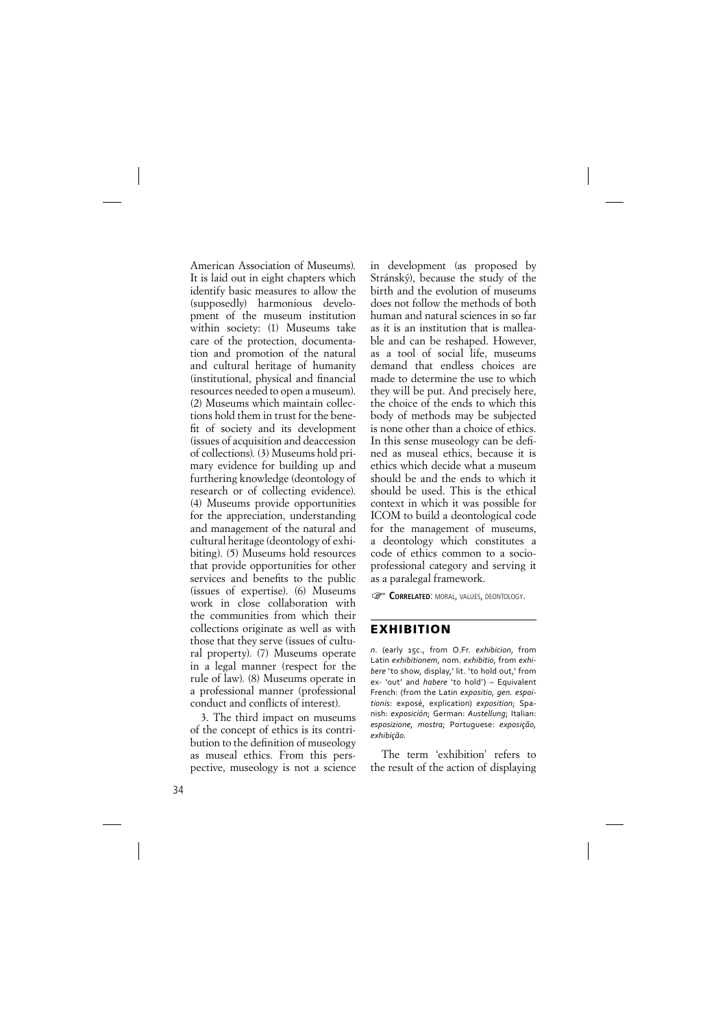American Association of Museums). It is laid out in eight chapters which identify basic measures to allow the (supposedly) harmonious development of the museum institution within society: (1) Museums take care of the protection, documentation and promotion of the natural and cultural heritage of humanity (institutional, physical and financial resources needed to open a museum). (2) Museums which maintain collections hold them in trust for the benefit of society and its development (issues of acquisition and deaccession of collections). (3) Museums hold primary evidence for building up and furthering knowledge (deontology of research or of collecting evidence). (4) Museums provide opportunities for the appreciation, understanding and management of the natural and cultural heritage (deontology of exhibiting). (5) Museums hold resources that provide opportunities for other services and benefits to the public (issues of expertise). (6) Museums work in close collaboration with the communities from which their collections originate as well as with those that they serve (issues of cultural property). (7) Museums operate in a legal manner (respect for the rule of law). (8) Museums operate in a professional manner (professional conduct and conflicts of interest).

3. The third impact on museums of the concept of ethics is its contribution to the definition of museology as museal ethics. From this perspective, museology is not a science in development (as proposed by Stránský), because the study of the birth and the evolution of museums does not follow the methods of both human and natural sciences in so far as it is an institution that is malleable and can be reshaped. However, as a tool of social life, museums demand that endless choices are made to determine the use to which they will be put. And precisely here, the choice of the ends to which this body of methods may be subjected is none other than a choice of ethics. In this sense museology can be defined as museal ethics, because it is ethics which decide what a museum should be and the ends to which it should be used. This is the ethical context in which it was possible for ICOM to build a deontological code for the management of museums, a deontology which constitutes a code of ethics common to a socio-professional category and serving it as a paralegal framework.

☞ **Correlated**: moral, values, deontology.

## EXHIBITION

*n.* (early 15c., from O.Fr. *exhibicion*, from Latin *exhibitionem*, nom. *exhibitio*, from *exhibere* 'to show, display,' lit. 'to hold out,' from ex- 'out' and *habere* 'to hold') – Equivalent French: (from the Latin *expositio, gen. espoitionis*: exposé, explication) *exposition*; Spanish: *exposición*; German: *Austellung*; Italian: *esposizione, mostra*; Portuguese: *exposição, exhibição*.

The term 'exhibition' refers to the result of the action of displaying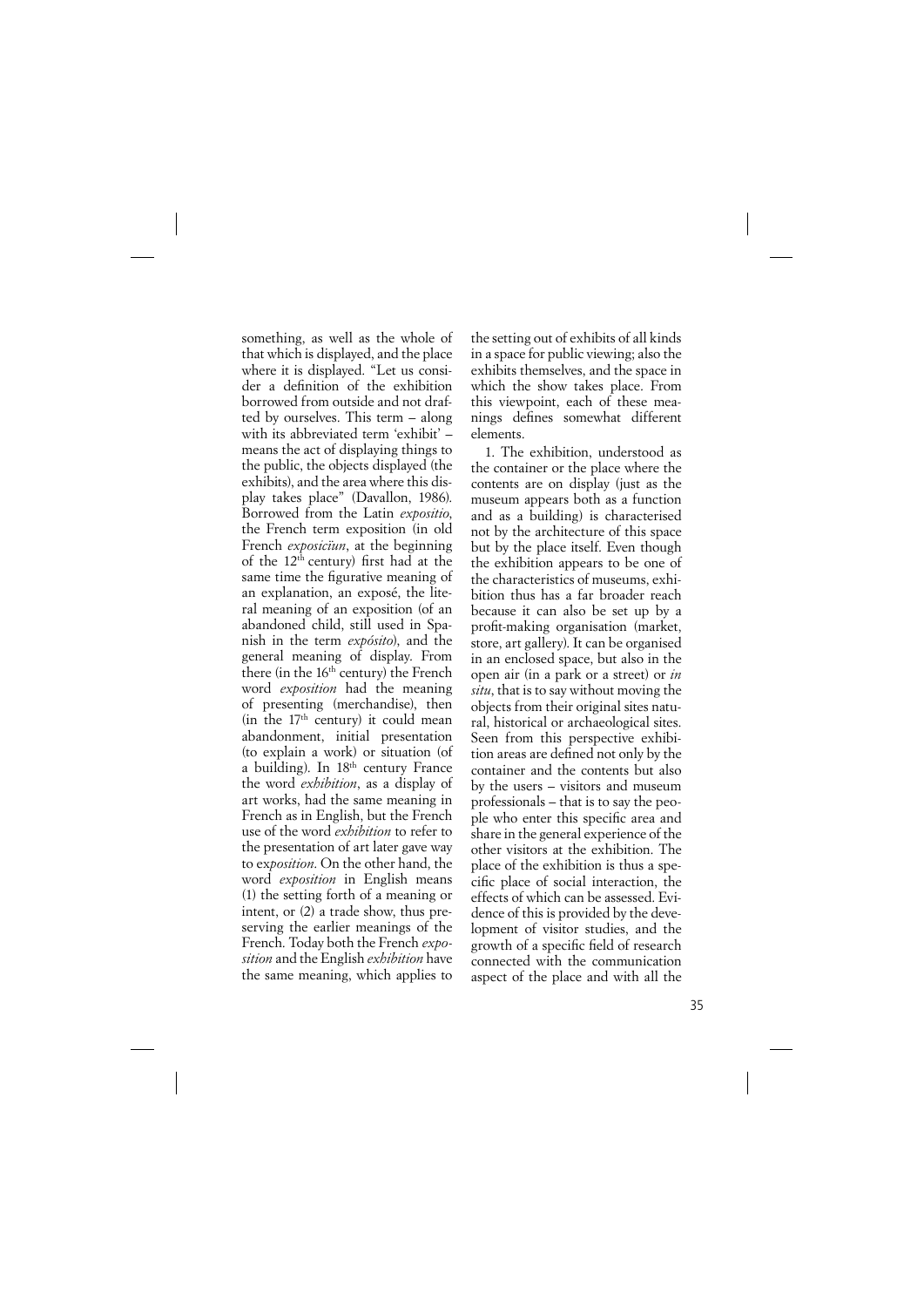something, as well as the whole of that which is displayed, and the place where it is displayed. "Let us consider a definition of the exhibition borrowed from outside and not drafted by ourselves. This term – along with its abbreviated term 'exhibit' – means the act of displaying things to the public, the objects displayed (the exhibits), and the area where this display takes place" (Davallon, 1986). Borrowed from the Latin *expositio*, the French term exposition (in old French *exposicïun*, at the beginning of the 12th century) first had at the same time the figurative meaning of an explanation, an exposé, the literal meaning of an exposition (of an abandoned child, still used in Spanish in the term *expósito*), and the general meaning of display. From there (in the 16th century) the French word *exposition* had the meaning of presenting (merchandise), then (in the 17th century) it could mean abandonment, initial presentation (to explain a work) or situation (of a building). In 18th century France the word *exhibition*, as a display of art works, had the same meaning in French as in English, but the French use of the word *exhibition* to refer to the presentation of art later gave way to ex*position*. On the other hand, the word *exposition* in English means (1) the setting forth of a meaning or intent, or (2) a trade show, thus preserving the earlier meanings of the French. Today both the French *exposition* and the English *exhibition* have the same meaning, which applies to the setting out of exhibits of all kinds in a space for public viewing; also the exhibits themselves, and the space in which the show takes place. From this viewpoint, each of these meanings defines somewhat different elements.

1. The exhibition, understood as the container or the place where the contents are on display (just as the museum appears both as a function and as a building) is characterised not by the architecture of this space but by the place itself. Even though the exhibition appears to be one of the characteristics of museums, exhibition thus has a far broader reach because it can also be set up by a profit-making organisation (market, store, art gallery). It can be organised in an enclosed space, but also in the open air (in a park or a street) or *in situ*, that is to say without moving the objects from their original sites natural, historical or archaeological sites. Seen from this perspective exhibition areas are defined not only by the container and the contents but also by the users – visitors and museum professionals – that is to say the people who enter this specific area and share in the general experience of the other visitors at the exhibition. The place of the exhibition is thus a specific place of social interaction, the effects of which can be assessed. Evidence of this is provided by the development of visitor studies, and the growth of a specific field of research connected with the communication aspect of the place and with all the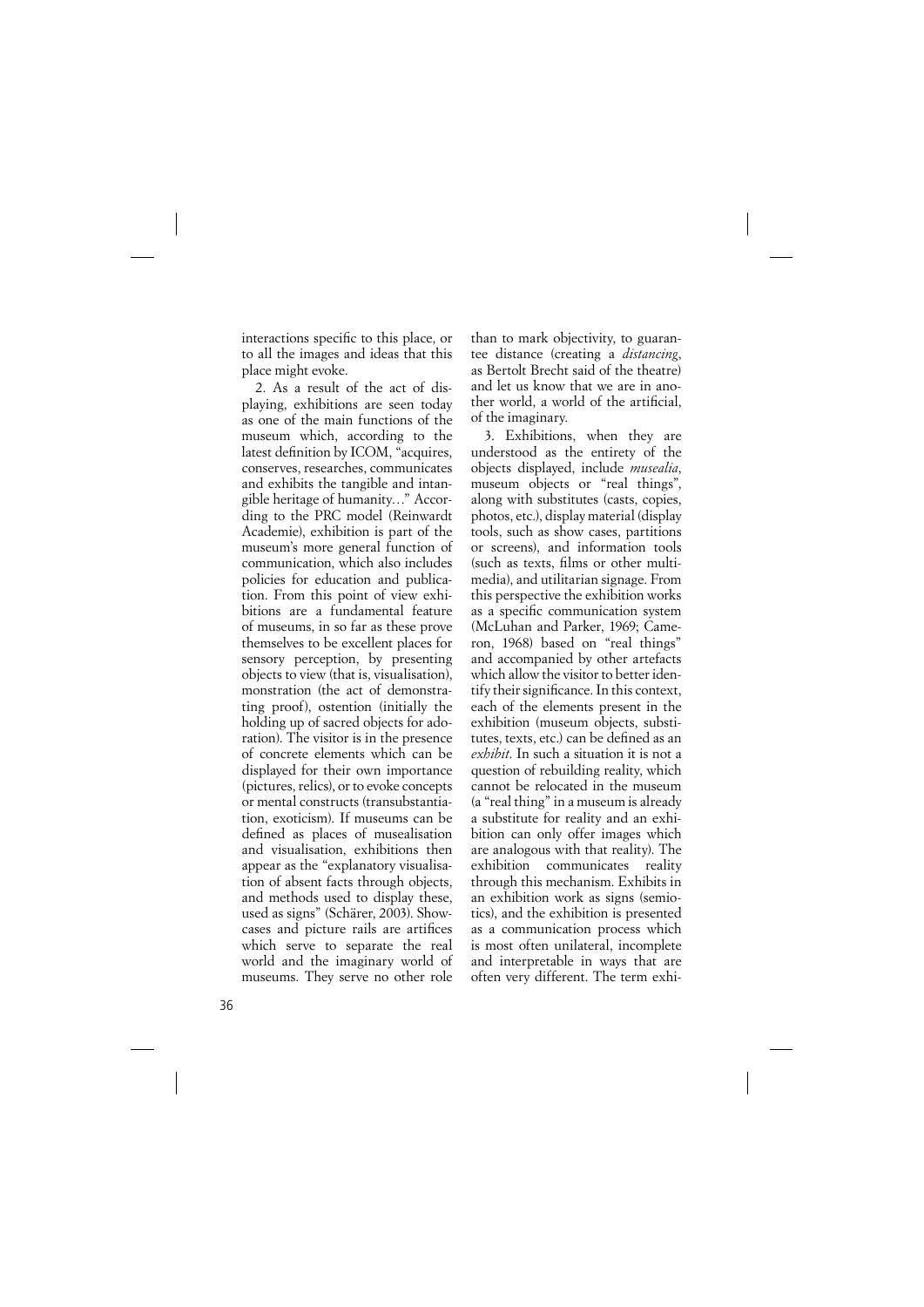interactions specific to this place, or to all the images and ideas that this place might evoke.

2. As a result of the act of displaying, exhibitions are seen today as one of the main functions of the museum which, according to the latest definition by ICOM, "acquires, conserves, researches, communicates and exhibits the tangible and intangible heritage of humanity…" According to the PRC model (Reinwardt Academie), exhibition is part of the museum's more general function of communication, which also includes policies for education and publication. From this point of view exhibitions are a fundamental feature of museums, in so far as these prove themselves to be excellent places for sensory perception, by presenting objects to view (that is, visualisation), monstration (the act of demonstrating proof), ostention (initially the holding up of sacred objects for adoration). The visitor is in the presence of concrete elements which can be displayed for their own importance (pictures, relics), or to evoke concepts or mental constructs (transubstantiation, exoticism). If museums can be defined as places of musealisation and visualisation, exhibitions then appear as the "explanatory visualisation of absent facts through objects, and methods used to display these, used as signs" (Schärer, 2003). Showcases and picture rails are artifices which serve to separate the real world and the imaginary world of museums. They serve no other role than to mark objectivity, to guarantee distance (creating a *distancing*, as Bertolt Brecht said of the theatre) and let us know that we are in another world, a world of the artificial, of the imaginary.

3. Exhibitions, when they are understood as the entirety of the objects displayed, include *musealia*, museum objects or "real things", along with substitutes (casts, copies, photos, etc.), display material (display tools, such as show cases, partitions or screens), and information tools (such as texts, films or other multimedia), and utilitarian signage. From this perspective the exhibition works as a specific communication system (McLuhan and Parker, 1969; Cameron, 1968) based on "real things" and accompanied by other artefacts which allow the visitor to better identify their significance. In this context, each of the elements present in the exhibition (museum objects, substitutes, texts, etc.) can be defined as an *exhibit*. In such a situation it is not a question of rebuilding reality, which cannot be relocated in the museum (a "real thing" in a museum is already a substitute for reality and an exhibition can only offer images which are analogous with that reality). The exhibition communicates reality through this mechanism. Exhibits in an exhibition work as signs (semiotics), and the exhibition is presented as a communication process which is most often unilateral, incomplete and interpretable in ways that are often very different. The term exhi-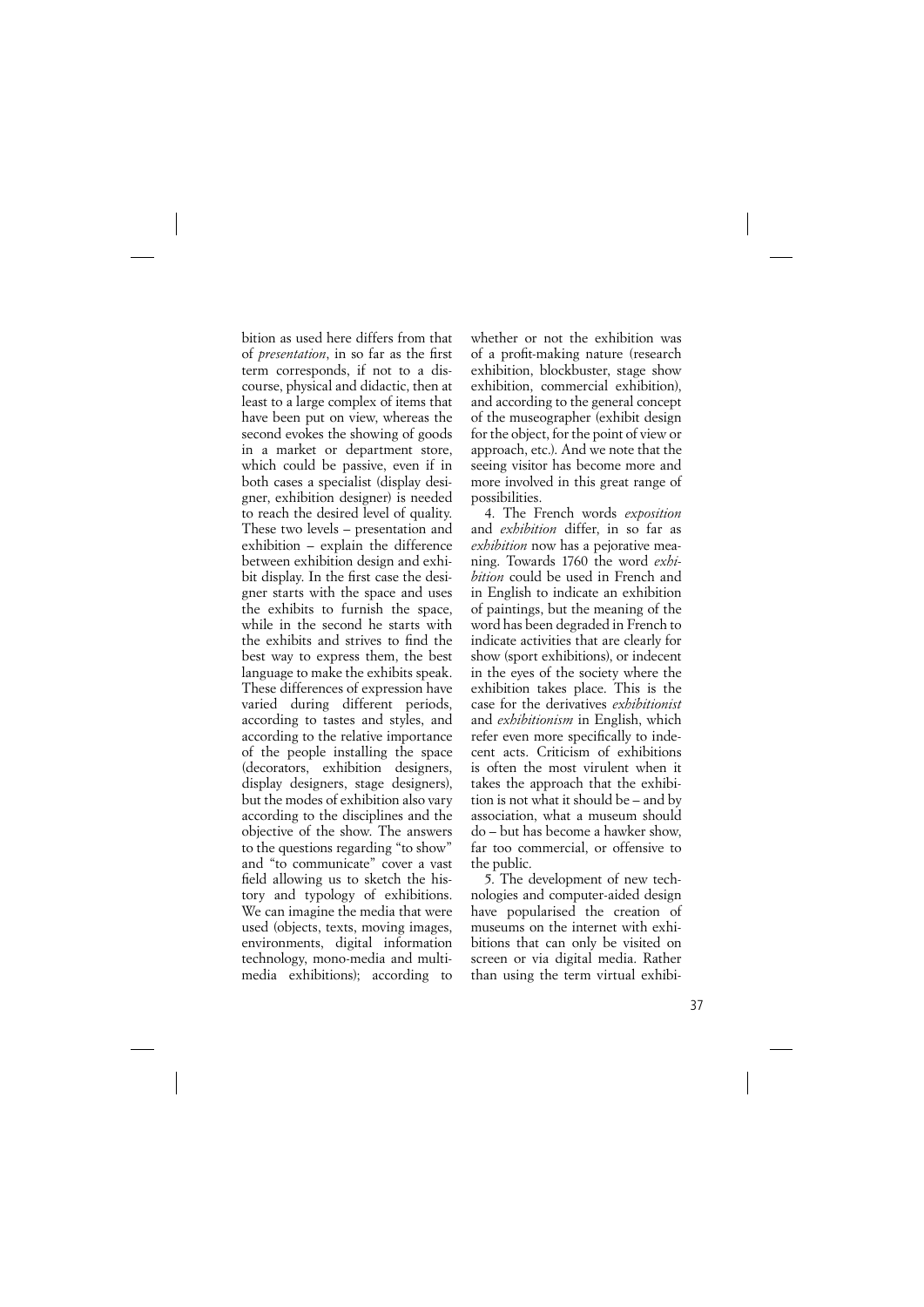bition as used here differs from that of *presentation*, in so far as the first term corresponds, if not to a discourse, physical and didactic, then at least to a large complex of items that have been put on view, whereas the second evokes the showing of goods in a market or department store, which could be passive, even if in both cases a specialist (display designer, exhibition designer) is needed to reach the desired level of quality. These two levels – presentation and exhibition – explain the difference between exhibition design and exhibit display. In the first case the designer starts with the space and uses the exhibits to furnish the space, while in the second he starts with the exhibits and strives to find the best way to express them, the best language to make the exhibits speak. These differences of expression have varied during different periods, according to tastes and styles, and according to the relative importance of the people installing the space (decorators, exhibition designers, display designers, stage designers), but the modes of exhibition also vary according to the disciplines and the objective of the show. The answers to the questions regarding "to show" and "to communicate" cover a vast field allowing us to sketch the history and typology of exhibitions. We can imagine the media that were used (objects, texts, moving images, environments, digital information technology, mono-media and multimedia exhibitions); according to whether or not the exhibition was of a profit-making nature (research exhibition, blockbuster, stage show exhibition, commercial exhibition), and according to the general concept of the museographer (exhibit design for the object, for the point of view or approach, etc.). And we note that the seeing visitor has become more and more involved in this great range of possibilities.

4. The French words *exposition* and *exhibition* differ, in so far as *exhibition* now has a pejorative meaning. Towards 1760 the word *exhibition* could be used in French and in English to indicate an exhibition of paintings, but the meaning of the word has been degraded in French to indicate activities that are clearly for show (sport exhibitions), or indecent in the eyes of the society where the exhibition takes place. This is the case for the derivatives *exhibitionist* and *exhibitionism* in English, which refer even more specifically to indecent acts. Criticism of exhibitions is often the most virulent when it takes the approach that the exhibition is not what it should be – and by association, what a museum should do – but has become a hawker show, far too commercial, or offensive to the public.

5. The development of new technologies and computer-aided design have popularised the creation of museums on the internet with exhibitions that can only be visited on screen or via digital media. Rather than using the term virtual exhibi-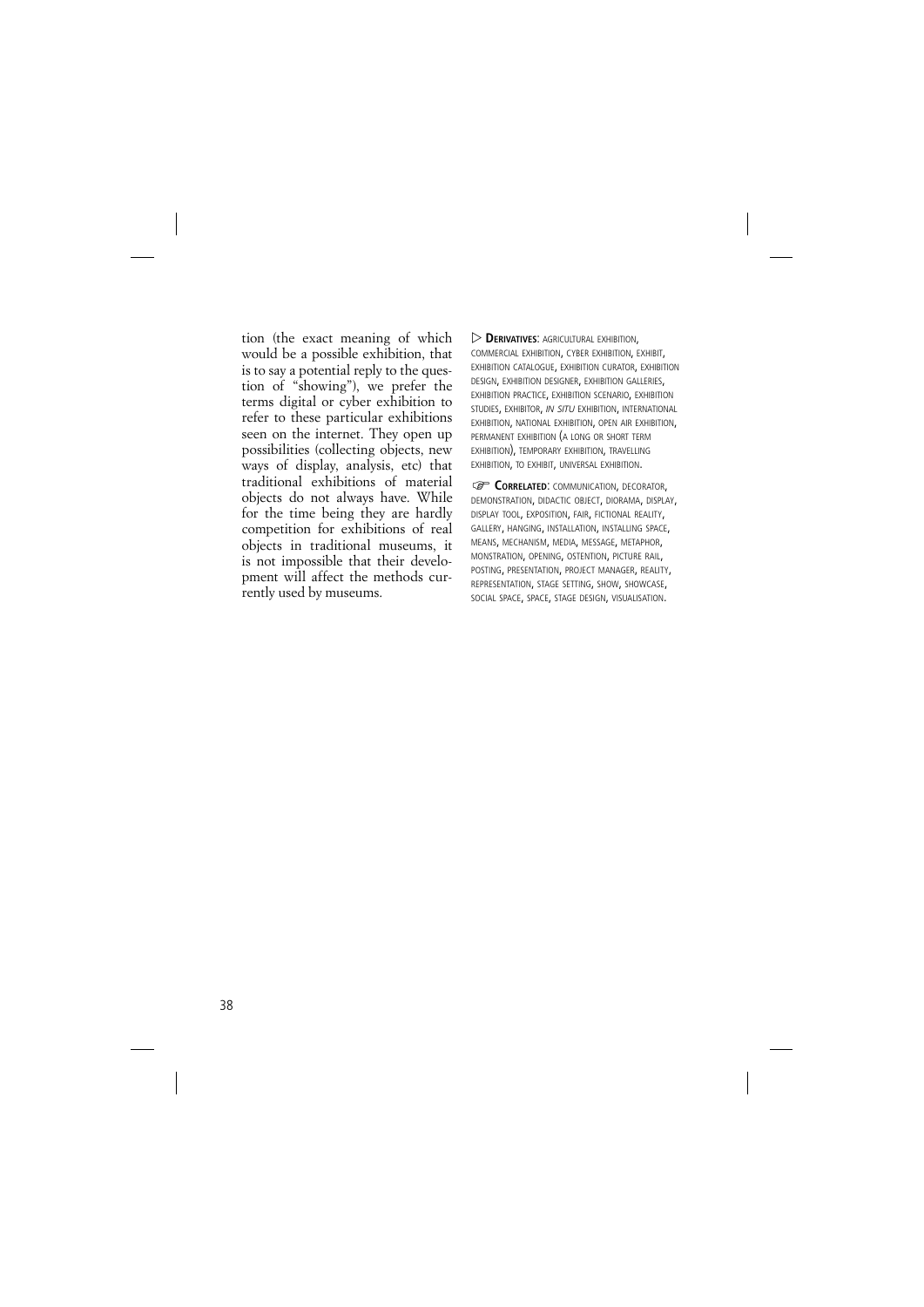tion (the exact meaning of which would be a possible exhibition, that is to say a potential reply to the question of "showing"), we prefer the terms digital or cyber exhibition to refer to these particular exhibitions seen on the internet. They open up possibilities (collecting objects, new ways of display, analysis, etc) that traditional exhibitions of material objects do not always have. While for the time being they are hardly competition for exhibitions of real objects in traditional museums, it is not impossible that their development will affect the methods currently used by museums.

▷ **Derivatives**: agricultural exhibition, commercial exhibition, cyber exhibition, exhibit, exhibition catalogue, exhibition curator, exhibition design, exhibition designer, exhibition galleries, exhibition practice, exhibition scenario, exhibition studies, exhibitor, *in situ* exhibition, international exhibition, national exhibition, open air exhibition, permanent exhibition (a long or short term exhibition), temporary exhibition, travelling exhibition, to exhibit, universal exhibition.

☞ **Correlated**: communication, decorator, demonstration, didactic object, diorama, display, display tool, exposition, fair, fictional reality, gallery, hanging, installation, installing space, means, mechanism, media, message, metaphor, monstration, opening, ostention, picture rail, posting, presentation, project manager, reality, representation, stage setting, show, showcase, social space, space, stage design, visualisation.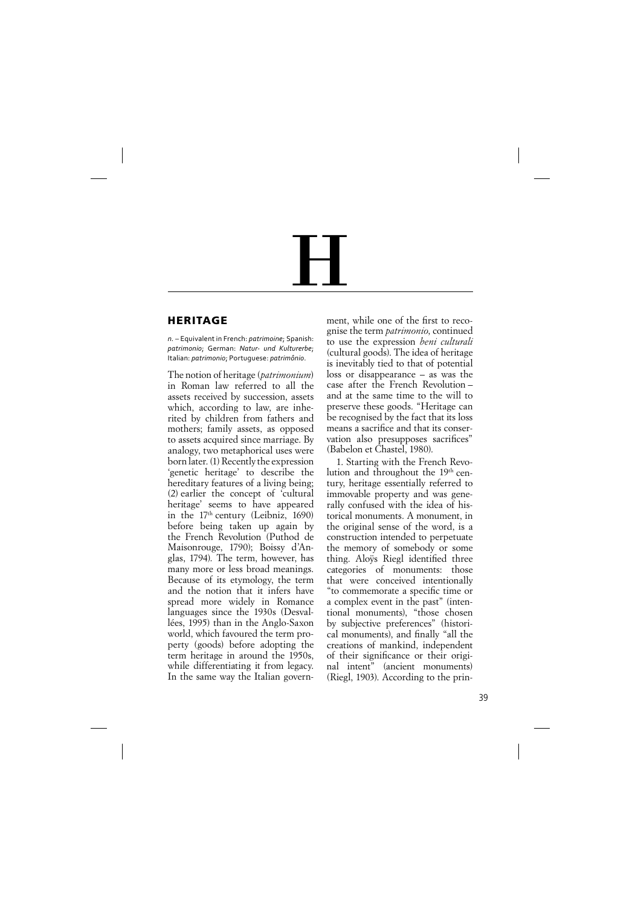# H

## HERITAGE

*n.* – Equivalent in French: *patrimoine*; Spanish: *patrimonio*; German: *Natur- und Kulturerbe*; Italian: *patrimonio*; Portuguese: *patrimônio*.

The notion of heritage (*patrimonium*) in Roman law referred to all the assets received by succession, assets which, according to law, are inherited by children from fathers and mothers; family assets, as opposed to assets acquired since marriage. By analogy, two metaphorical uses were born later. (1) Recently the expression 'genetic heritage' to describe the hereditary features of a living being; (2) earlier the concept of 'cultural heritage' seems to have appeared in the 17th century (Leibniz, 1690) before being taken up again by the French Revolution (Puthod de Maisonrouge, 1790); Boissy d'Anglas, 1794). The term, however, has many more or less broad meanings. Because of its etymology, the term and the notion that it infers have spread more widely in Romance languages since the 1930s (Desvallées, 1995) than in the Anglo-Saxon world, which favoured the term property (goods) before adopting the term heritage in around the 1950s, while differentiating it from legacy. In the same way the Italian government, while one of the first to recognise the term *patrimonio*, continued to use the expression *beni culturali* (cultural goods). The idea of heritage is inevitably tied to that of potential loss or disappearance – as was the case after the French Revolution – and at the same time to the will to preserve these goods. "Heritage can be recognised by the fact that its loss means a sacrifice and that its conservation also presupposes sacrifices" (Babelon et Chastel, 1980).

1. Starting with the French Revolution and throughout the 19th century, heritage essentially referred to immovable property and was generally confused with the idea of historical monuments. A monument, in the original sense of the word, is a construction intended to perpetuate the memory of somebody or some thing. Aloÿs Riegl identified three categories of monuments: those that were conceived intentionally "to commemorate a specific time or a complex event in the past" (intentional monuments), "those chosen by subjective preferences" (historical monuments), and finally "all the creations of mankind, independent of their significance or their original intent" (ancient monuments) (Riegl, 1903). According to the prin-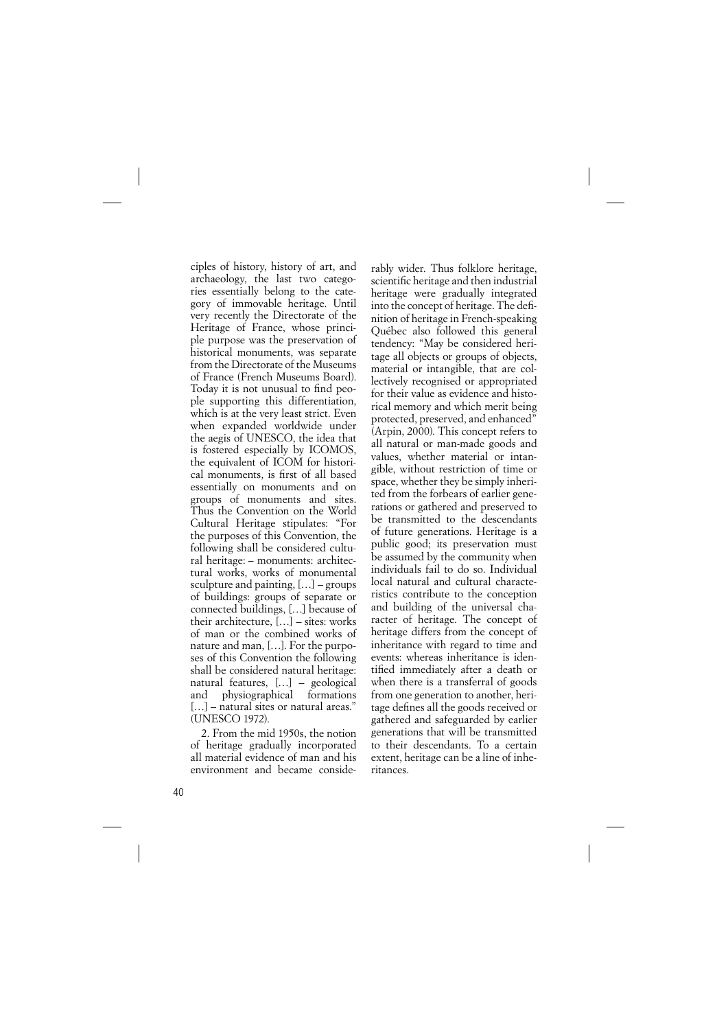ciples of history, history of art, and archaeology, the last two categories essentially belong to the category of immovable heritage. Until very recently the Directorate of the Heritage of France, whose principle purpose was the preservation of historical monuments, was separate from the Directorate of the Museums of France (French Museums Board). Today it is not unusual to find people supporting this differentiation, which is at the very least strict. Even when expanded worldwide under the aegis of UNESCO, the idea that is fostered especially by ICOMOS, the equivalent of ICOM for historical monuments, is first of all based essentially on monuments and on groups of monuments and sites. Thus the Convention on the World Cultural Heritage stipulates: "For the purposes of this Convention, the following shall be considered cultural heritage: – monuments: architectural works, works of monumental sculpture and painting, […] – groups of buildings: groups of separate or connected buildings, […] because of their architecture, […] – sites: works of man or the combined works of nature and man, […]. For the purposes of this Convention the following shall be considered natural heritage: natural features, […] – geological and physiographical formations […] – natural sites or natural areas." (UNESCO 1972).

2. From the mid 1950s, the notion of heritage gradually incorporated all material evidence of man and his environment and became considerably wider. Thus folklore heritage, scientific heritage and then industrial heritage were gradually integrated into the concept of heritage. The definition of heritage in French-speaking Québec also followed this general tendency: "May be considered heritage all objects or groups of objects, material or intangible, that are collectively recognised or appropriated for their value as evidence and historical memory and which merit being protected, preserved, and enhanced" (Arpin, 2000). This concept refers to all natural or man-made goods and values, whether material or intangible, without restriction of time or space, whether they be simply inherited from the forbears of earlier generations or gathered and preserved to be transmitted to the descendants of future generations. Heritage is a public good; its preservation must be assumed by the community when individuals fail to do so. Individual local natural and cultural characteristics contribute to the conception and building of the universal character of heritage. The concept of heritage differs from the concept of inheritance with regard to time and events: whereas inheritance is identified immediately after a death or when there is a transferral of goods from one generation to another, heritage defines all the goods received or gathered and safeguarded by earlier generations that will be transmitted to their descendants. To a certain extent, heritage can be a line of inheritances.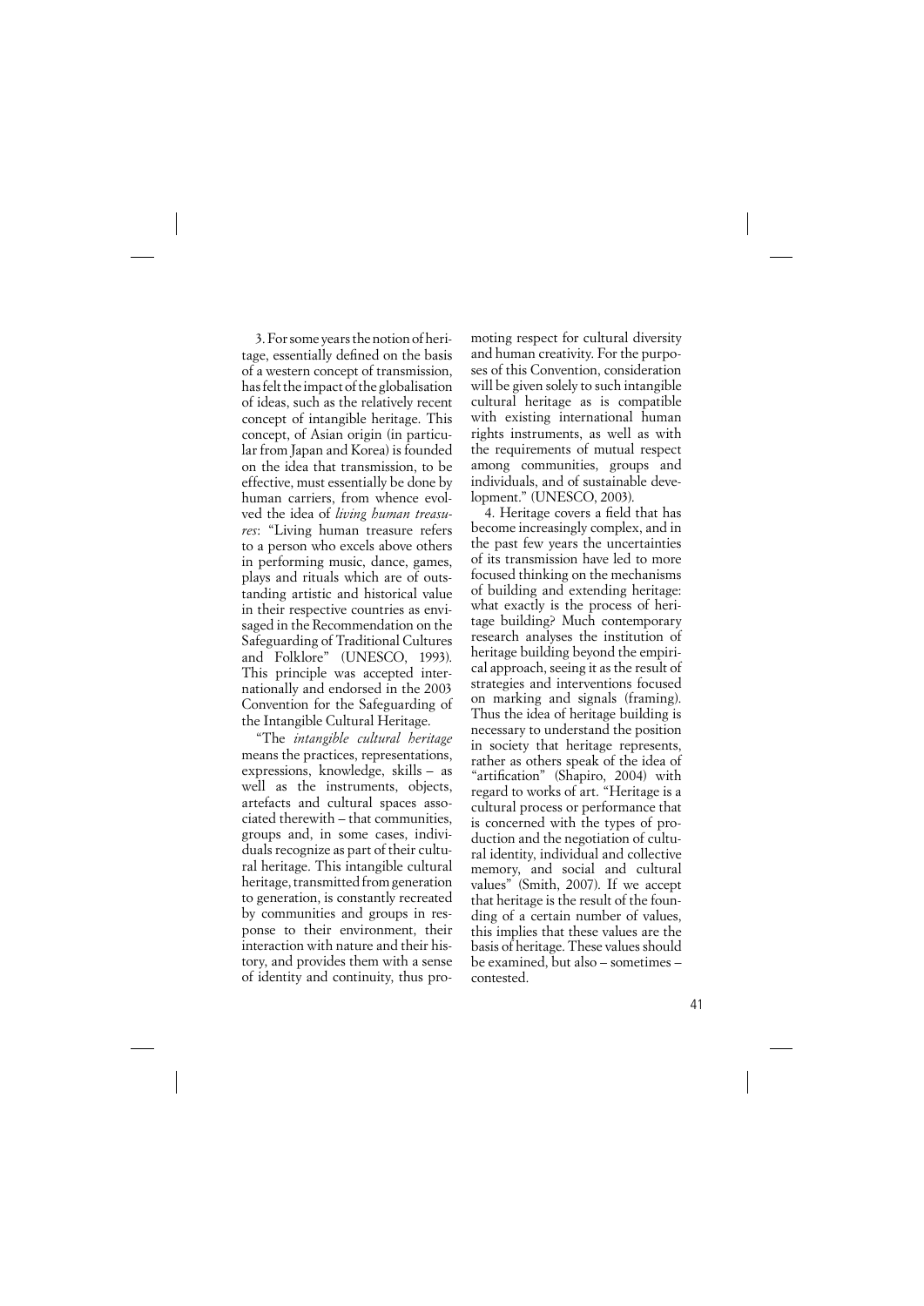3. For some years the notion of heritage, essentially defined on the basis of a western concept of transmission, has felt the impact of the globalisation of ideas, such as the relatively recent concept of intangible heritage. This concept, of Asian origin (in particular from Japan and Korea) is founded on the idea that transmission, to be effective, must essentially be done by human carriers, from whence evolved the idea of *living human treasures*: "Living human treasure refers to a person who excels above others in performing music, dance, games, plays and rituals which are of outstanding artistic and historical value in their respective countries as envisaged in the Recommendation on the Safeguarding of Traditional Cultures and Folklore" (UNESCO, 1993). This principle was accepted internationally and endorsed in the 2003 Convention for the Safeguarding of the Intangible Cultural Heritage.

"The *intangible cultural heritage* means the practices, representations, expressions, knowledge, skills – as well as the instruments, objects, artefacts and cultural spaces associated therewith – that communities, groups and, in some cases, individuals recognize as part of their cultural heritage. This intangible cultural heritage, transmitted from generation to generation, is constantly recreated by communities and groups in response to their environment, their interaction with nature and their history, and provides them with a sense of identity and continuity, thus promoting respect for cultural diversity and human creativity. For the purposes of this Convention, consideration will be given solely to such intangible cultural heritage as is compatible with existing international human rights instruments, as well as with the requirements of mutual respect among communities, groups and individuals, and of sustainable development." (UNESCO, 2003).

4. Heritage covers a field that has become increasingly complex, and in the past few years the uncertainties of its transmission have led to more focused thinking on the mechanisms of building and extending heritage: what exactly is the process of heritage building? Much contemporary research analyses the institution of heritage building beyond the empirical approach, seeing it as the result of strategies and interventions focused on marking and signals (framing). Thus the idea of heritage building is necessary to understand the position in society that heritage represents, rather as others speak of the idea of "artification" (Shapiro, 2004) with regard to works of art. "Heritage is a cultural process or performance that is concerned with the types of production and the negotiation of cultural identity, individual and collective memory, and social and cultural values" (Smith, 2007). If we accept that heritage is the result of the founding of a certain number of values, this implies that these values are the basis of heritage. These values should be examined, but also – sometimes – contested.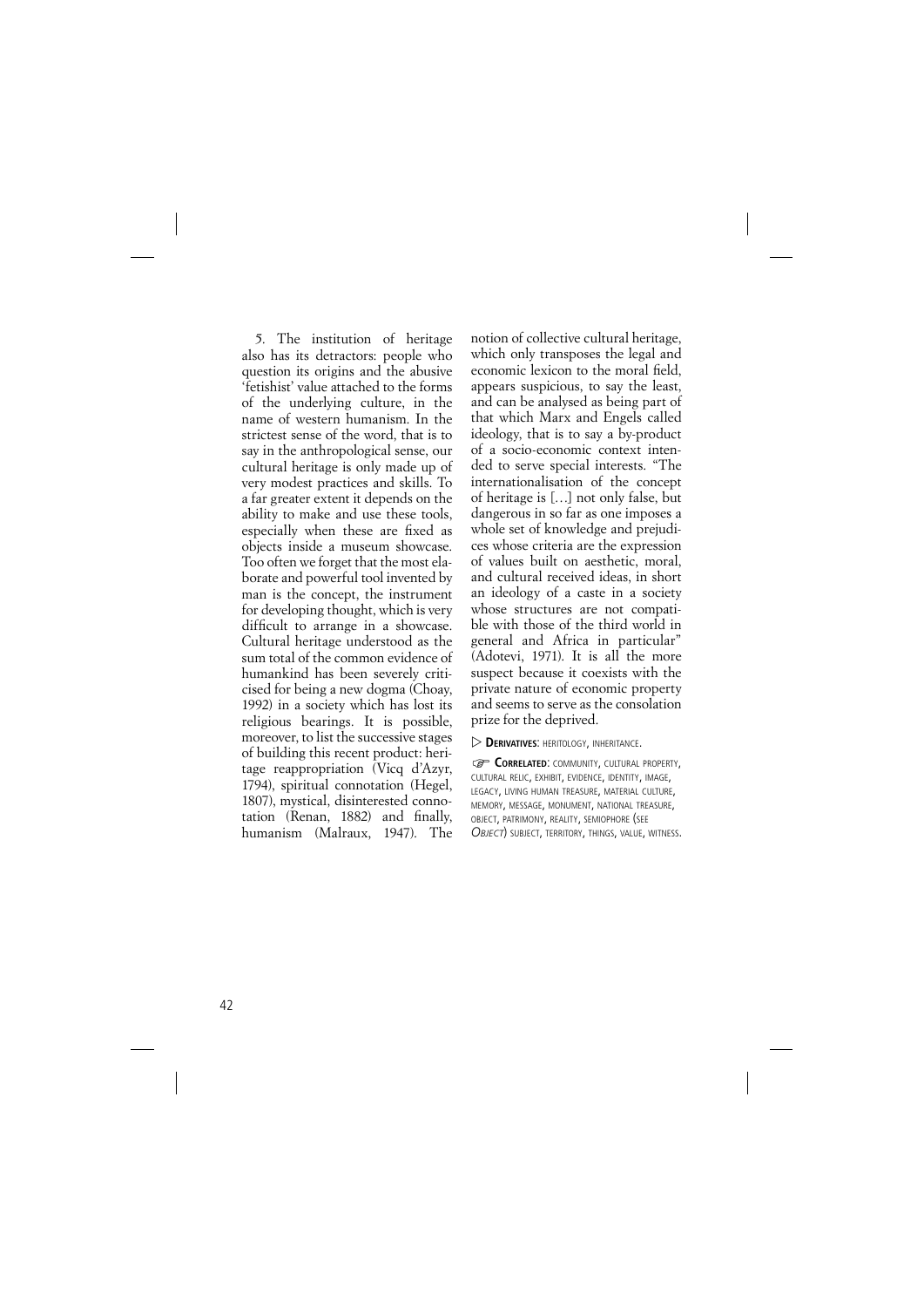5. The institution of heritage also has its detractors: people who question its origins and the abusive 'fetishist' value attached to the forms of the underlying culture, in the name of western humanism. In the strictest sense of the word, that is to say in the anthropological sense, our cultural heritage is only made up of very modest practices and skills. To a far greater extent it depends on the ability to make and use these tools, especially when these are fixed as objects inside a museum showcase. Too often we forget that the most elaborate and powerful tool invented by man is the concept, the instrument for developing thought, which is very difficult to arrange in a showcase. Cultural heritage understood as the sum total of the common evidence of humankind has been severely criticised for being a new dogma (Choay, 1992) in a society which has lost its religious bearings. It is possible, moreover, to list the successive stages of building this recent product: heritage reappropriation (Vicq d'Azyr, 1794), spiritual connotation (Hegel, 1807), mystical, disinterested connotation (Renan, 1882) and finally, humanism (Malraux, 1947). The notion of collective cultural heritage, which only transposes the legal and economic lexicon to the moral field, appears suspicious, to say the least, and can be analysed as being part of that which Marx and Engels called ideology, that is to say a by-product of a socio-economic context intended to serve special interests. "The internationalisation of the concept of heritage is […] not only false, but dangerous in so far as one imposes a whole set of knowledge and prejudices whose criteria are the expression of values built on aesthetic, moral, and cultural received ideas, in short an ideology of a caste in a society whose structures are not compatible with those of the third world in general and Africa in particular" (Adotevi, 1971). It is all the more suspect because it coexists with the private nature of economic property and seems to serve as the consolation prize for the deprived.

▷ **Derivatives**: heritology, inheritance.

☞ **Correlated**: community, cultural property, cultural relic, exhibit, evidence, identity, image, legacy, living human treasure, material culture, memory, message, monument, national treasure, object, patrimony, reality, semiophore (see *Object*) subject, territory, things, value, witness.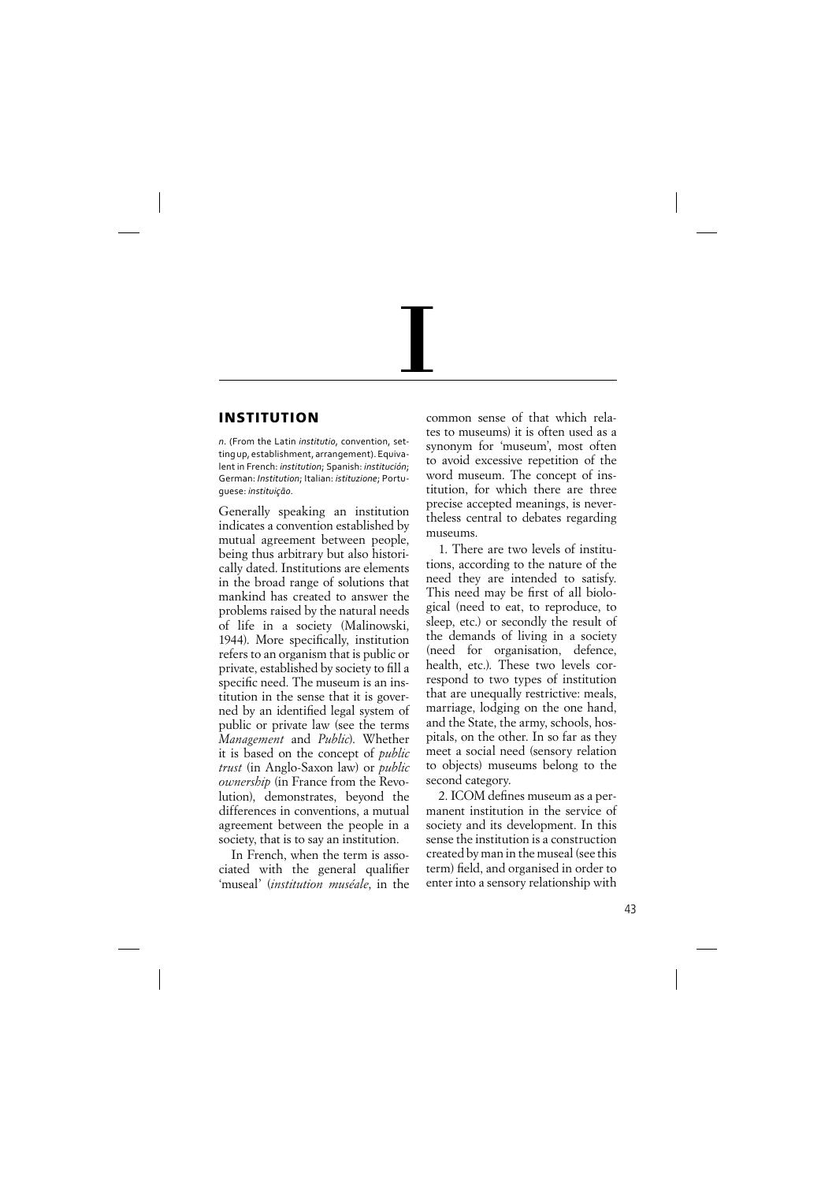# I

## INSTITUTION

*n.* (From the Latin *institutio*, convention, setting up, establishment, arrangement). Equivalent in French: *institution*; Spanish: *institución*; German: *Institution*; Italian: *istituzione*; Portuguese: *instituição*.

Generally speaking an institution indicates a convention established by mutual agreement between people, being thus arbitrary but also historically dated. Institutions are elements in the broad range of solutions that mankind has created to answer the problems raised by the natural needs of life in a society (Malinowski, 1944). More specifically, institution refers to an organism that is public or private, established by society to fill a specific need. The museum is an institution in the sense that it is governed by an identified legal system of public or private law (see the terms *Management* and *Public*). Whether it is based on the concept of *public trust* (in Anglo-Saxon law) or *public ownership* (in France from the Revolution), demonstrates, beyond the differences in conventions, a mutual agreement between the people in a society, that is to say an institution.

In French, when the term is associated with the general qualifier 'museal' (*institution muséale*, in the common sense of that which relates to museums) it is often used as a synonym for 'museum', most often to avoid excessive repetition of the word museum. The concept of institution, for which there are three precise accepted meanings, is nevertheless central to debates regarding museums.

1. There are two levels of institutions, according to the nature of the need they are intended to satisfy. This need may be first of all biological (need to eat, to reproduce, to sleep, etc.) or secondly the result of the demands of living in a society (need for organisation, defence, health, etc.). These two levels correspond to two types of institution that are unequally restrictive: meals, marriage, lodging on the one hand, and the State, the army, schools, hospitals, on the other. In so far as they meet a social need (sensory relation to objects) museums belong to the second category.

2. ICOM defines museum as a permanent institution in the service of society and its development. In this sense the institution is a construction created by man in the museal (see this term) field, and organised in order to enter into a sensory relationship with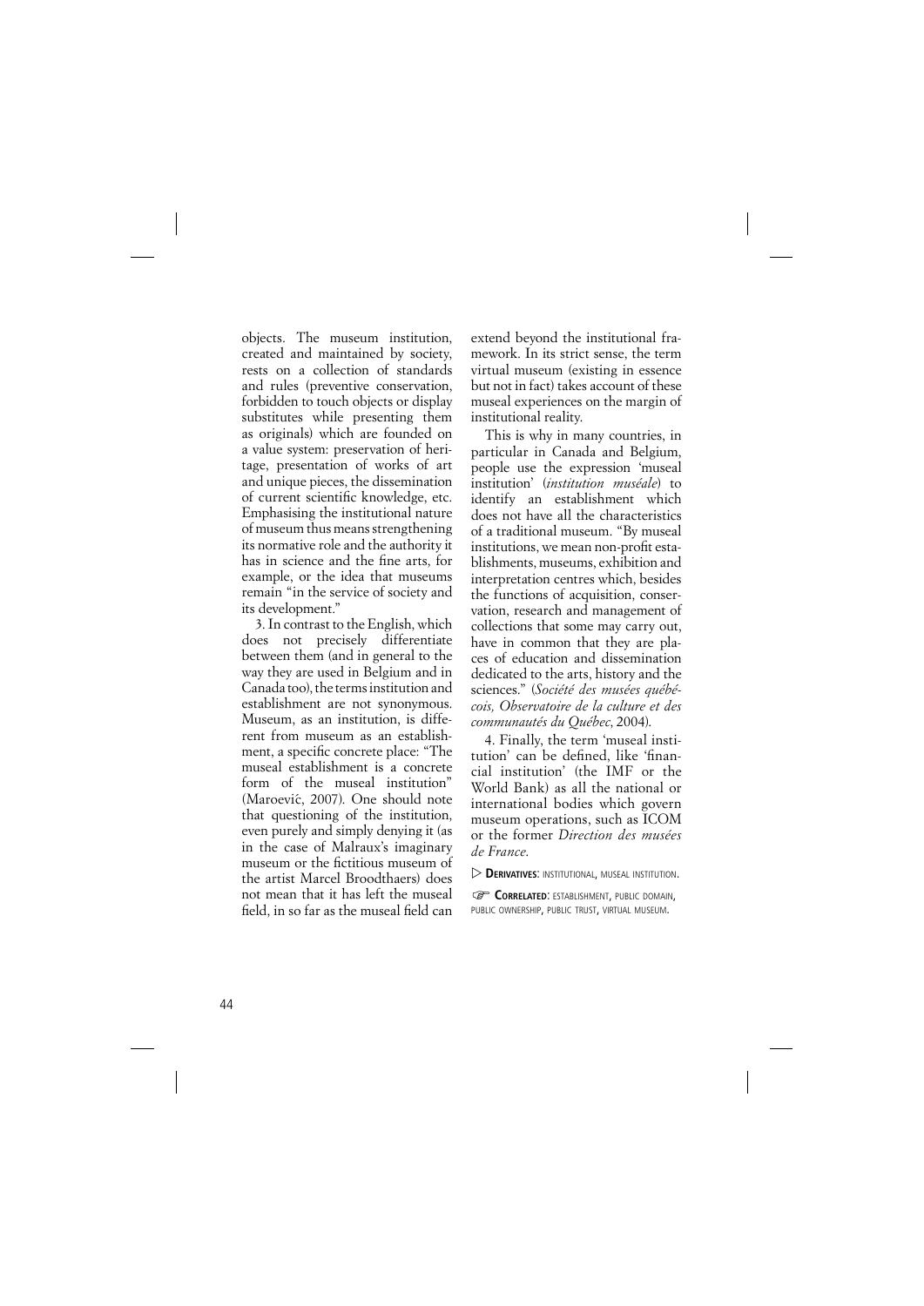objects. The museum institution, created and maintained by society, rests on a collection of standards and rules (preventive conservation, forbidden to touch objects or display substitutes while presenting them as originals) which are founded on a value system: preservation of heritage, presentation of works of art and unique pieces, the dissemination of current scientific knowledge, etc. Emphasising the institutional nature of museum thus means strengthening its normative role and the authority it has in science and the fine arts, for example, or the idea that museums remain "in the service of society and its development."

3. In contrast to the English, which does not precisely differentiate between them (and in general to the way they are used in Belgium and in Canada too), the terms institution and establishment are not synonymous. Museum, as an institution, is different from museum as an establishment, a specific concrete place: "The museal establishment is a concrete form of the museal institution" (Maroević, 2007). One should note that questioning of the institution, even purely and simply denying it (as in the case of Malraux's imaginary museum or the fictitious museum of the artist Marcel Broodthaers) does not mean that it has left the museal field, in so far as the museal field can extend beyond the institutional framework. In its strict sense, the term virtual museum (existing in essence but not in fact) takes account of these museal experiences on the margin of institutional reality.

This is why in many countries, in particular in Canada and Belgium, people use the expression 'museal institution' (*institution muséale*) to identify an establishment which does not have all the characteristics of a traditional museum. "By museal institutions, we mean non-profit establishments, museums, exhibition and interpretation centres which, besides the functions of acquisition, conservation, research and management of collections that some may carry out, have in common that they are places of education and dissemination dedicated to the arts, history and the sciences." (*Société des musées québécois, Observatoire de la culture et des communautés du Québec*, 2004).

4. Finally, the term 'museal institution' can be defined, like 'financial institution' (the IMF or the World Bank) as all the national or international bodies which govern museum operations, such as ICOM or the former *Direction des musées de France*.

▷ **DERIVATIVES**: INSTITUTIONAL, MUSEAL INSTITUTION.

☞ **CORRELATED**: ESTABLISHMENT, PUBLIC DOMAIN, PUBLIC OWNERSHIP, PUBLIC TRUST, VIRTUAL MUSEUM.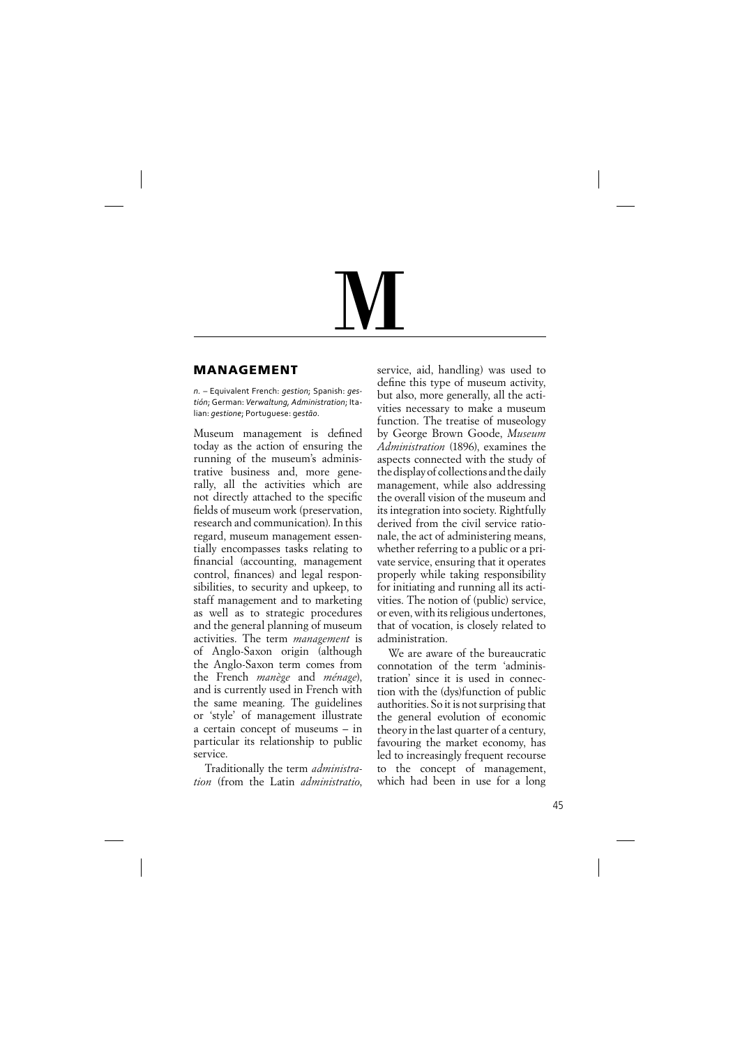# M

## MANAGEMENT

*n.* – Equivalent French: *gestion;* Spanish: *gestión*; German: *Verwaltung, Administration*; Italian: *gestione*; Portuguese: *gestão*.

Museum management is defined today as the action of ensuring the running of the museum's administrative business and, more generally, all the activities which are not directly attached to the specific fields of museum work (preservation, research and communication). In this regard, museum management essentially encompasses tasks relating to financial (accounting, management control, finances) and legal responsibilities, to security and upkeep, to staff management and to marketing as well as to strategic procedures and the general planning of museum activities. The term *management* is of Anglo-Saxon origin (although the Anglo-Saxon term comes from the French *manège* and *ménage*), and is currently used in French with the same meaning. The guidelines or 'style' of management illustrate a certain concept of museums – in particular its relationship to public service.

Traditionally the term *administration* (from the Latin *administratio*, service, aid, handling) was used to define this type of museum activity, but also, more generally, all the activities necessary to make a museum function. The treatise of museology by George Brown Goode, *Museum Administration* (1896), examines the aspects connected with the study of the display of collections and the daily management, while also addressing the overall vision of the museum and its integration into society. Rightfully derived from the civil service rationale, the act of administering means, whether referring to a public or a private service, ensuring that it operates properly while taking responsibility for initiating and running all its activities. The notion of (public) service, or even, with its religious undertones, that of vocation, is closely related to administration.

We are aware of the bureaucratic connotation of the term 'administration' since it is used in connection with the (dys)function of public authorities. So it is not surprising that the general evolution of economic theory in the last quarter of a century, favouring the market economy, has led to increasingly frequent recourse to the concept of management, which had been in use for a long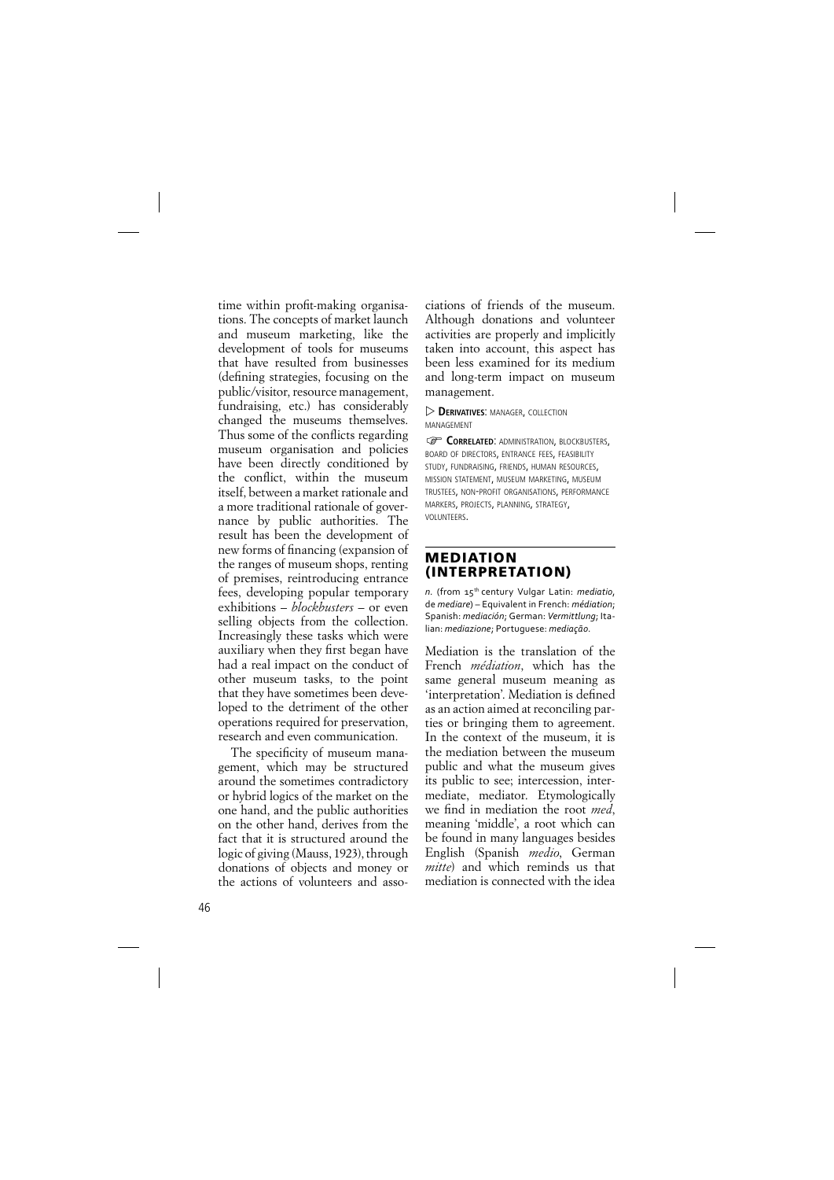time within profit-making organisations. The concepts of market launch and museum marketing, like the development of tools for museums that have resulted from businesses (defining strategies, focusing on the public/visitor, resource management, fundraising, etc.) has considerably changed the museums themselves. Thus some of the conflicts regarding museum organisation and policies have been directly conditioned by the conflict, within the museum itself, between a market rationale and a more traditional rationale of governance by public authorities. The result has been the development of new forms of financing (expansion of the ranges of museum shops, renting of premises, reintroducing entrance fees, developing popular temporary exhibitions – *blockbusters* – or even selling objects from the collection. Increasingly these tasks which were auxiliary when they first began have had a real impact on the conduct of other museum tasks, to the point that they have sometimes been developed to the detriment of the other operations required for preservation, research and even communication.

The specificity of museum management, which may be structured around the sometimes contradictory or hybrid logics of the market on the one hand, and the public authorities on the other hand, derives from the fact that it is structured around the logic of giving (Mauss, 1923), through donations of objects and money or the actions of volunteers and associations of friends of the museum. Although donations and volunteer activities are properly and implicitly taken into account, this aspect has been less examined for its medium and long-term impact on museum management.

▷ **Derivatives**: manager, collection management

☞ **Correlated**: administration, blockbusters, board of directors, entrance fees, feasibility study, fundraising, friends, human resources, mission statement, museum marketing, museum trustees, non-profit organisations, performance markers, projects, planning, strategy, volunteers.

## MEDIATION (INTERPRETATION)

*n.* (from 15th century Vulgar Latin: *mediatio*, de *mediare*) – Equivalent in French: *médiation*; Spanish: *mediación*; German: *Vermittlung*; Italian: *mediazione*; Portuguese: *mediação*.

Mediation is the translation of the French *médiation*, which has the same general museum meaning as 'interpretation'. Mediation is defined as an action aimed at reconciling parties or bringing them to agreement. In the context of the museum, it is the mediation between the museum public and what the museum gives its public to see; intercession, intermediate, mediator. Etymologically we find in mediation the root *med*, meaning 'middle', a root which can be found in many languages besides English (Spanish *medio*, German *mitte*) and which reminds us that mediation is connected with the idea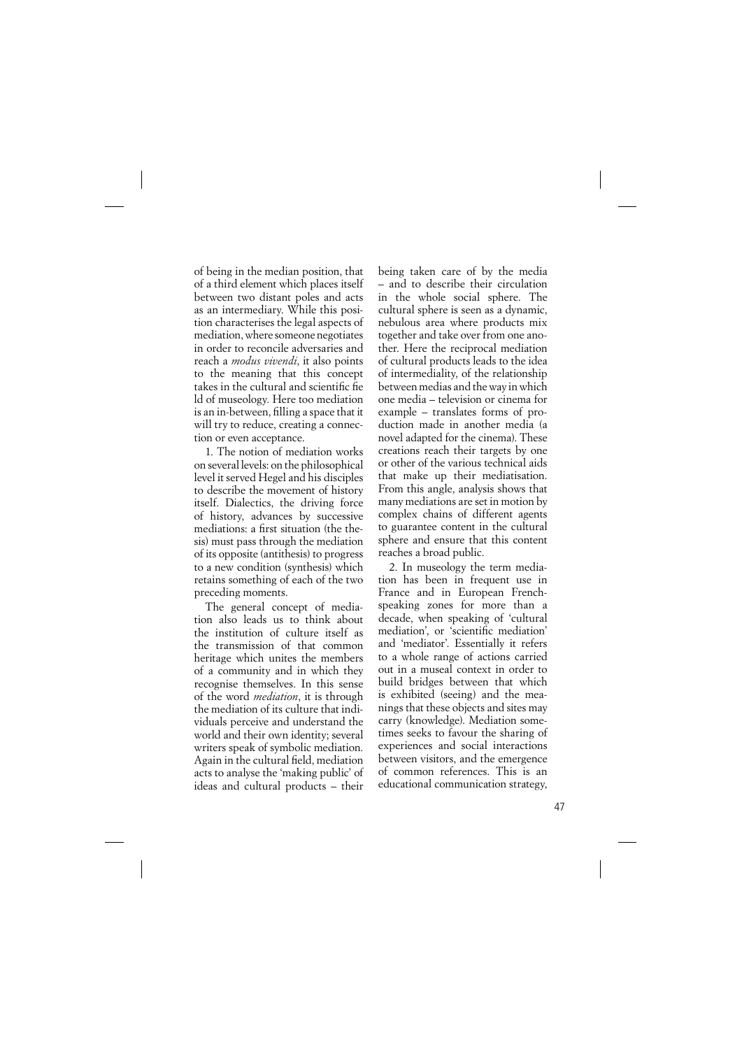of being in the median position, that of a third element which places itself between two distant poles and acts as an intermediary. While this position characterises the legal aspects of mediation, where someone negotiates in order to reconcile adversaries and reach a *modus vivendi*, it also points to the meaning that this concept takes in the cultural and scientific field of museology. Here too mediation is an in-between, filling a space that it will try to reduce, creating a connection or even acceptance.

1. The notion of mediation works on several levels: on the philosophical level it served Hegel and his disciples to describe the movement of history itself. Dialectics, the driving force of history, advances by successive mediations: a first situation (the thesis) must pass through the mediation of its opposite (antithesis) to progress to a new condition (synthesis) which retains something of each of the two preceding moments.

The general concept of mediation also leads us to think about the institution of culture itself as the transmission of that common heritage which unites the members of a community and in which they recognise themselves. In this sense of the word *mediation*, it is through the mediation of its culture that individuals perceive and understand the world and their own identity; several writers speak of symbolic mediation. Again in the cultural field, mediation acts to analyse the 'making public' of ideas and cultural products – their being taken care of by the media – and to describe their circulation in the whole social sphere. The cultural sphere is seen as a dynamic, nebulous area where products mix together and take over from one another. Here the reciprocal mediation of cultural products leads to the idea of intermediality, of the relationship between medias and the way in which one media – television or cinema for example – translates forms of production made in another media (a novel adapted for the cinema). These creations reach their targets by one or other of the various technical aids that make up their mediatisation. From this angle, analysis shows that many mediations are set in motion by complex chains of different agents to guarantee content in the cultural sphere and ensure that this content reaches a broad public.

2. In museology the term mediation has been in frequent use in France and in European French-speaking zones for more than a decade, when speaking of 'cultural mediation', or 'scientific mediation' and 'mediator'. Essentially it refers to a whole range of actions carried out in a museal context in order to build bridges between that which is exhibited (seeing) and the meanings that these objects and sites may carry (knowledge). Mediation sometimes seeks to favour the sharing of experiences and social interactions between visitors, and the emergence of common references. This is an educational communication strategy,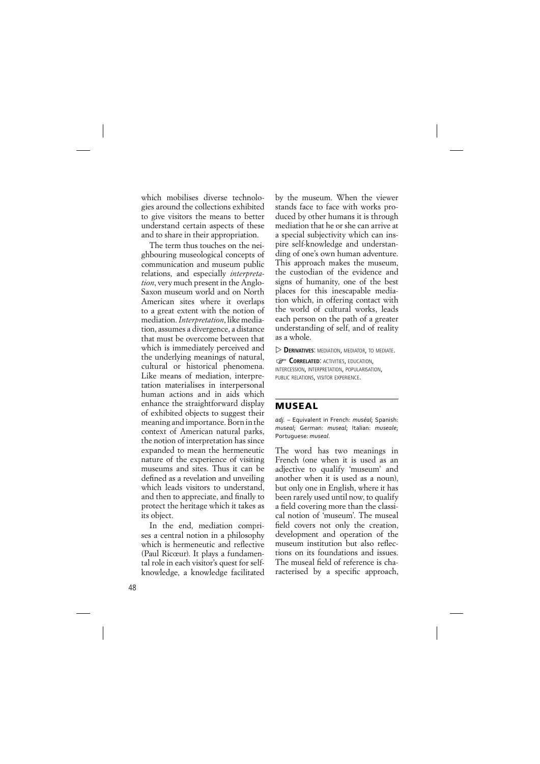which mobilises diverse technologies around the collections exhibited to give visitors the means to better understand certain aspects of these and to share in their appropriation.

The term thus touches on the neighbouring museological concepts of communication and museum public relations, and especially *interpretation*, very much present in the Anglo-Saxon museum world and on North American sites where it overlaps to a great extent with the notion of mediation. *Interpretation*, like mediation, assumes a divergence, a distance that must be overcome between that which is immediately perceived and the underlying meanings of natural, cultural or historical phenomena. Like means of mediation, interpretation materialises in interpersonal human actions and in aids which enhance the straightforward display of exhibited objects to suggest their meaning and importance. Born in the context of American natural parks, the notion of interpretation has since expanded to mean the hermeneutic nature of the experience of visiting museums and sites. Thus it can be defined as a revelation and unveiling which leads visitors to understand, and then to appreciate, and finally to protect the heritage which it takes as its object.

In the end, mediation comprises a central notion in a philosophy which is hermeneutic and reflective (Paul Ricœur). It plays a fundamental role in each visitor's quest for self-knowledge, a knowledge facilitated by the museum. When the viewer stands face to face with works produced by other humans it is through mediation that he or she can arrive at a special subjectivity which can inspire self-knowledge and understanding of one's own human adventure. This approach makes the museum, the custodian of the evidence and signs of humanity, one of the best places for this inescapable mediation which, in offering contact with the world of cultural works, leads each person on the path of a greater understanding of self, and of reality as a whole.

▷ **Derivatives**: mediation, mediator, to mediate.

☞ **Correlated**: activities, education, intercession, interpretation, popularisation, public relations, visitor experience.

## MUSEAL

*adj.* – Equivalent in French: *muséal*; Spanish: *museal*; German: *museal*; Italian: *museale*; Portuguese: *museal*.

The word has two meanings in French (one when it is used as an adjective to qualify 'museum' and another when it is used as a noun), but only one in English, where it has been rarely used until now, to qualify a field covering more than the classical notion of 'museum'. The museal field covers not only the creation, development and operation of the museum institution but also reflections on its foundations and issues. The museal field of reference is characterised by a specific approach,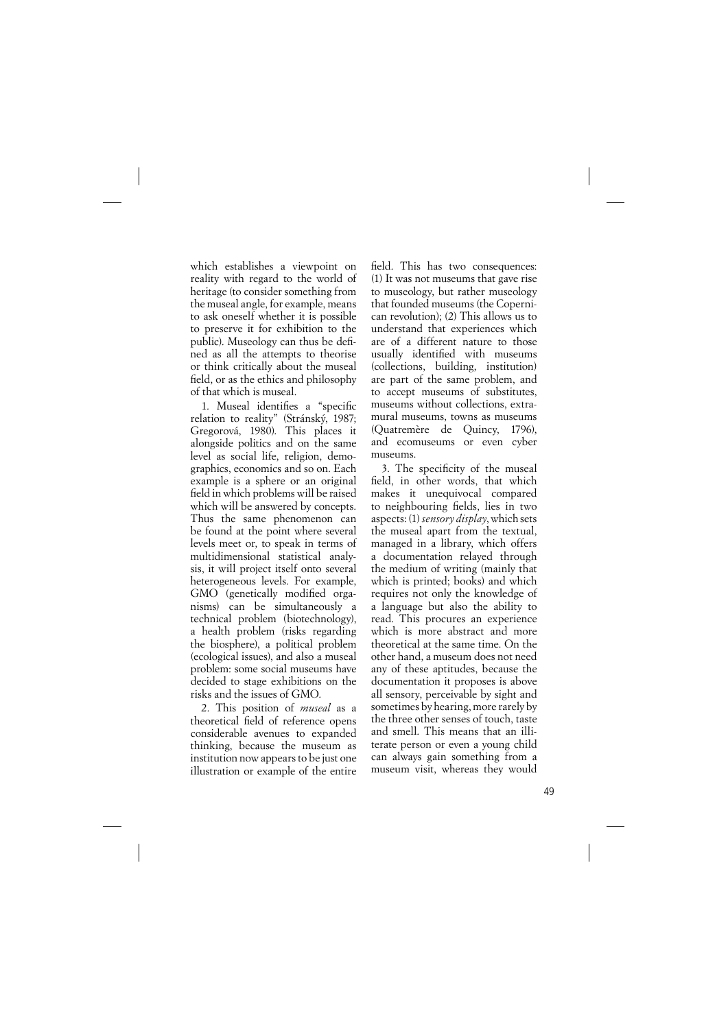which establishes a viewpoint on reality with regard to the world of heritage (to consider something from the museal angle, for example, means to ask oneself whether it is possible to preserve it for exhibition to the public). Museology can thus be defined as all the attempts to theorise or think critically about the museal field, or as the ethics and philosophy of that which is museal.

1. Museal identifies a "specific relation to reality" (Stránský, 1987; Gregorová, 1980). This places it alongside politics and on the same level as social life, religion, demographics, economics and so on. Each example is a sphere or an original field in which problems will be raised which will be answered by concepts. Thus the same phenomenon can be found at the point where several levels meet or, to speak in terms of multidimensional statistical analysis, it will project itself onto several heterogeneous levels. For example, GMO (genetically modified organisms) can be simultaneously a technical problem (biotechnology), a health problem (risks regarding the biosphere), a political problem (ecological issues), and also a museal problem: some social museums have decided to stage exhibitions on the risks and the issues of GMO.

2. This position of *museal* as a theoretical field of reference opens considerable avenues to expanded thinking, because the museum as institution now appears to be just one illustration or example of the entire field. This has two consequences: (1) It was not museums that gave rise to museology, but rather museology that founded museums (the Copernican revolution); (2) This allows us to understand that experiences which are of a different nature to those usually identified with museums (collections, building, institution) are part of the same problem, and to accept museums of substitutes, museums without collections, extramural museums, towns as museums (Quatremère de Quincy, 1796), and ecomuseums or even cyber museums.

3. The specificity of the museal field, in other words, that which makes it unequivocal compared to neighbouring fields, lies in two aspects: (1) *sensory display*, which sets the museal apart from the textual, managed in a library, which offers a documentation relayed through the medium of writing (mainly that which is printed; books) and which requires not only the knowledge of a language but also the ability to read. This procures an experience which is more abstract and more theoretical at the same time. On the other hand, a museum does not need any of these aptitudes, because the documentation it proposes is above all sensory, perceivable by sight and sometimes by hearing, more rarely by the three other senses of touch, taste and smell. This means that an illiterate person or even a young child can always gain something from a museum visit, whereas they would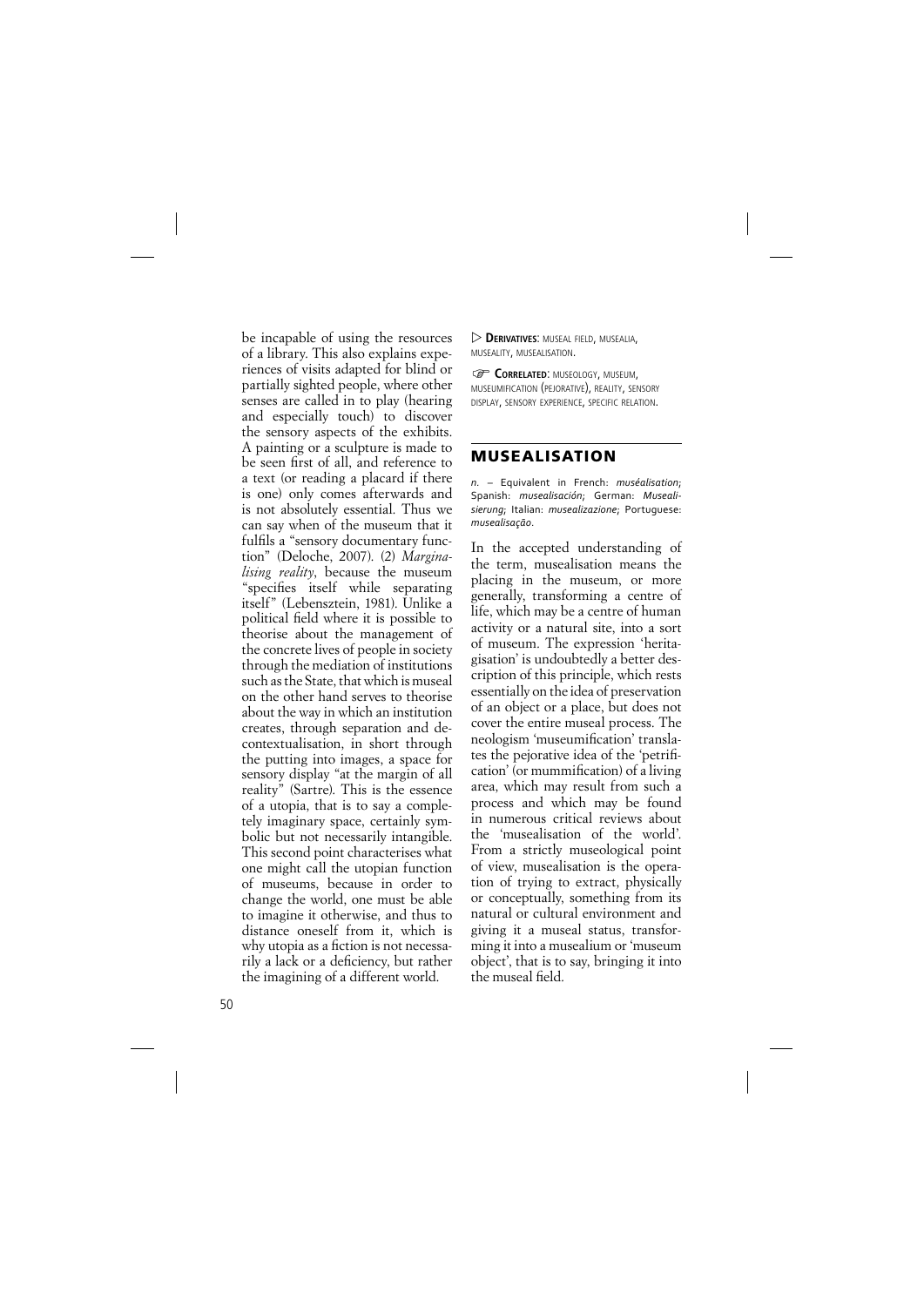be incapable of using the resources of a library. This also explains experiences of visits adapted for blind or partially sighted people, where other senses are called in to play (hearing and especially touch) to discover the sensory aspects of the exhibits. A painting or a sculpture is made to be seen first of all, and reference to a text (or reading a placard if there is one) only comes afterwards and is not absolutely essential. Thus we can say when of the museum that it fulfils a "sensory documentary function" (Deloche, 2007). (2) *Marginalising reality*, because the museum "specifies itself while separating itself" (Lebensztein, 1981). Unlike a political field where it is possible to theorise about the management of the concrete lives of people in society through the mediation of institutions such as the State, that which is museal on the other hand serves to theorise about the way in which an institution creates, through separation and decontextualisation, in short through the putting into images, a space for sensory display "at the margin of all reality" (Sartre). This is the essence of a utopia, that is to say a completely imaginary space, certainly symbolic but not necessarily intangible. This second point characterises what one might call the utopian function of museums, because in order to change the world, one must be able to imagine it otherwise, and thus to distance oneself from it, which is why utopia as a fiction is not necessarily a lack or a deficiency, but rather the imagining of a different world.

▷ **Derivatives**: museal field, musealia, musealty, musealisation.

☞ **Correlated**: museology, museum, museumification (pejorative), reality, sensory display, sensory experience, specific relation.

## MUSEALISATION

*n.* – Equivalent in French: *muséalisation*; Spanish: *musealisación*; German: *Musealisierung*; Italian: *musealizazione*; Portuguese: *musealisação*.

In the accepted understanding of the term, musealisation means the placing in the museum, or more generally, transforming a centre of life, which may be a centre of human activity or a natural site, into a sort of museum. The expression 'heritagisation' is undoubtedly a better description of this principle, which rests essentially on the idea of preservation of an object or a place, but does not cover the entire museal process. The neologism 'museumification' translates the pejorative idea of the 'petrification' (or mummification) of a living area, which may result from such a process and which may be found in numerous critical reviews about the 'musealisation of the world'. From a strictly museological point of view, musealisation is the operation of trying to extract, physically or conceptually, something from its natural or cultural environment and giving it a museal status, transforming it into a musealium or 'museum object', that is to say, bringing it into the museal field.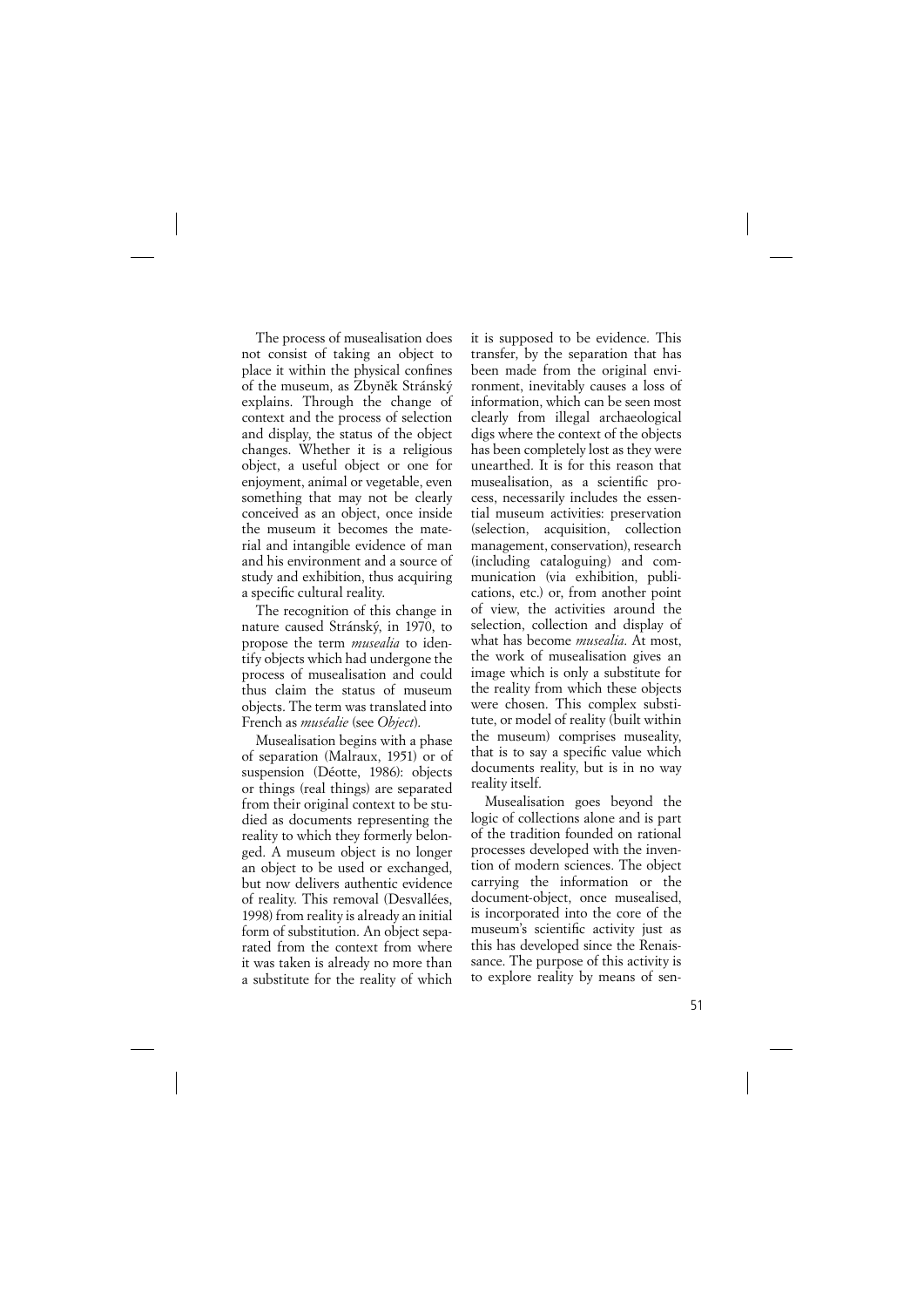The process of musealisation does not consist of taking an object to place it within the physical confines of the museum, as Zbyněk Stránský explains. Through the change of context and the process of selection and display, the status of the object changes. Whether it is a religious object, a useful object or one for enjoyment, animal or vegetable, even something that may not be clearly conceived as an object, once inside the museum it becomes the material and intangible evidence of man and his environment and a source of study and exhibition, thus acquiring a specific cultural reality.

The recognition of this change in nature caused Stránský, in 1970, to propose the term *musealia* to identify objects which had undergone the process of musealisation and could thus claim the status of museum objects. The term was translated into French as *muséalie* (see *Object*).

Musealisation begins with a phase of separation (Malraux, 1951) or of suspension (Déotte, 1986): objects or things (real things) are separated from their original context to be studied as documents representing the reality to which they formerly belonged. A museum object is no longer an object to be used or exchanged, but now delivers authentic evidence of reality. This removal (Desvallées, 1998) from reality is already an initial form of substitution. An object separated from the context from where it was taken is already no more than a substitute for the reality of which it is supposed to be evidence. This transfer, by the separation that has been made from the original environment, inevitably causes a loss of information, which can be seen most clearly from illegal archaeological digs where the context of the objects has been completely lost as they were unearthed. It is for this reason that musealisation, as a scientific process, necessarily includes the essential museum activities: preservation (selection, acquisition, collection management, conservation), research (including cataloguing) and communication (via exhibition, publications, etc.) or, from another point of view, the activities around the selection, collection and display of what has become *musealia*. At most, the work of musealisation gives an image which is only a substitute for the reality from which these objects were chosen. This complex substitute, or model of reality (built within the museum) comprises museality, that is to say a specific value which documents reality, but is in no way reality itself.

Musealisation goes beyond the logic of collections alone and is part of the tradition founded on rational processes developed with the invention of modern sciences. The object carrying the information or the document-object, once musealised, is incorporated into the core of the museum's scientific activity just as this has developed since the Renaissance. The purpose of this activity is to explore reality by means of sen-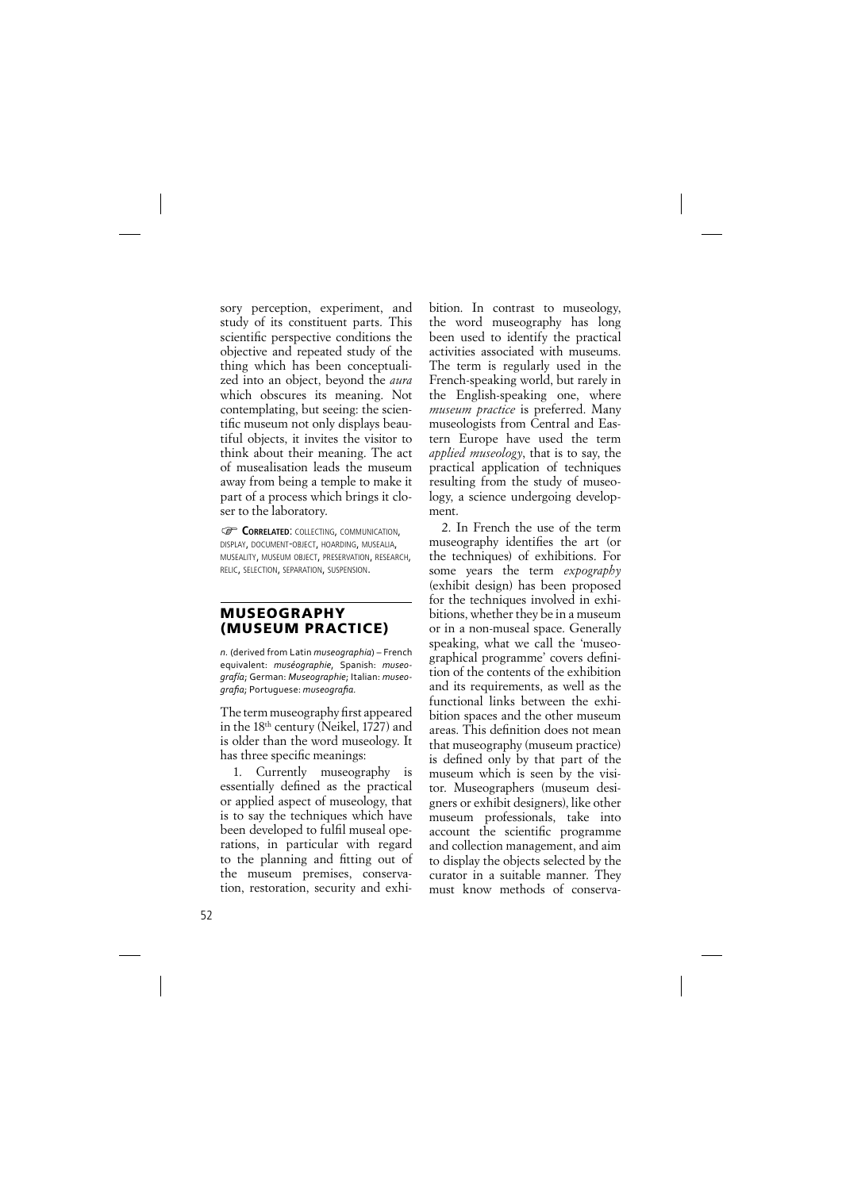sory perception, experiment, and study of its constituent parts. This scientific perspective conditions the objective and repeated study of the thing which has been conceptualized into an object, beyond the *aura* which obscures its meaning. Not contemplating, but seeing: the scientific museum not only displays beautiful objects, it invites the visitor to think about their meaning. The act of musealisation leads the museum away from being a temple to make it part of a process which brings it closer to the laboratory.

☞ **Correlated**: collecting, communication, display, document-object, hoarding, musealia, museality, museum object, preservation, research, relic, selection, separation, suspension.

## MUSEOGRAPHY (MUSEUM PRACTICE)

*n.* (derived from Latin *museographia*) – French equivalent: *muséographie*, Spanish: *museografía*; German: *Museographie*; Italian: *museografia*; Portuguese: *museografia*.

The term museography first appeared in the 18th century (Neikel, 1727) and is older than the word museology. It has three specific meanings:

1. Currently museography is essentially defined as the practical or applied aspect of museology, that is to say the techniques which have been developed to fulfil museal operations, in particular with regard to the planning and fitting out of the museum premises, conservation, restoration, security and exhibition. In contrast to museology, the word museography has long been used to identify the practical activities associated with museums. The term is regularly used in the French-speaking world, but rarely in the English-speaking one, where *museum practice* is preferred. Many museologists from Central and Eastern Europe have used the term *applied museology*, that is to say, the practical application of techniques resulting from the study of museology, a science undergoing development.

2. In French the use of the term museography identifies the art (or the techniques) of exhibitions. For some years the term *expography* (exhibit design) has been proposed for the techniques involved in exhibitions, whether they be in a museum or in a non-museal space. Generally speaking, what we call the 'museographical programme' covers definition of the contents of the exhibition and its requirements, as well as the functional links between the exhibition spaces and the other museum areas. This definition does not mean that museography (museum practice) is defined only by that part of the museum which is seen by the visitor. Museographers (museum designers or exhibit designers), like other museum professionals, take into account the scientific programme and collection management, and aim to display the objects selected by the curator in a suitable manner. They must know methods of conserva-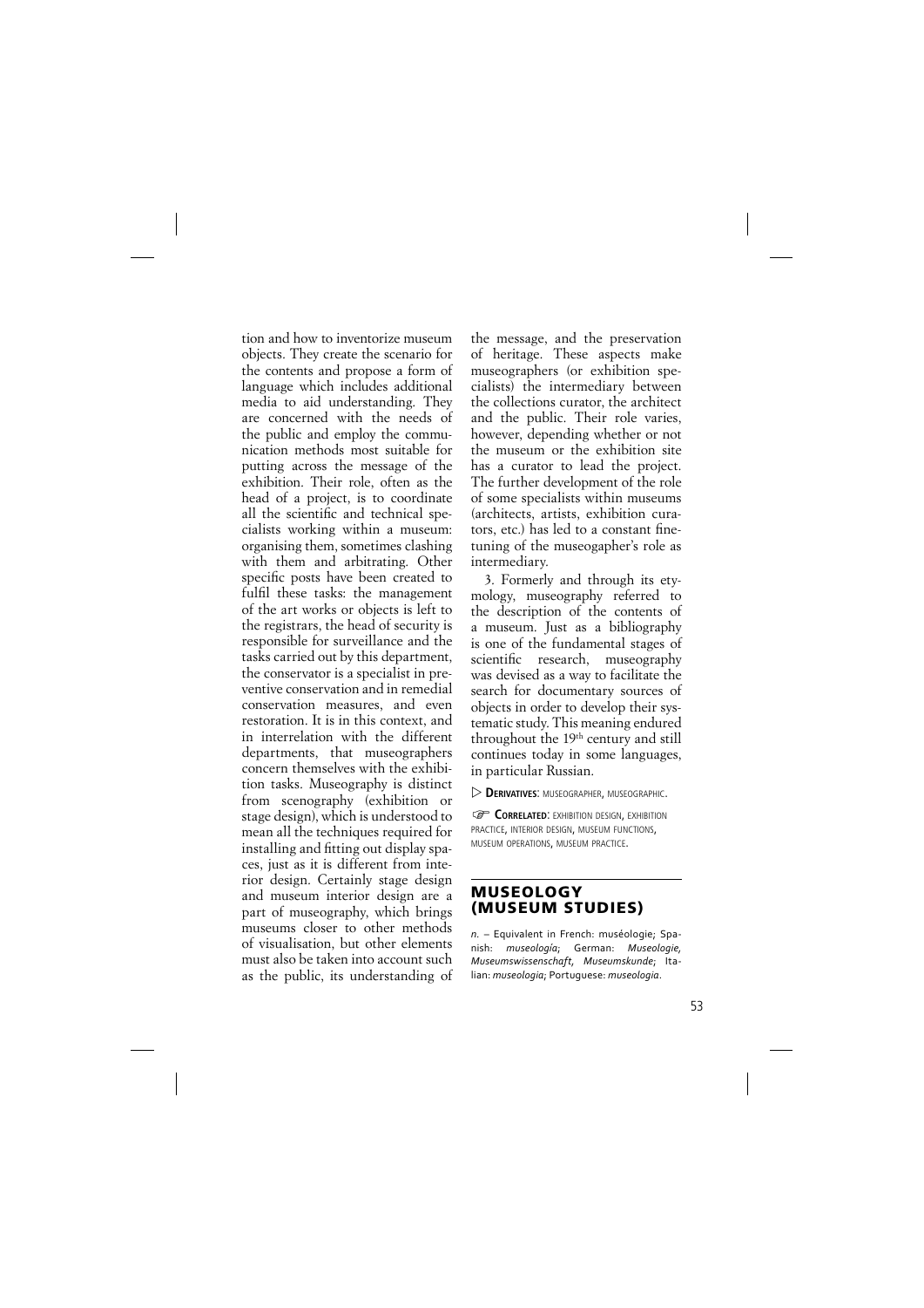tion and how to inventorize museum objects. They create the scenario for the contents and propose a form of language which includes additional media to aid understanding. They are concerned with the needs of the public and employ the communication methods most suitable for putting across the message of the exhibition. Their role, often as the head of a project, is to coordinate all the scientific and technical specialists working within a museum: organising them, sometimes clashing with them and arbitrating. Other specific posts have been created to fulfil these tasks: the management of the art works or objects is left to the registrars, the head of security is responsible for surveillance and the tasks carried out by this department, the conservator is a specialist in preventive conservation and in remedial conservation measures, and even restoration. It is in this context, and in interrelation with the different departments, that museographers concern themselves with the exhibition tasks. Museography is distinct from scenography (exhibition or stage design), which is understood to mean all the techniques required for installing and fitting out display spaces, just as it is different from interior design. Certainly stage design and museum interior design are a part of museography, which brings museums closer to other methods of visualisation, but other elements must also be taken into account such as the public, its understanding of the message, and the preservation of heritage. These aspects make museographers (or exhibition specialists) the intermediary between the collections curator, the architect and the public. Their role varies, however, depending whether or not the museum or the exhibition site has a curator to lead the project. The further development of the role of some specialists within museums (architects, artists, exhibition curators, etc.) has led to a constant fine-tuning of the museogapher's role as intermediary.

3. Formerly and through its etymology, museography referred to the description of the contents of a museum. Just as a bibliography is one of the fundamental stages of scientific research, museography was devised as a way to facilitate the search for documentary sources of objects in order to develop their systematic study. This meaning endured throughout the 19th century and still continues today in some languages, in particular Russian.

▷ **Derivatives**: museographer, museographic.

☞ **Correlated**: exhibition design, exhibition practice, interior design, museum functions, museum operations, museum practice.

## MUSEOLOGY (MUSEUM STUDIES)

*n.* – Equivalent in French: muséologie; Spanish: *museología*; German: *Museologie, Museumswissenschaft, Museumskunde*; Italian: *museologia*; Portuguese: *museologia*.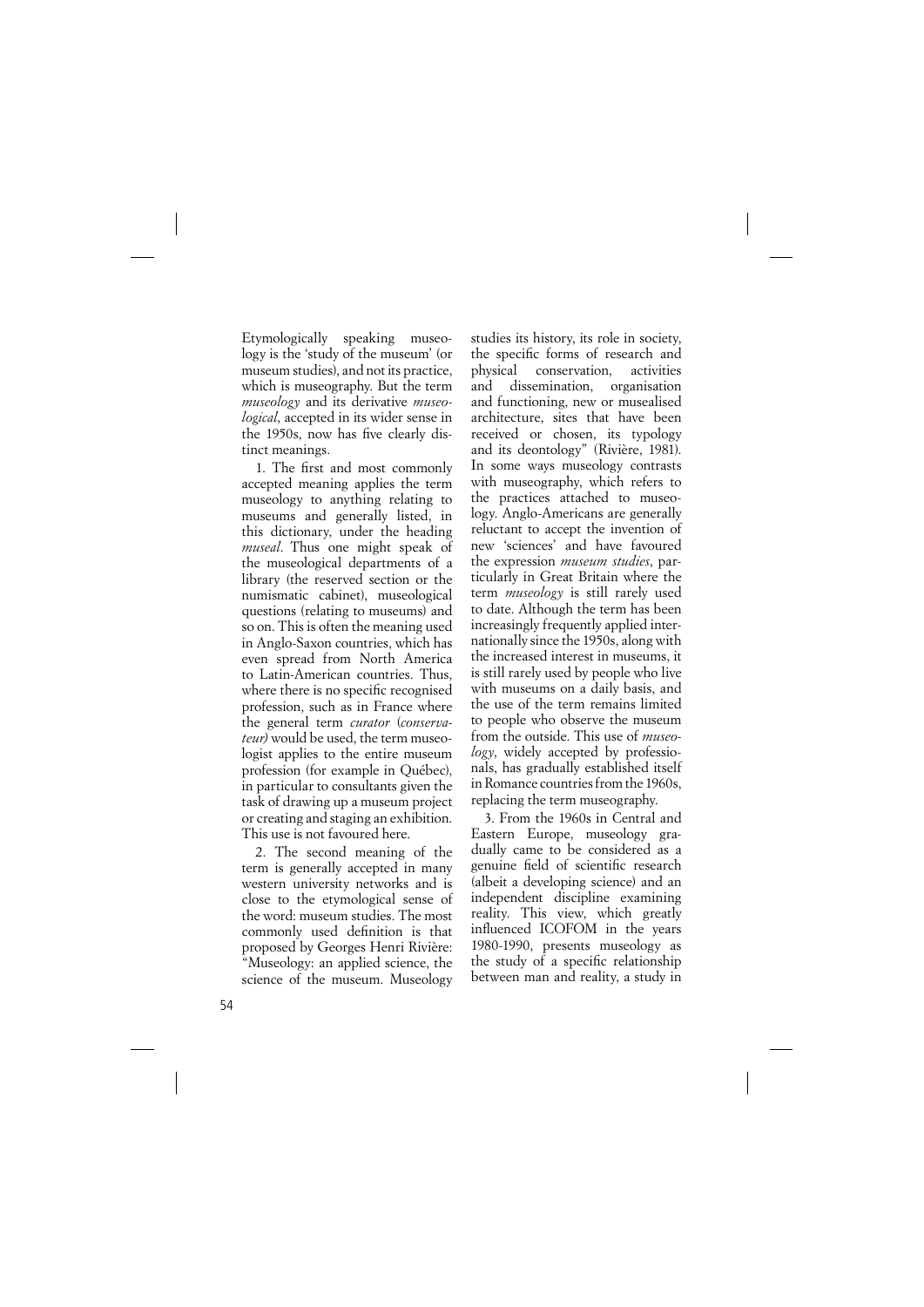Etymologically speaking museology is the 'study of the museum' (or museum studies), and not its practice, which is museography. But the term *museology* and its derivative *museological*, accepted in its wider sense in the 1950s, now has five clearly distinct meanings.

1. The first and most commonly accepted meaning applies the term museology to anything relating to museums and generally listed, in this dictionary, under the heading *museal*. Thus one might speak of the museological departments of a library (the reserved section or the numismatic cabinet), museological questions (relating to museums) and so on. This is often the meaning used in Anglo-Saxon countries, which has even spread from North America to Latin-American countries. Thus, where there is no specific recognised profession, such as in France where the general term *curator* (*conservateur)* would be used, the term museologist applies to the entire museum profession (for example in Québec), in particular to consultants given the task of drawing up a museum project or creating and staging an exhibition. This use is not favoured here.

2. The second meaning of the term is generally accepted in many western university networks and is close to the etymological sense of the word: museum studies. The most commonly used definition is that proposed by Georges Henri Rivière: "Museology: an applied science, the science of the museum. Museology studies its history, its role in society, the specific forms of research and physical conservation, activities and dissemination, organisation and functioning, new or musealised architecture, sites that have been received or chosen, its typology and its deontology" (Rivière, 1981). In some ways museology contrasts with museography, which refers to the practices attached to museology. Anglo-Americans are generally reluctant to accept the invention of new 'sciences' and have favoured the expression *museum studies*, particularly in Great Britain where the term *museology* is still rarely used to date. Although the term has been increasingly frequently applied internationally since the 1950s, along with the increased interest in museums, it is still rarely used by people who live with museums on a daily basis, and the use of the term remains limited to people who observe the museum from the outside. This use of *museology*, widely accepted by professionals, has gradually established itself in Romance countries from the 1960s, replacing the term museography.

3. From the 1960s in Central and Eastern Europe, museology gradually came to be considered as a genuine field of scientific research (albeit a developing science) and an independent discipline examining reality. This view, which greatly influenced ICOFOM in the years 1980-1990, presents museology as the study of a specific relationship between man and reality, a study in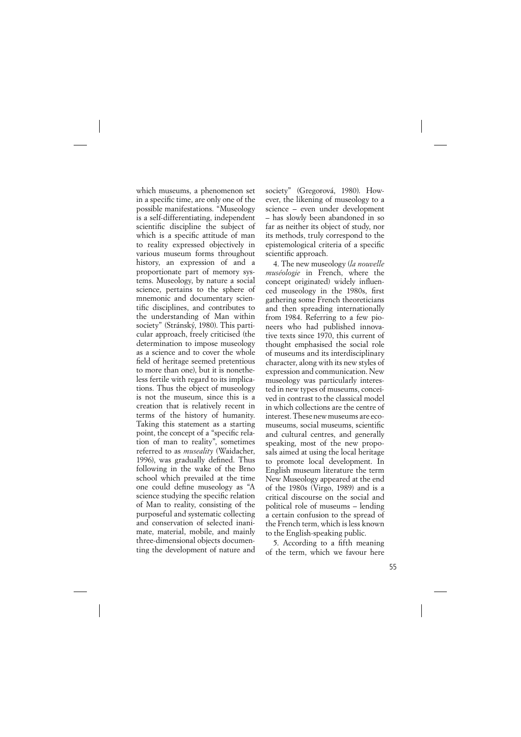which museums, a phenomenon set in a specific time, are only one of the possible manifestations. "Museology is a self-differentiating, independent scientific discipline the subject of which is a specific attitude of man to reality expressed objectively in various museum forms throughout history, an expression of and a proportionate part of memory systems. Museology, by nature a social science, pertains to the sphere of mnemonic and documentary scientific disciplines, and contributes to the understanding of Man within society" (Stránský, 1980). This particular approach, freely criticised (the determination to impose museology as a science and to cover the whole field of heritage seemed pretentious to more than one), but it is nonetheless fertile with regard to its implications. Thus the object of museology is not the museum, since this is a creation that is relatively recent in terms of the history of humanity. Taking this statement as a starting point, the concept of a "specific relation of man to reality", sometimes referred to as *museality* (Waidacher, 1996), was gradually defined. Thus following in the wake of the Brno school which prevailed at the time one could define museology as "A science studying the specific relation of Man to reality, consisting of the purposeful and systematic collecting and conservation of selected inanimate, material, mobile, and mainly three-dimensional objects documenting the development of nature and society" (Gregorová, 1980). However, the likening of museology to a science – even under development – has slowly been abandoned in so far as neither its object of study, nor its methods, truly correspond to the epistemological criteria of a specific scientific approach.

4. The new museology (*la nouvelle muséologie* in French, where the concept originated) widely influenced museology in the 1980s, first gathering some French theoreticians and then spreading internationally from 1984. Referring to a few pioneers who had published innovative texts since 1970, this current of thought emphasised the social role of museums and its interdisciplinary character, along with its new styles of expression and communication. New museology was particularly interested in new types of museums, conceived in contrast to the classical model in which collections are the centre of interest. These new museums are ecomuseums, social museums, scientific and cultural centres, and generally speaking, most of the new proposals aimed at using the local heritage to promote local development. In English museum literature the term New Museology appeared at the end of the 1980s (Virgo, 1989) and is a critical discourse on the social and political role of museums – lending a certain confusion to the spread of the French term, which is less known to the English-speaking public.

5. According to a fifth meaning of the term, which we favour here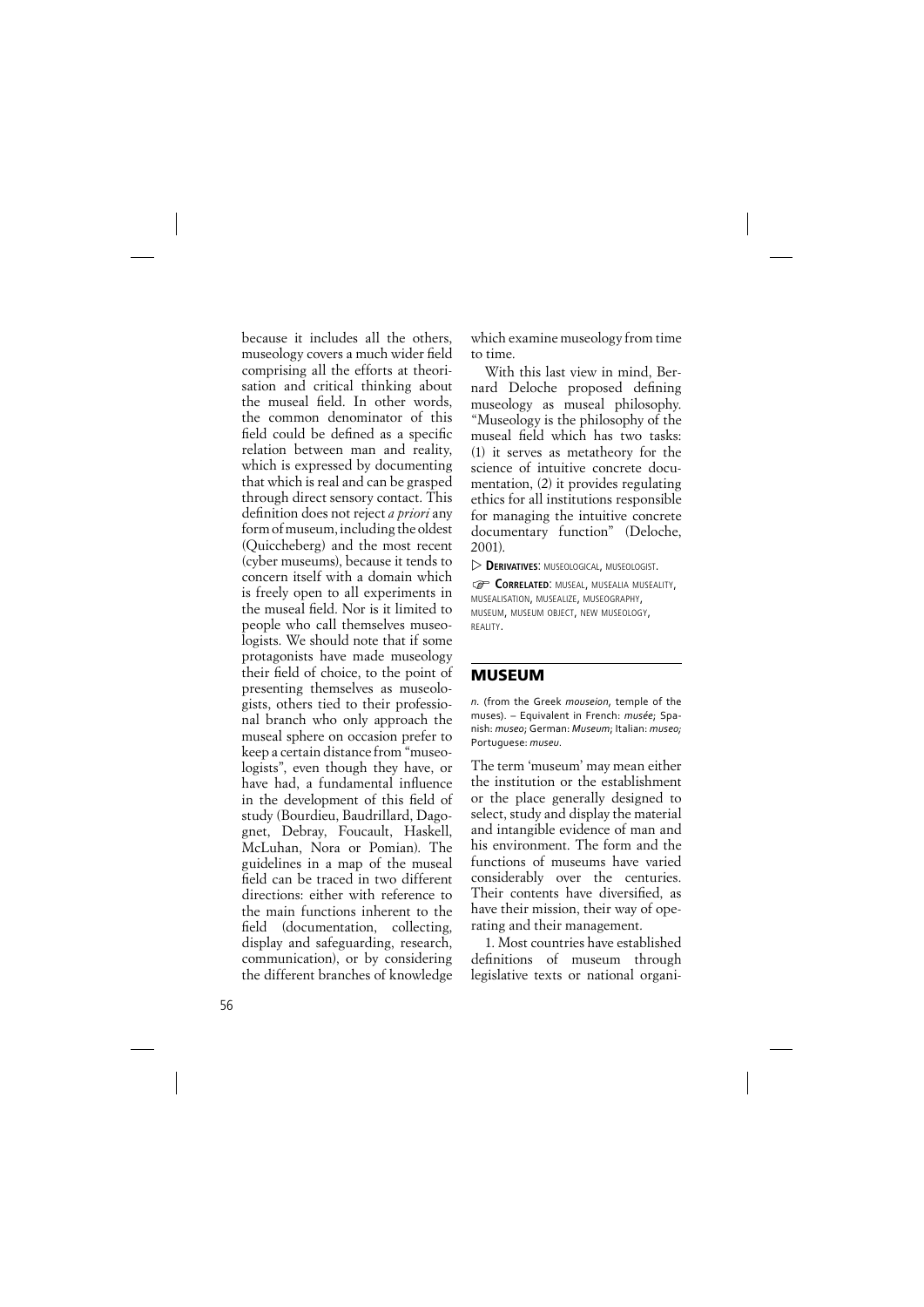because it includes all the others, museology covers a much wider field comprising all the efforts at theorisation and critical thinking about the museal field. In other words, the common denominator of this field could be defined as a specific relation between man and reality, which is expressed by documenting that which is real and can be grasped through direct sensory contact. This definition does not reject *a priori* any form of museum, including the oldest (Quiccheberg) and the most recent (cyber museums), because it tends to concern itself with a domain which is freely open to all experiments in the museal field. Nor is it limited to people who call themselves museologists. We should note that if some protagonists have made museology their field of choice, to the point of presenting themselves as museologists, others tied to their professional branch who only approach the museal sphere on occasion prefer to keep a certain distance from "museologists", even though they have, or have had, a fundamental influence in the development of this field of study (Bourdieu, Baudrillard, Dagognet, Debray, Foucault, Haskell, McLuhan, Nora or Pomian). The guidelines in a map of the museal field can be traced in two different directions: either with reference to the main functions inherent to the field (documentation, collecting, display and safeguarding, research, communication), or by considering the different branches of knowledge which examine museology from time to time.

With this last view in mind, Bernard Deloche proposed defining museology as museal philosophy. "Museology is the philosophy of the museal field which has two tasks: (1) it serves as metatheory for the science of intuitive concrete documentation, (2) it provides regulating ethics for all institutions responsible for managing the intuitive concrete documentary function" (Deloche, 2001).

▷ **Derivatives**: museological, museologist.

☞ **Correlated**: museal, musealia museality, musealisation, musealize, museography, museum, museum object, new museology, reality.

## MUSEUM

*n.* (from the Greek *mouseion*, temple of the muses). – Equivalent in French: *musée*; Spanish: *museo*; German: *Museum*; Italian: *museo;* Portuguese: *museu*.

The term 'museum' may mean either the institution or the establishment or the place generally designed to select, study and display the material and intangible evidence of man and his environment. The form and the functions of museums have varied considerably over the centuries. Their contents have diversified, as have their mission, their way of operating and their management.

1. Most countries have established definitions of museum through legislative texts or national organi-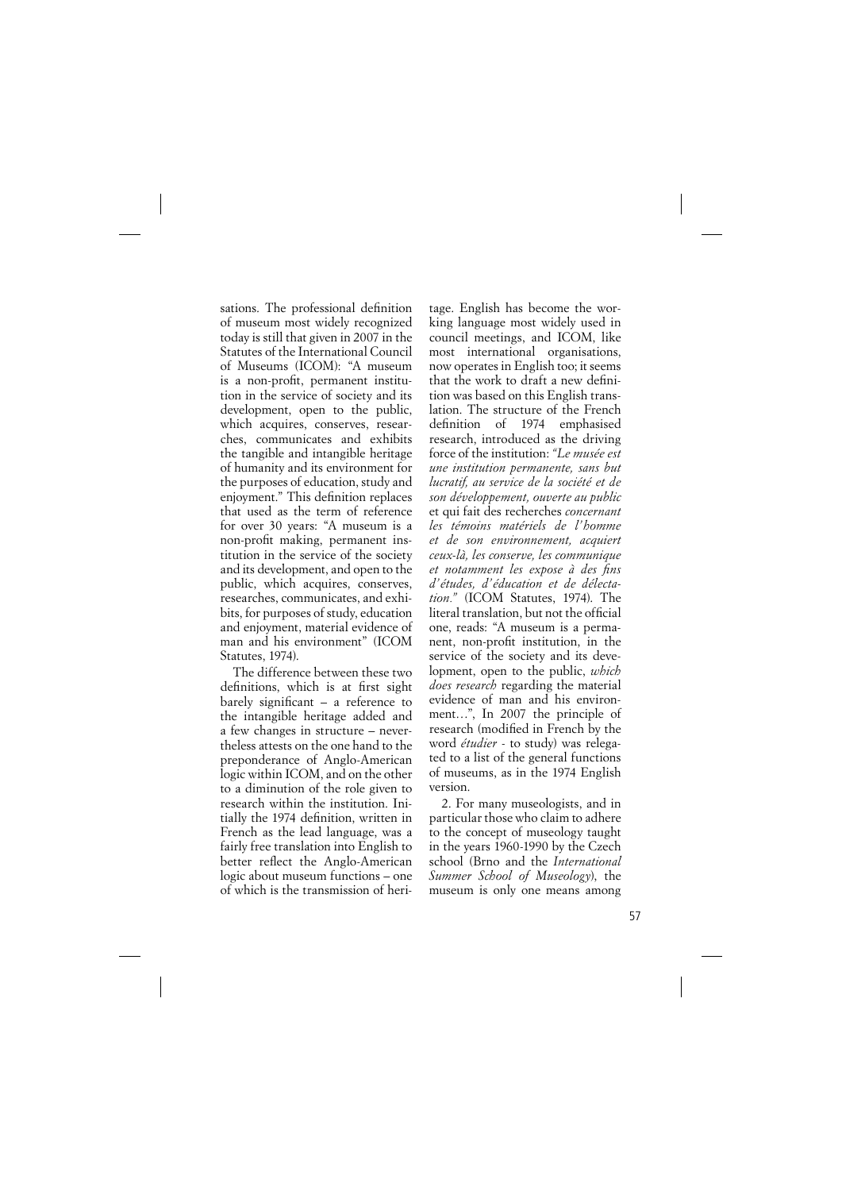sations. The professional definition of museum most widely recognized today is still that given in 2007 in the Statutes of the International Council of Museums (ICOM): "A museum is a non-profit, permanent institution in the service of society and its development, open to the public, which acquires, conserves, researches, communicates and exhibits the tangible and intangible heritage of humanity and its environment for the purposes of education, study and enjoyment." This definition replaces that used as the term of reference for over 30 years: "A museum is a non-profit making, permanent institution in the service of the society and its development, and open to the public, which acquires, conserves, researches, communicates, and exhibits, for purposes of study, education and enjoyment, material evidence of man and his environment" (ICOM Statutes, 1974).

The difference between these two definitions, which is at first sight barely significant – a reference to the intangible heritage added and a few changes in structure – nevertheless attests on the one hand to the preponderance of Anglo-American logic within ICOM, and on the other to a diminution of the role given to research within the institution. Initially the 1974 definition, written in French as the lead language, was a fairly free translation into English to better reflect the Anglo-American logic about museum functions – one of which is the transmission of heritage. English has become the working language most widely used in council meetings, and ICOM, like most international organisations, now operates in English too; it seems that the work to draft a new definition was based on this English translation. The structure of the French definition of 1974 emphasised research, introduced as the driving force of the institution: *"Le musée est une institution permanente, sans but lucratif, au service de la société et de son développement, ouverte au public* et qui fait des recherches *concernant les témoins matériels de l'homme et de son environnement, acquiert ceux-là, les conserve, les communique et notamment les expose à des fins d'études, d'éducation et de délectation."* (ICOM Statutes, 1974). The literal translation, but not the official one, reads: "A museum is a permanent, non-profit institution, in the service of the society and its development, open to the public, *which does research* regarding the material evidence of man and his environment…", In 2007 the principle of research (modified in French by the word *étudier* - to study) was relegated to a list of the general functions of museums, as in the 1974 English version.

2. For many museologists, and in particular those who claim to adhere to the concept of museology taught in the years 1960-1990 by the Czech school (Brno and the *International Summer School of Museology*), the museum is only one means among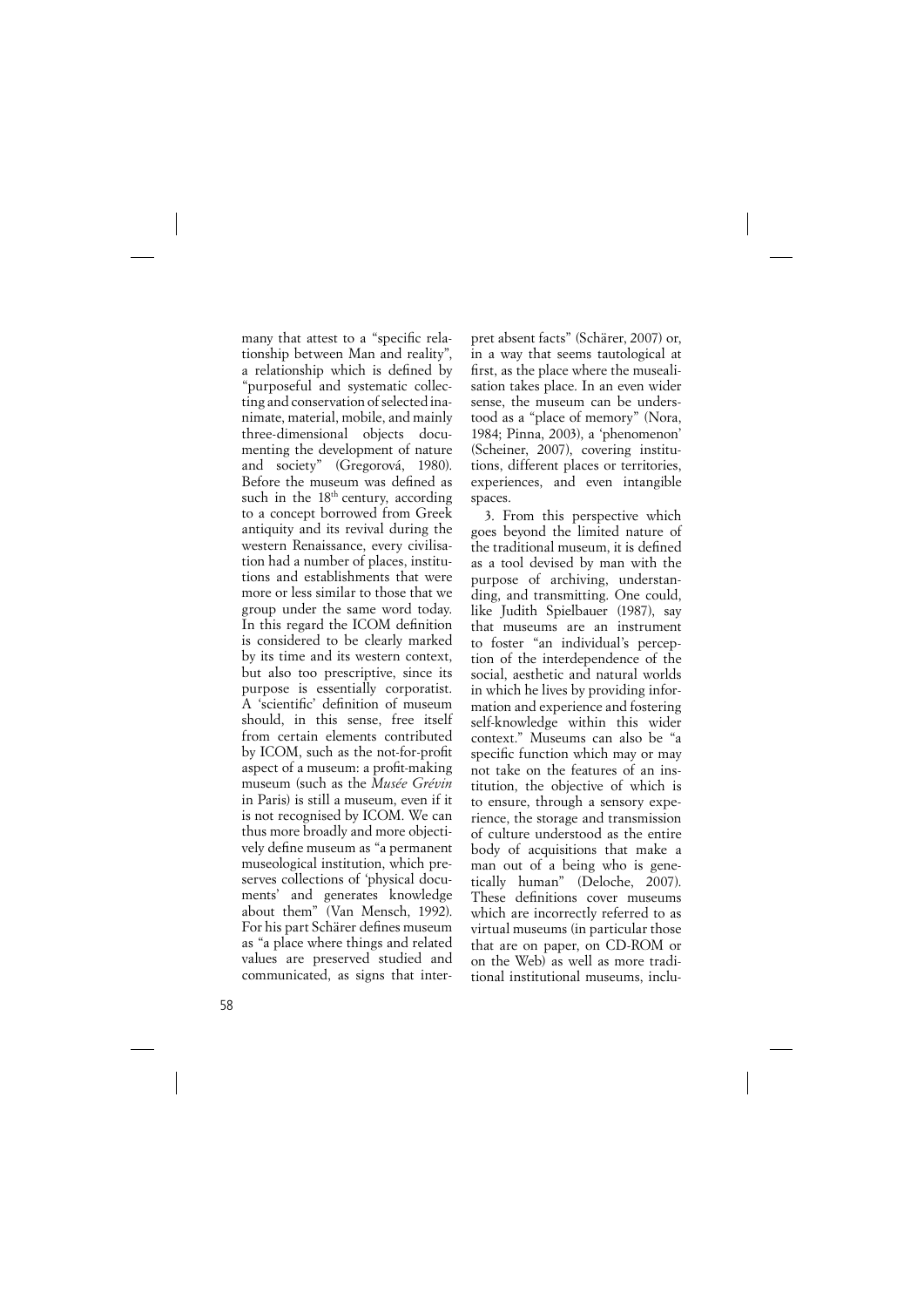many that attest to a "specific relationship between Man and reality", a relationship which is defined by "purposeful and systematic collecting and conservation of selected inanimate, material, mobile, and mainly three-dimensional objects documenting the development of nature and society" (Gregorová, 1980). Before the museum was defined as such in the 18th century, according to a concept borrowed from Greek antiquity and its revival during the western Renaissance, every civilisation had a number of places, institutions and establishments that were more or less similar to those that we group under the same word today. In this regard the ICOM definition is considered to be clearly marked by its time and its western context, but also too prescriptive, since its purpose is essentially corporatist. A 'scientific' definition of museum should, in this sense, free itself from certain elements contributed by ICOM, such as the not-for-profit aspect of a museum: a profit-making museum (such as the *Musée Grévin* in Paris) is still a museum, even if it is not recognised by ICOM. We can thus more broadly and more objectively define museum as "a permanent museological institution, which preserves collections of 'physical documents' and generates knowledge about them" (Van Mensch, 1992). For his part Schärer defines museum as "a place where things and related values are preserved studied and communicated, as signs that interpret absent facts" (Schärer, 2007) or, in a way that seems tautological at first, as the place where the musealisation takes place. In an even wider sense, the museum can be understood as a "place of memory" (Nora, 1984; Pinna, 2003), a 'phenomenon' (Scheiner, 2007), covering institutions, different places or territories, experiences, and even intangible spaces.

3. From this perspective which goes beyond the limited nature of the traditional museum, it is defined as a tool devised by man with the purpose of archiving, understanding, and transmitting. One could, like Judith Spielbauer (1987), say that museums are an instrument to foster "an individual's perception of the interdependence of the social, aesthetic and natural worlds in which he lives by providing information and experience and fostering self-knowledge within this wider context." Museums can also be "a specific function which may or may not take on the features of an institution, the objective of which is to ensure, through a sensory experience, the storage and transmission of culture understood as the entire body of acquisitions that make a man out of a being who is genetically human" (Deloche, 2007). These definitions cover museums which are incorrectly referred to as virtual museums (in particular those that are on paper, on CD-ROM or on the Web) as well as more traditional institutional museums, inclu-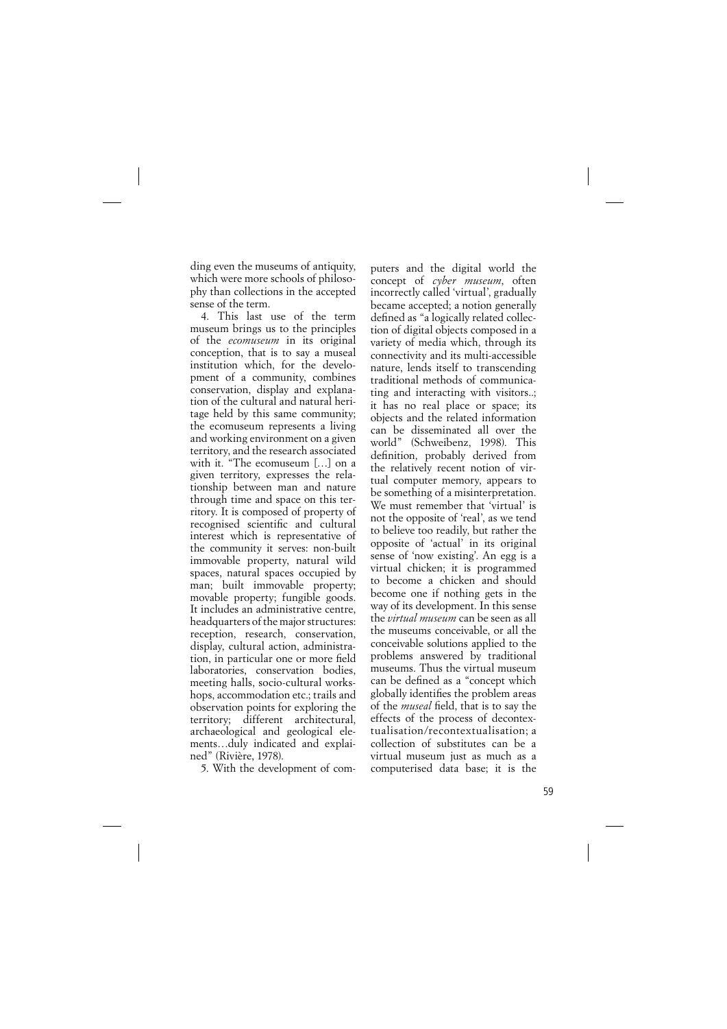ding even the museums of antiquity, which were more schools of philosophy than collections in the accepted sense of the term.

4. This last use of the term museum brings us to the principles of the *ecomuseum* in its original conception, that is to say a museal institution which, for the development of a community, combines conservation, display and explanation of the cultural and natural heritage held by this same community; the ecomuseum represents a living and working environment on a given territory, and the research associated with it. "The ecomuseum […] on a given territory, expresses the relationship between man and nature through time and space on this territory. It is composed of property of recognised scientific and cultural interest which is representative of the community it serves: non-built immovable property, natural wild spaces, natural spaces occupied by man; built immovable property; movable property; fungible goods. It includes an administrative centre, headquarters of the major structures: reception, research, conservation, display, cultural action, administration, in particular one or more field laboratories, conservation bodies, meeting halls, socio-cultural workshops, accommodation etc.; trails and observation points for exploring the territory; different architectural, archaeological and geological elements…duly indicated and explained" (Rivière, 1978).

5. With the development of computers and the digital world the concept of *cyber museum*, often incorrectly called 'virtual', gradually became accepted; a notion generally defined as "a logically related collection of digital objects composed in a variety of media which, through its connectivity and its multi-accessible nature, lends itself to transcending traditional methods of communicating and interacting with visitors..; it has no real place or space; its objects and the related information can be disseminated all over the world" (Schweibenz, 1998). This definition, probably derived from the relatively recent notion of virtual computer memory, appears to be something of a misinterpretation. We must remember that 'virtual' is not the opposite of 'real', as we tend to believe too readily, but rather the opposite of 'actual' in its original sense of 'now existing'. An egg is a virtual chicken; it is programmed to become a chicken and should become one if nothing gets in the way of its development. In this sense the *virtual museum* can be seen as all the museums conceivable, or all the conceivable solutions applied to the problems answered by traditional museums. Thus the virtual museum can be defined as a "concept which globally identifies the problem areas of the *museal* field, that is to say the effects of the process of decontextualisation/recontextualisation; a collection of substitutes can be a virtual museum just as much as a computerised data base; it is the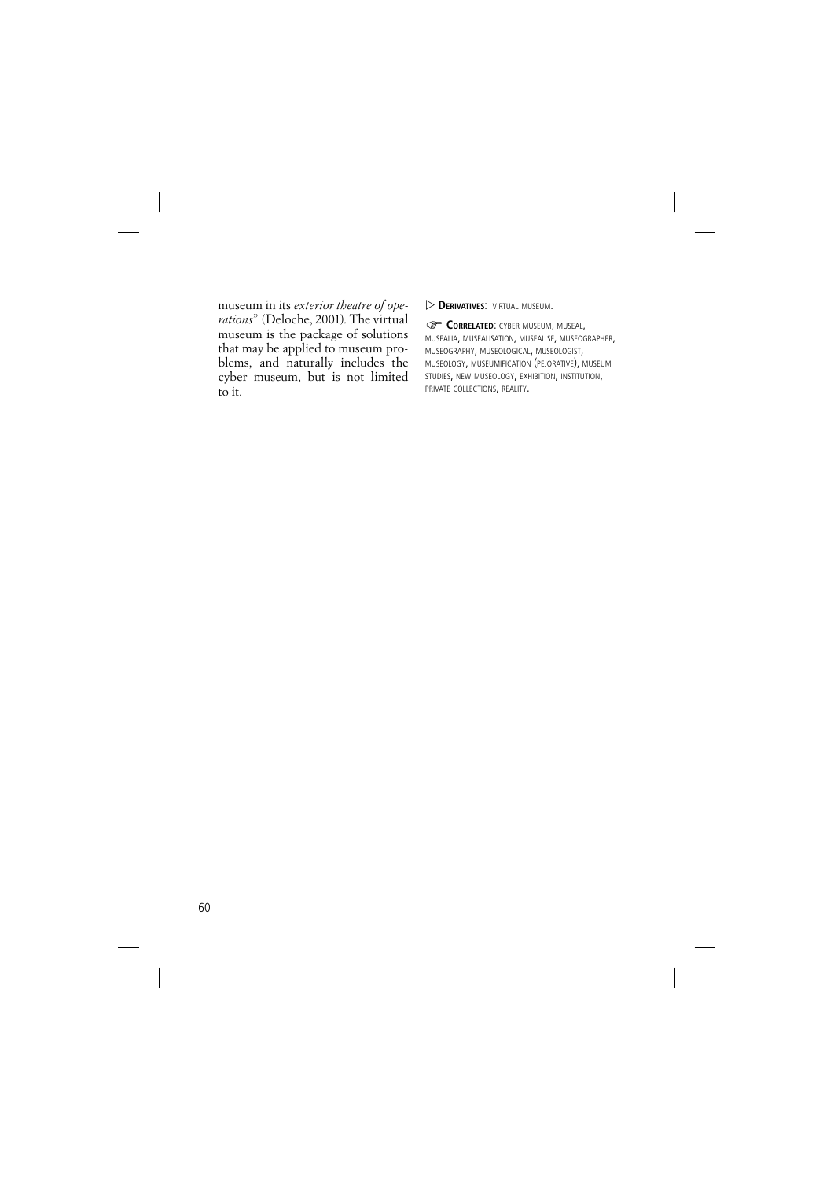museum in its *exterior theatre of operations*" (Deloche, 2001). The virtual museum is the package of solutions that may be applied to museum problems, and naturally includes the cyber museum, but is not limited to it.

▷ **DERIVATIVES**: VIRTUAL MUSEUM.

☞ **CORRELATED**: CYBER MUSEUM, MUSEAL, MUSEALIA, MUSEALISATION, MUSEALISE, MUSEOGRAPHER, MUSEOGRAPHY, MUSEOLOGICAL, MUSEOLOGIST, MUSEOLOGY, MUSEUMIFICATION (PEJORATIVE), MUSEUM STUDIES, NEW MUSEOLOGY, EXHIBITION, INSTITUTION, PRIVATE COLLECTIONS, REALITY.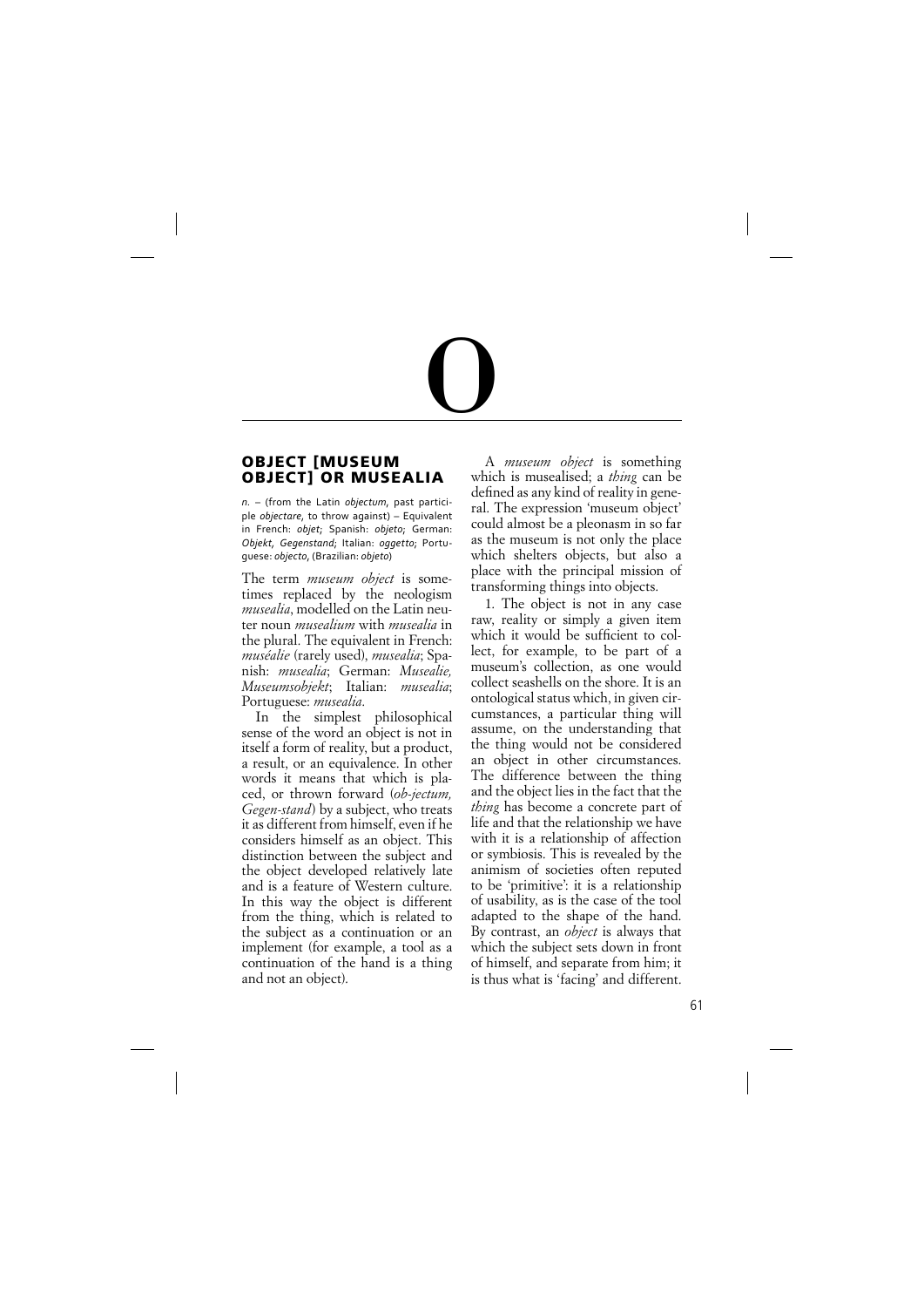# O

## OBJECT [MUSEUM OBJECT] OR MUSEALIA

*n.* – (from the Latin *objectum*, past participle *objectare*, to throw against) – Equivalent in French: *objet*; Spanish: *objeto*; German: *Objekt, Gegenstand;* Italian: *oggetto;* Portuguese: *objecto*, (Brazilian: *objeto*)

The term *museum object* is sometimes replaced by the neologism *musealia*, modelled on the Latin neuter noun *musealium* with *musealia* in the plural. The equivalent in French: *muséalie* (rarely used), *musealia*; Spanish: *musealia*; German: *Musealie, Museumsobjekt*; Italian: *musealia*; Portuguese: *musealia*.

In the simplest philosophical sense of the word an object is not in itself a form of reality, but a product, a result, or an equivalence. In other words it means that which is placed, or thrown forward (*ob-jectum, Gegen-stand*) by a subject, who treats it as different from himself, even if he considers himself as an object. This distinction between the subject and the object developed relatively late and is a feature of Western culture. In this way the object is different from the thing, which is related to the subject as a continuation or an implement (for example, a tool as a continuation of the hand is a thing and not an object).

A *museum object* is something which is musealised; a *thing* can be defined as any kind of reality in general. The expression 'museum object' could almost be a pleonasm in so far as the museum is not only the place which shelters objects, but also a place with the principal mission of transforming things into objects.

1. The object is not in any case raw, reality or simply a given item which it would be sufficient to collect, for example, to be part of a museum's collection, as one would collect seashells on the shore. It is an ontological status which, in given circumstances, a particular thing will assume, on the understanding that the thing would not be considered an object in other circumstances. The difference between the thing and the object lies in the fact that the *thing* has become a concrete part of life and that the relationship we have with it is a relationship of affection or symbiosis. This is revealed by the animism of societies often reputed to be 'primitive': it is a relationship of usability, as is the case of the tool adapted to the shape of the hand. By contrast, an *object* is always that which the subject sets down in front of himself, and separate from him; it is thus what is 'facing' and different.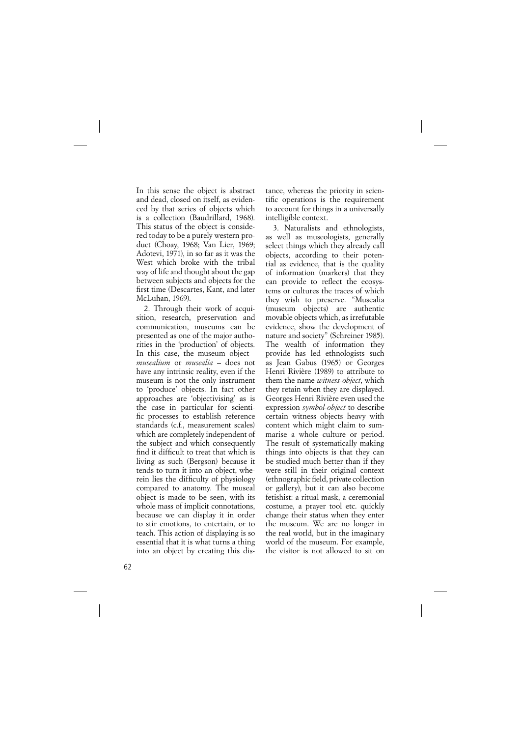In this sense the object is abstract and dead, closed on itself, as evidenced by that series of objects which is a collection (Baudrillard, 1968). This status of the object is considered today to be a purely western product (Choay, 1968; Van Lier, 1969; Adotevi, 1971), in so far as it was the West which broke with the tribal way of life and thought about the gap between subjects and objects for the first time (Descartes, Kant, and later McLuhan, 1969).

2. Through their work of acquisition, research, preservation and communication, museums can be presented as one of the major authorities in the 'production' of objects. In this case, the museum object – *musealium* or *musealia* – does not have any intrinsic reality, even if the museum is not the only instrument to 'produce' objects. In fact other approaches are 'objectivising' as is the case in particular for scientific processes to establish reference standards (c.f., measurement scales) which are completely independent of the subject and which consequently find it difficult to treat that which is living as such (Bergson) because it tends to turn it into an object, wherein lies the difficulty of physiology compared to anatomy. The museal object is made to be seen, with its whole mass of implicit connotations, because we can display it in order to stir emotions, to entertain, or to teach. This action of displaying is so essential that it is what turns a thing into an object by creating this distance, whereas the priority in scientific operations is the requirement to account for things in a universally intelligible context.

3. Naturalists and ethnologists, as well as museologists, generally select things which they already call objects, according to their potential as evidence, that is the quality of information (markers) that they can provide to reflect the ecosystems or cultures the traces of which they wish to preserve. "Musealia (museum objects) are authentic movable objects which, as irrefutable evidence, show the development of nature and society" (Schreiner 1985). The wealth of information they provide has led ethnologists such as Jean Gabus (1965) or Georges Henri Rivière (1989) to attribute to them the name *witness-object*, which they retain when they are displayed. Georges Henri Rivière even used the expression *symbol-object* to describe certain witness objects heavy with content which might claim to summarise a whole culture or period. The result of systematically making things into objects is that they can be studied much better than if they were still in their original context (ethnographic field, private collection or gallery), but it can also become fetishist: a ritual mask, a ceremonial costume, a prayer tool etc. quickly change their status when they enter the museum. We are no longer in the real world, but in the imaginary world of the museum. For example, the visitor is not allowed to sit on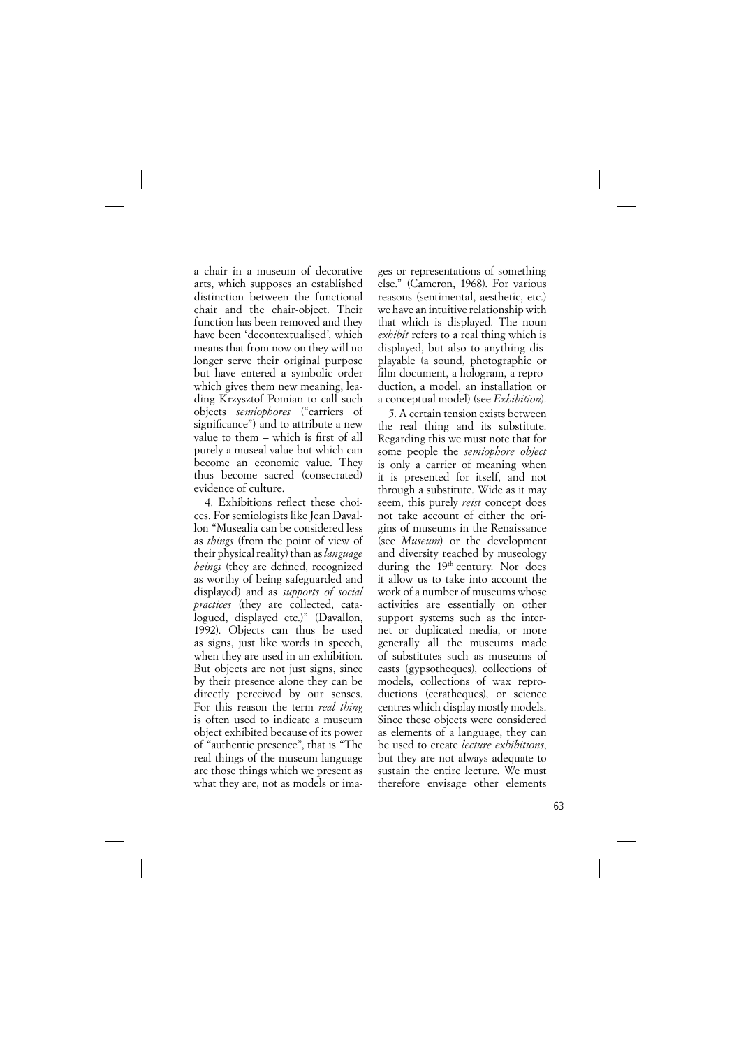a chair in a museum of decorative arts, which supposes an established distinction between the functional chair and the chair-object. Their function has been removed and they have been 'decontextualised', which means that from now on they will no longer serve their original purpose but have entered a symbolic order which gives them new meaning, leading Krzysztof Pomian to call such objects *semiophores* ("carriers of significance") and to attribute a new value to them – which is first of all purely a museal value but which can become an economic value. They thus become sacred (consecrated) evidence of culture.

4. Exhibitions reflect these choices. For semiologists like Jean Davallon "Musealia can be considered less as *things* (from the point of view of their physical reality) than as *language beings* (they are defined, recognized as worthy of being safeguarded and displayed) and as *supports of social practices* (they are collected, catalogued, displayed etc.)" (Davallon, 1992). Objects can thus be used as signs, just like words in speech, when they are used in an exhibition. But objects are not just signs, since by their presence alone they can be directly perceived by our senses. For this reason the term *real thing* is often used to indicate a museum object exhibited because of its power of "authentic presence", that is "The real things of the museum language are those things which we present as what they are, not as models or images or representations of something else." (Cameron, 1968). For various reasons (sentimental, aesthetic, etc.) we have an intuitive relationship with that which is displayed. The noun *exhibit* refers to a real thing which is displayed, but also to anything displayable (a sound, photographic or film document, a hologram, a reproduction, a model, an installation or a conceptual model) (see *Exhibition*).

5. A certain tension exists between the real thing and its substitute. Regarding this we must note that for some people the *semiophore object* is only a carrier of meaning when it is presented for itself, and not through a substitute. Wide as it may seem, this purely *reist* concept does not take account of either the origins of museums in the Renaissance (see *Museum*) or the development and diversity reached by museology during the 19th century. Nor does it allow us to take into account the work of a number of museums whose activities are essentially on other support systems such as the internet or duplicated media, or more generally all the museums made of substitutes such as museums of casts (gypsotheques), collections of models, collections of wax reproductions (ceratheques), or science centres which display mostly models. Since these objects were considered as elements of a language, they can be used to create *lecture exhibitions*, but they are not always adequate to sustain the entire lecture. We must therefore envisage other elements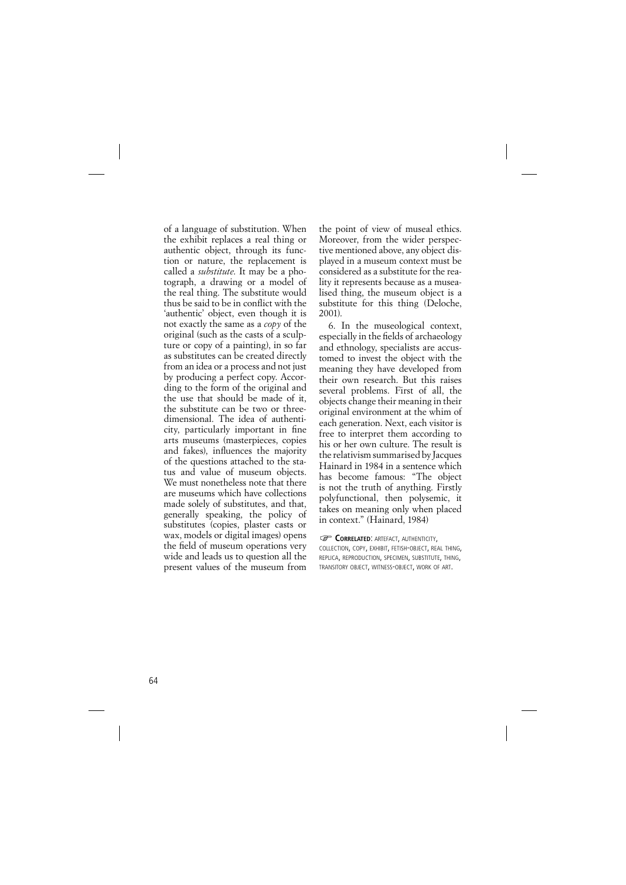of a language of substitution. When the exhibit replaces a real thing or authentic object, through its function or nature, the replacement is called a *substitute*. It may be a photograph, a drawing or a model of the real thing. The substitute would thus be said to be in conflict with the 'authentic' object, even though it is not exactly the same as a *copy* of the original (such as the casts of a sculpture or copy of a painting), in so far as substitutes can be created directly from an idea or a process and not just by producing a perfect copy. According to the form of the original and the use that should be made of it, the substitute can be two or three-dimensional. The idea of authenticity, particularly important in fine arts museums (masterpieces, copies and fakes), influences the majority of the questions attached to the status and value of museum objects. We must nonetheless note that there are museums which have collections made solely of substitutes, and that, generally speaking, the policy of substitutes (copies, plaster casts or wax, models or digital images) opens the field of museum operations very wide and leads us to question all the present values of the museum from the point of view of museal ethics. Moreover, from the wider perspective mentioned above, any object displayed in a museum context must be considered as a substitute for the reality it represents because as a musealised thing, the museum object is a substitute for this thing (Deloche, 2001).

6. In the museological context, especially in the fields of archaeology and ethnology, specialists are accustomed to invest the object with the meaning they have developed from their own research. But this raises several problems. First of all, the objects change their meaning in their original environment at the whim of each generation. Next, each visitor is free to interpret them according to his or her own culture. The result is the relativism summarised by Jacques Hainard in 1984 in a sentence which has become famous: "The object is not the truth of anything. Firstly polyfunctional, then polysemic, it takes on meaning only when placed in context." (Hainard, 1984)

☞ **Correlated**: artefact, authenticity, collection, copy, exhibit, fetish-object, real thing, replica, reproduction, specimen, substitute, thing, transitory object, witness-object, work of art.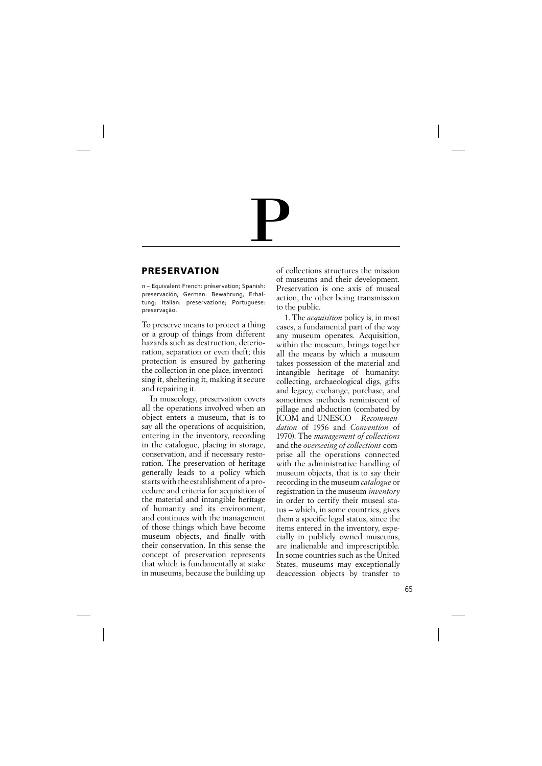# P

## PRESERVATION

*n* – Equivalent French: préservation; Spanish: preservación; German: Bewahrung, Erhaltung; Italian: preservazione; Portuguese: preservação.

To preserve means to protect a thing or a group of things from different hazards such as destruction, deterioration, separation or even theft; this protection is ensured by gathering the collection in one place, inventorising it, sheltering it, making it secure and repairing it.

In museology, preservation covers all the operations involved when an object enters a museum, that is to say all the operations of acquisition, entering in the inventory, recording in the catalogue, placing in storage, conservation, and if necessary restoration. The preservation of heritage generally leads to a policy which starts with the establishment of a procedure and criteria for acquisition of the material and intangible heritage of humanity and its environment, and continues with the management of those things which have become museum objects, and finally with their conservation. In this sense the concept of preservation represents that which is fundamentally at stake in museums, because the building up of collections structures the mission of museums and their development. Preservation is one axis of museal action, the other being transmission to the public.

1. The *acquisition* policy is, in most cases, a fundamental part of the way any museum operates. Acquisition, within the museum, brings together all the means by which a museum takes possession of the material and intangible heritage of humanity: collecting, archaeological digs, gifts and legacy, exchange, purchase, and sometimes methods reminiscent of pillage and abduction (combated by ICOM and UNESCO – *Recommendation* of 1956 and *Convention* of 1970). The *management of collections* and the *overseeing of collections* comprise all the operations connected with the administrative handling of museum objects, that is to say their recording in the museum *catalogue* or registration in the museum *inventory* in order to certify their museal status – which, in some countries, gives them a specific legal status, since the items entered in the inventory, especially in publicly owned museums, are inalienable and imprescriptible. In some countries such as the United States, museums may exceptionally deaccession objects by transfer to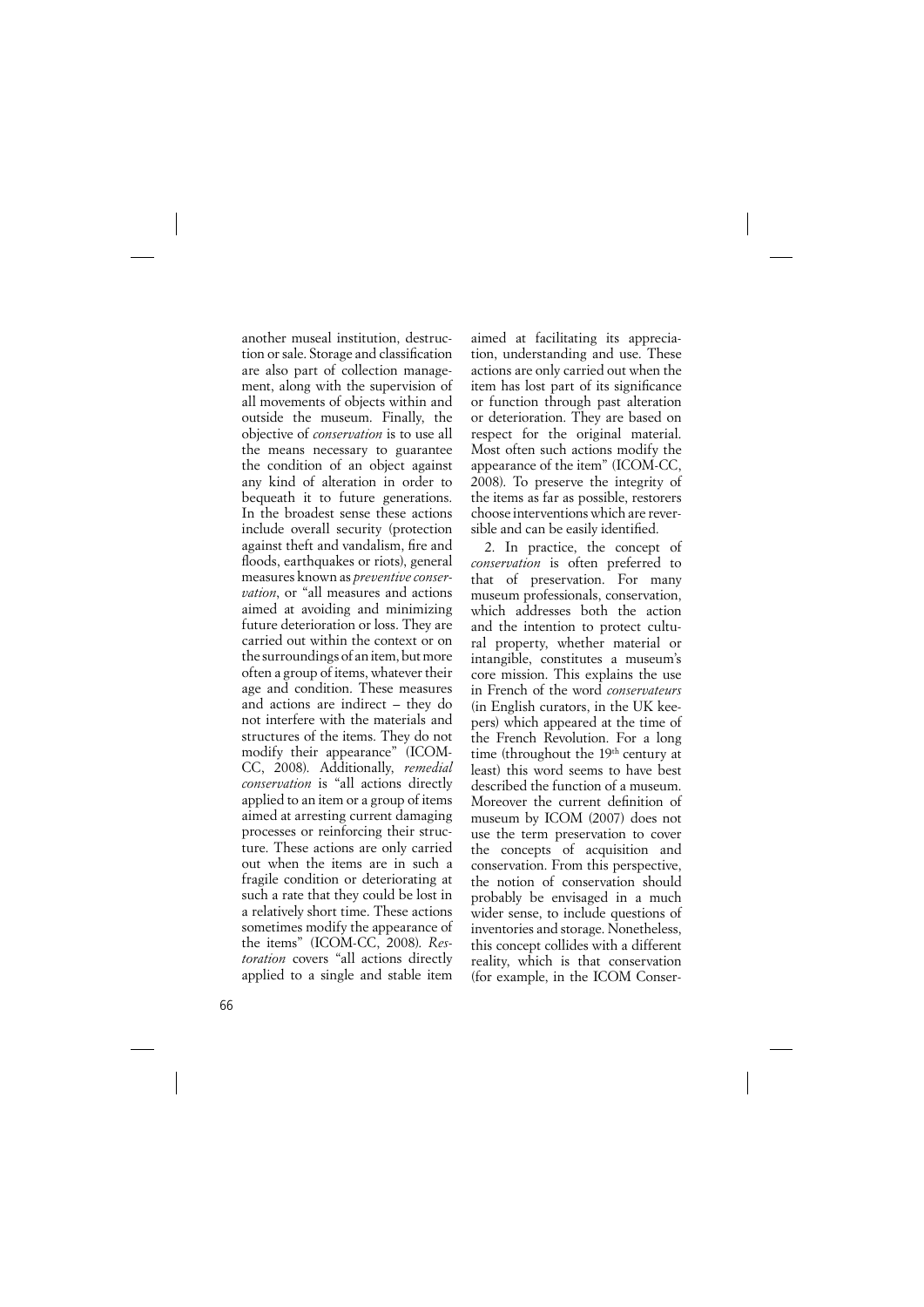another museal institution, destruction or sale. Storage and classification are also part of collection management, along with the supervision of all movements of objects within and outside the museum. Finally, the objective of *conservation* is to use all the means necessary to guarantee the condition of an object against any kind of alteration in order to bequeath it to future generations. In the broadest sense these actions include overall security (protection against theft and vandalism, fire and floods, earthquakes or riots), general measures known as *preventive conservation*, or "all measures and actions aimed at avoiding and minimizing future deterioration or loss. They are carried out within the context or on the surroundings of an item, but more often a group of items, whatever their age and condition. These measures and actions are indirect – they do not interfere with the materials and structures of the items. They do not modify their appearance" (ICOM-CC, 2008). Additionally, *remedial conservation* is "all actions directly applied to an item or a group of items aimed at arresting current damaging processes or reinforcing their structure. These actions are only carried out when the items are in such a fragile condition or deteriorating at such a rate that they could be lost in a relatively short time. These actions sometimes modify the appearance of the items" (ICOM-CC, 2008). *Restoration* covers "all actions directly applied to a single and stable item aimed at facilitating its appreciation, understanding and use. These actions are only carried out when the item has lost part of its significance or function through past alteration or deterioration. They are based on respect for the original material. Most often such actions modify the appearance of the item" (ICOM-CC, 2008). To preserve the integrity of the items as far as possible, restorers choose interventions which are reversible and can be easily identified.

2. In practice, the concept of *conservation* is often preferred to that of preservation. For many museum professionals, conservation, which addresses both the action and the intention to protect cultural property, whether material or intangible, constitutes a museum's core mission. This explains the use in French of the word *conservateurs* (in English curators, in the UK keepers) which appeared at the time of the French Revolution. For a long time (throughout the 19th century at least) this word seems to have best described the function of a museum. Moreover the current definition of museum by ICOM (2007) does not use the term preservation to cover the concepts of acquisition and conservation. From this perspective, the notion of conservation should probably be envisaged in a much wider sense, to include questions of inventories and storage. Nonetheless, this concept collides with a different reality, which is that conservation (for example, in the ICOM Conser-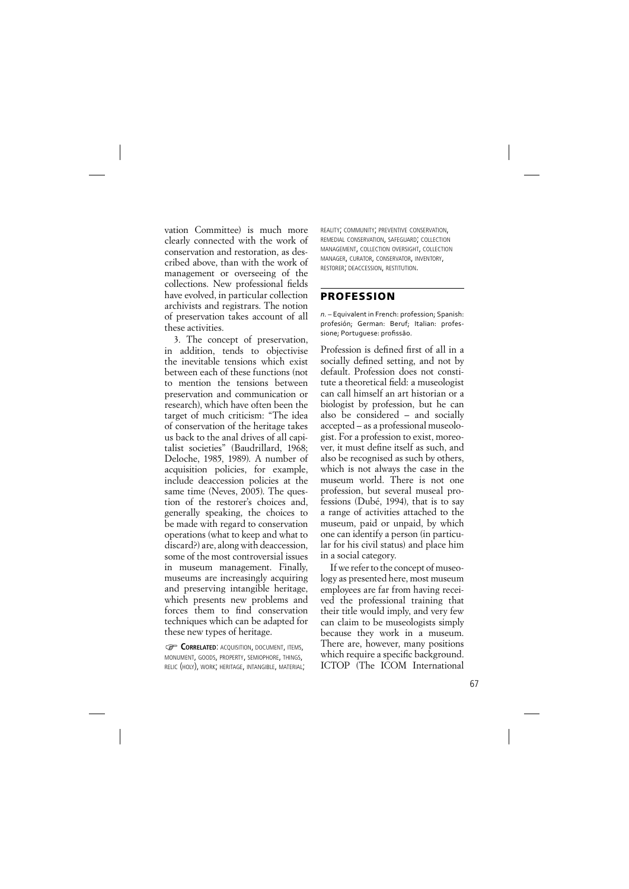vation Committee) is much more clearly connected with the work of conservation and restoration, as described above, than with the work of management or overseeing of the collections. New professional fields have evolved, in particular collection archivists and registrars. The notion of preservation takes account of all these activities.

3. The concept of preservation, in addition, tends to objectivise the inevitable tensions which exist between each of these functions (not to mention the tensions between preservation and communication or research), which have often been the target of much criticism: "The idea of conservation of the heritage takes us back to the anal drives of all capitalist societies" (Baudrillard, 1968; Deloche, 1985, 1989). A number of acquisition policies, for example, include deaccession policies at the same time (Neves, 2005). The question of the restorer's choices and, generally speaking, the choices to be made with regard to conservation operations (what to keep and what to discard?) are, along with deaccession, some of the most controversial issues in museum management. Finally, museums are increasingly acquiring and preserving intangible heritage, which presents new problems and forces them to find conservation techniques which can be adapted for these new types of heritage.

☞ **Correlated**: acquisition, document, items, monument, goods, property, semiophore, things, relic (holy), work; heritage, intangible, material; reality; community; preventive conservation, remedial conservation, safeguard; collection management, collection oversight, collection manager, curator, conservator, inventory, restorer; deaccession, restitution.

## PROFESSION

*n.* – Equivalent in French: profession; Spanish: profesión; German: Beruf; Italian: professione; Portuguese: profissão.

Profession is defined first of all in a socially defined setting, and not by default. Profession does not constitute a theoretical field: a museologist can call himself an art historian or a biologist by profession, but he can also be considered – and socially accepted – as a professional museologist. For a profession to exist, moreover, it must define itself as such, and also be recognised as such by others, which is not always the case in the museum world. There is not one profession, but several museal professions (Dubé, 1994), that is to say a range of activities attached to the museum, paid or unpaid, by which one can identify a person (in particular for his civil status) and place him in a social category.

If we refer to the concept of museology as presented here, most museum employees are far from having received the professional training that their title would imply, and very few can claim to be museologists simply because they work in a museum. There are, however, many positions which require a specific background. ICTOP (The ICOM International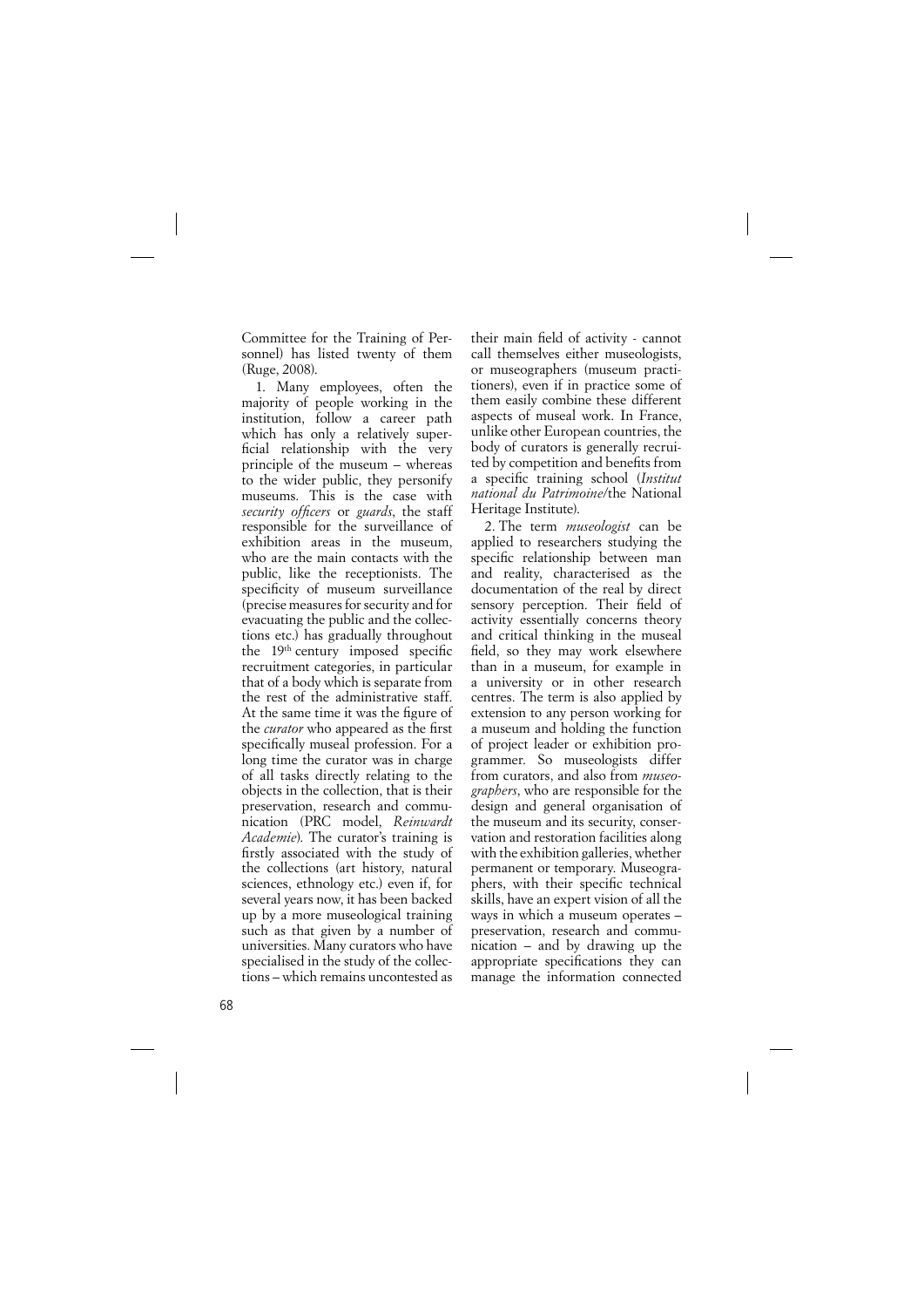Committee for the Training of Personnel) has listed twenty of them (Ruge, 2008).

1. Many employees, often the majority of people working in the institution, follow a career path which has only a relatively superficial relationship with the very principle of the museum – whereas to the wider public, they personify museums. This is the case with *security officers* or *guards*, the staff responsible for the surveillance of exhibition areas in the museum, who are the main contacts with the public, like the receptionists. The specificity of museum surveillance (precise measures for security and for evacuating the public and the collections etc.) has gradually throughout the 19th century imposed specific recruitment categories, in particular that of a body which is separate from the rest of the administrative staff. At the same time it was the figure of the *curator* who appeared as the first specifically museal profession. For a long time the curator was in charge of all tasks directly relating to the objects in the collection, that is their preservation, research and communication (PRC model, *Reinwardt Academie*). The curator's training is firstly associated with the study of the collections (art history, natural sciences, ethnology etc.) even if, for several years now, it has been backed up by a more museological training such as that given by a number of universities. Many curators who have specialised in the study of the collections – which remains uncontested as their main field of activity - cannot call themselves either museologists, or museographers (museum practitioners), even if in practice some of them easily combine these different aspects of museal work. In France, unlike other European countries, the body of curators is generally recruited by competition and benefits from a specific training school (*Institut national du Patrimoine*/the National Heritage Institute).

2. The term *museologist* can be applied to researchers studying the specific relationship between man and reality, characterised as the documentation of the real by direct sensory perception. Their field of activity essentially concerns theory and critical thinking in the museal field, so they may work elsewhere than in a museum, for example in a university or in other research centres. The term is also applied by extension to any person working for a museum and holding the function of project leader or exhibition programmer. So museologists differ from curators, and also from *museographers*, who are responsible for the design and general organisation of the museum and its security, conservation and restoration facilities along with the exhibition galleries, whether permanent or temporary. Museographers, with their specific technical skills, have an expert vision of all the ways in which a museum operates – preservation, research and communication – and by drawing up the appropriate specifications they can manage the information connected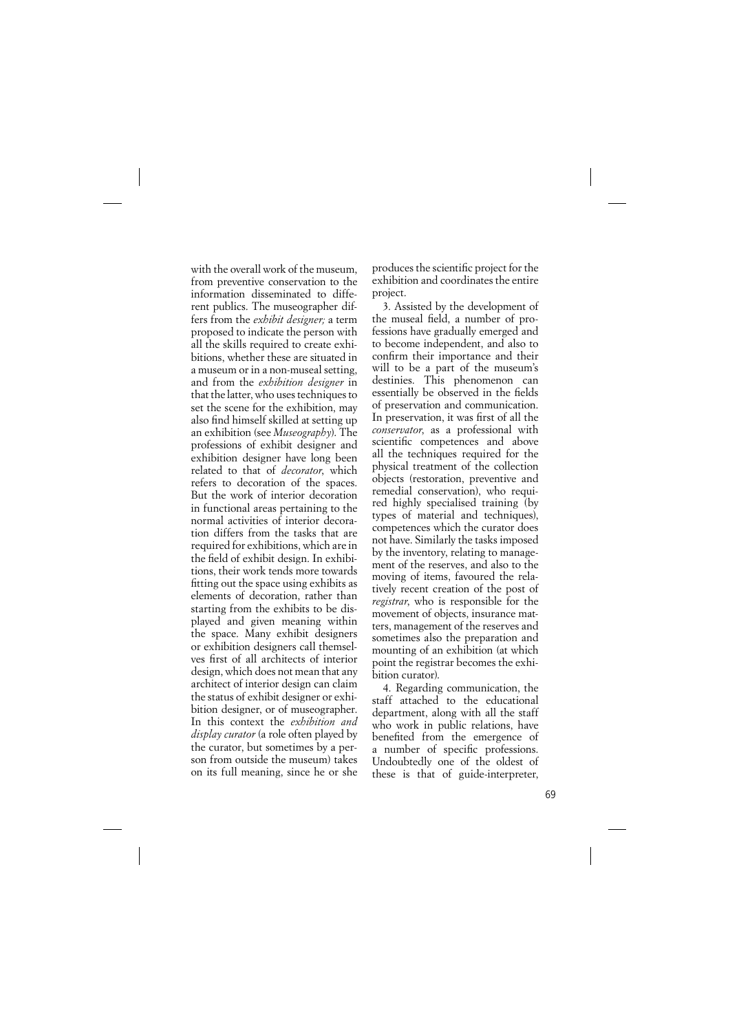with the overall work of the museum, from preventive conservation to the information disseminated to different publics. The museographer differs from the *exhibit designer;* a term proposed to indicate the person with all the skills required to create exhibitions, whether these are situated in a museum or in a non-museal setting, and from the *exhibition designer* in that the latter, who uses techniques to set the scene for the exhibition, may also find himself skilled at setting up an exhibition (see *Museography*). The professions of exhibit designer and exhibition designer have long been related to that of *decorator*, which refers to decoration of the spaces. But the work of interior decoration in functional areas pertaining to the normal activities of interior decoration differs from the tasks that are required for exhibitions, which are in the field of exhibit design. In exhibitions, their work tends more towards fitting out the space using exhibits as elements of decoration, rather than starting from the exhibits to be displayed and given meaning within the space. Many exhibit designers or exhibition designers call themselves first of all architects of interior design, which does not mean that any architect of interior design can claim the status of exhibit designer or exhibition designer, or of museographer. In this context the *exhibition and display curator* (a role often played by the curator, but sometimes by a person from outside the museum) takes on its full meaning, since he or she produces the scientific project for the exhibition and coordinates the entire project.

3. Assisted by the development of the museal field, a number of professions have gradually emerged and to become independent, and also to confirm their importance and their will to be a part of the museum's destinies. This phenomenon can essentially be observed in the fields of preservation and communication. In preservation, it was first of all the *conservator*, as a professional with scientific competences and above all the techniques required for the physical treatment of the collection objects (restoration, preventive and remedial conservation), who required highly specialised training (by types of material and techniques), competences which the curator does not have. Similarly the tasks imposed by the inventory, relating to management of the reserves, and also to the moving of items, favoured the relatively recent creation of the post of *registrar*, who is responsible for the movement of objects, insurance matters, management of the reserves and sometimes also the preparation and mounting of an exhibition (at which point the registrar becomes the exhibition curator).

4. Regarding communication, the staff attached to the educational department, along with all the staff who work in public relations, have benefited from the emergence of a number of specific professions. Undoubtedly one of the oldest of these is that of guide-interpreter,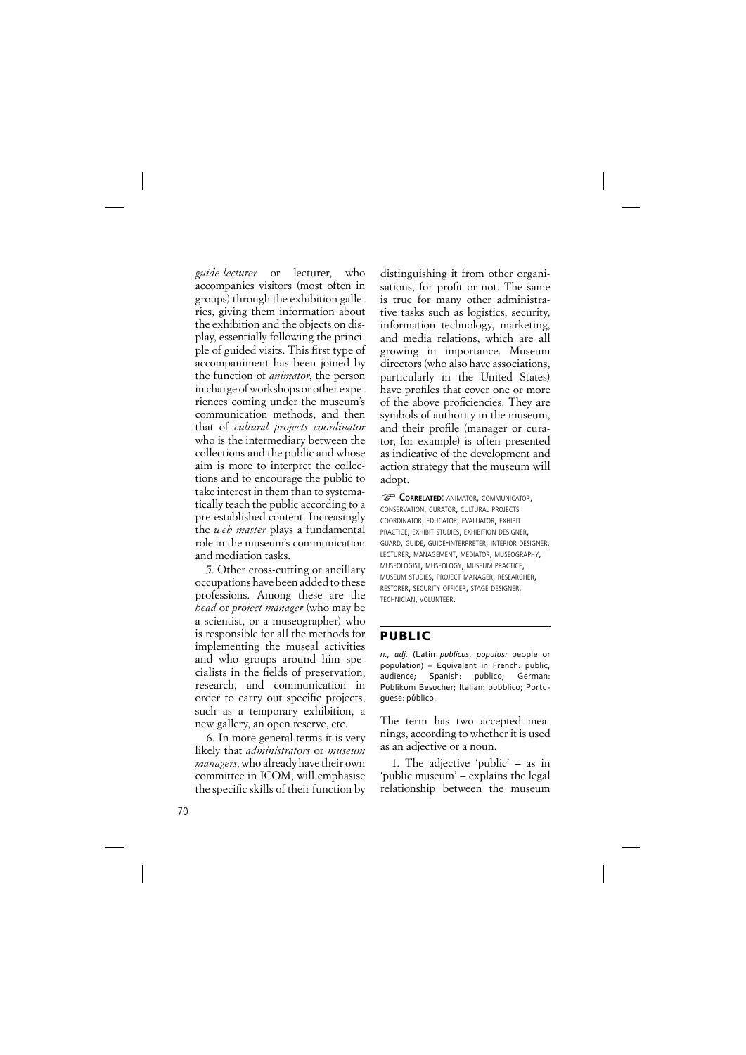*guide-lecturer* or lecturer, who accompanies visitors (most often in groups) through the exhibition galleries, giving them information about the exhibition and the objects on display, essentially following the principle of guided visits. This first type of accompaniment has been joined by the function of *animator*, the person in charge of workshops or other experiences coming under the museum's communication methods, and then that of *cultural projects coordinator* who is the intermediary between the collections and the public and whose aim is more to interpret the collections and to encourage the public to take interest in them than to systematically teach the public according to a pre-established content. Increasingly the *web master* plays a fundamental role in the museum's communication and mediation tasks.

5. Other cross-cutting or ancillary occupations have been added to these professions. Among these are the *head* or *project manager* (who may be a scientist, or a museographer) who is responsible for all the methods for implementing the museal activities and who groups around him specialists in the fields of preservation, research, and communication in order to carry out specific projects, such as a temporary exhibition, a new gallery, an open reserve, etc.

6. In more general terms it is very likely that *administrators* or *museum managers*, who already have their own committee in ICOM, will emphasise the specific skills of their function by distinguishing it from other organisations, for profit or not. The same is true for many other administrative tasks such as logistics, security, information technology, marketing, and media relations, which are all growing in importance. Museum directors (who also have associations, particularly in the United States) have profiles that cover one or more of the above proficiencies. They are symbols of authority in the museum, and their profile (manager or curator, for example) is often presented as indicative of the development and action strategy that the museum will adopt.

☞ **Correlated**: animator, communicator, conservation, curator, cultural projects coordinator, educator, evaluator, exhibit practice, exhibit studies, exhibition designer, guard, guide, guide-interpreter, interior designer, lecturer, management, mediator, museography, museologist, museology, museum practice, museum studies, project manager, researcher, restorer, security officer, stage designer, technician, volunteer.

## PUBLIC

*n., adj.* (Latin *publicus, populus:* people or population) – Equivalent in French: public, audience; Spanish: público; German: Publikum Besucher; Italian: pubblico; Portuguese: público.

The term has two accepted meanings, according to whether it is used as an adjective or a noun.

1. The adjective 'public' – as in 'public museum' – explains the legal relationship between the museum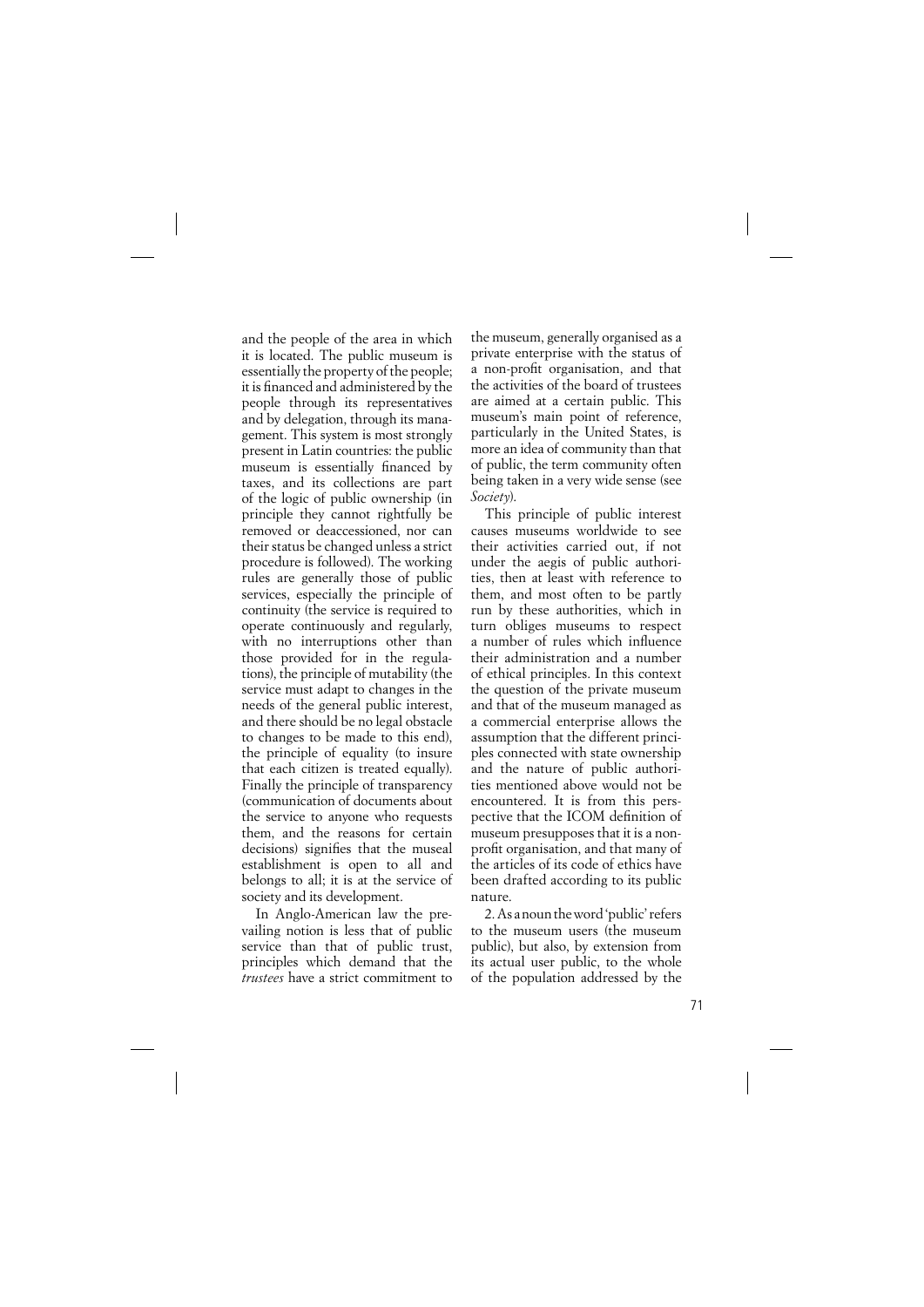and the people of the area in which it is located. The public museum is essentially the property of the people; it is financed and administered by the people through its representatives and by delegation, through its management. This system is most strongly present in Latin countries: the public museum is essentially financed by taxes, and its collections are part of the logic of public ownership (in principle they cannot rightfully be removed or deaccessioned, nor can their status be changed unless a strict procedure is followed). The working rules are generally those of public services, especially the principle of continuity (the service is required to operate continuously and regularly, with no interruptions other than those provided for in the regulations), the principle of mutability (the service must adapt to changes in the needs of the general public interest, and there should be no legal obstacle to changes to be made to this end), the principle of equality (to insure that each citizen is treated equally). Finally the principle of transparency (communication of documents about the service to anyone who requests them, and the reasons for certain decisions) signifies that the museal establishment is open to all and belongs to all; it is at the service of society and its development.

In Anglo-American law the prevailing notion is less that of public service than that of public trust, principles which demand that the *trustees* have a strict commitment to the museum, generally organised as a private enterprise with the status of a non-profit organisation, and that the activities of the board of trustees are aimed at a certain public. This museum's main point of reference, particularly in the United States, is more an idea of community than that of public, the term community often being taken in a very wide sense (see *Society*).

This principle of public interest causes museums worldwide to see their activities carried out, if not under the aegis of public authorities, then at least with reference to them, and most often to be partly run by these authorities, which in turn obliges museums to respect a number of rules which influence their administration and a number of ethical principles. In this context the question of the private museum and that of the museum managed as a commercial enterprise allows the assumption that the different principles connected with state ownership and the nature of public authorities mentioned above would not be encountered. It is from this perspective that the ICOM definition of museum presupposes that it is a non-profit organisation, and that many of the articles of its code of ethics have been drafted according to its public nature.

2. As a noun the word 'public' refers to the museum users (the museum public), but also, by extension from its actual user public, to the whole of the population addressed by the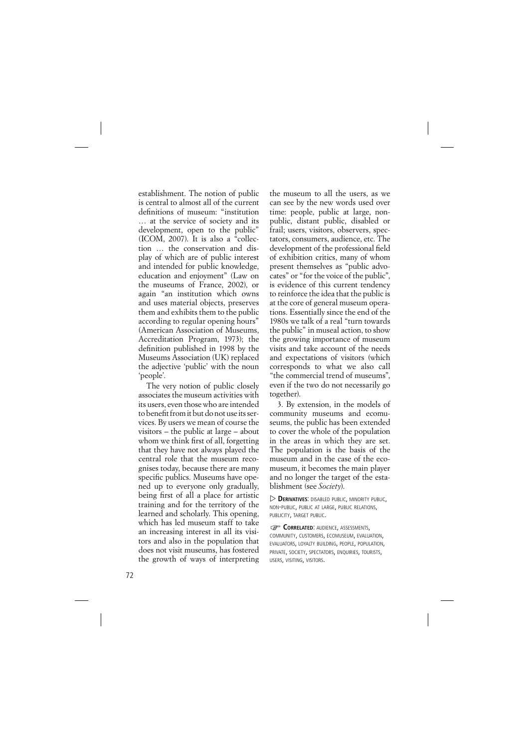establishment. The notion of public is central to almost all of the current definitions of museum: "institution … at the service of society and its development, open to the public" (ICOM, 2007). It is also a "collection … the conservation and display of which are of public interest and intended for public knowledge, education and enjoyment" (Law on the museums of France, 2002), or again "an institution which owns and uses material objects, preserves them and exhibits them to the public according to regular opening hours" (American Association of Museums, Accreditation Program, 1973); the definition published in 1998 by the Museums Association (UK) replaced the adjective 'public' with the noun 'people'.

The very notion of public closely associates the museum activities with its users, even those who are intended to benefit from it but do not use its services. By users we mean of course the visitors – the public at large – about whom we think first of all, forgetting that they have not always played the central role that the museum recognises today, because there are many specific publics. Museums have opened up to everyone only gradually, being first of all a place for artistic training and for the territory of the learned and scholarly. This opening, which has led museum staff to take an increasing interest in all its visitors and also in the population that does not visit museums, has fostered the growth of ways of interpreting the museum to all the users, as we can see by the new words used over time: people, public at large, non-public, distant public, disabled or frail; users, visitors, observers, spectators, consumers, audience, etc. The development of the professional field of exhibition critics, many of whom present themselves as "public advocates" or "for the voice of the public", is evidence of this current tendency to reinforce the idea that the public is at the core of general museum operations. Essentially since the end of the 1980s we talk of a real "turn towards the public" in museal action, to show the growing importance of museum visits and take account of the needs and expectations of visitors (which corresponds to what we also call "the commercial trend of museums", even if the two do not necessarily go together).

3. By extension, in the models of community museums and ecomuseums, the public has been extended to cover the whole of the population in the areas in which they are set. The population is the basis of the museum and in the case of the ecomuseum, it becomes the main player and no longer the target of the establishment (see *Society*).

▷ **DERIVATIVES**: DISABLED PUBLIC, MINORITY PUBLIC, NON-PUBLIC, PUBLIC AT LARGE, PUBLIC RELATIONS, PUBLICITY, TARGET PUBLIC.

☞ **CORRELATED**: AUDIENCE, ASSESSMENTS, COMMUNITY, CUSTOMERS, ECOMUSEUM, EVALUATION, EVALUATORS, LOYALTY BUILDING, PEOPLE, POPULATION, PRIVATE, SOCIETY, SPECTATORS, ENQUIRIES, TOURISTS, USERS, VISITING, VISITORS.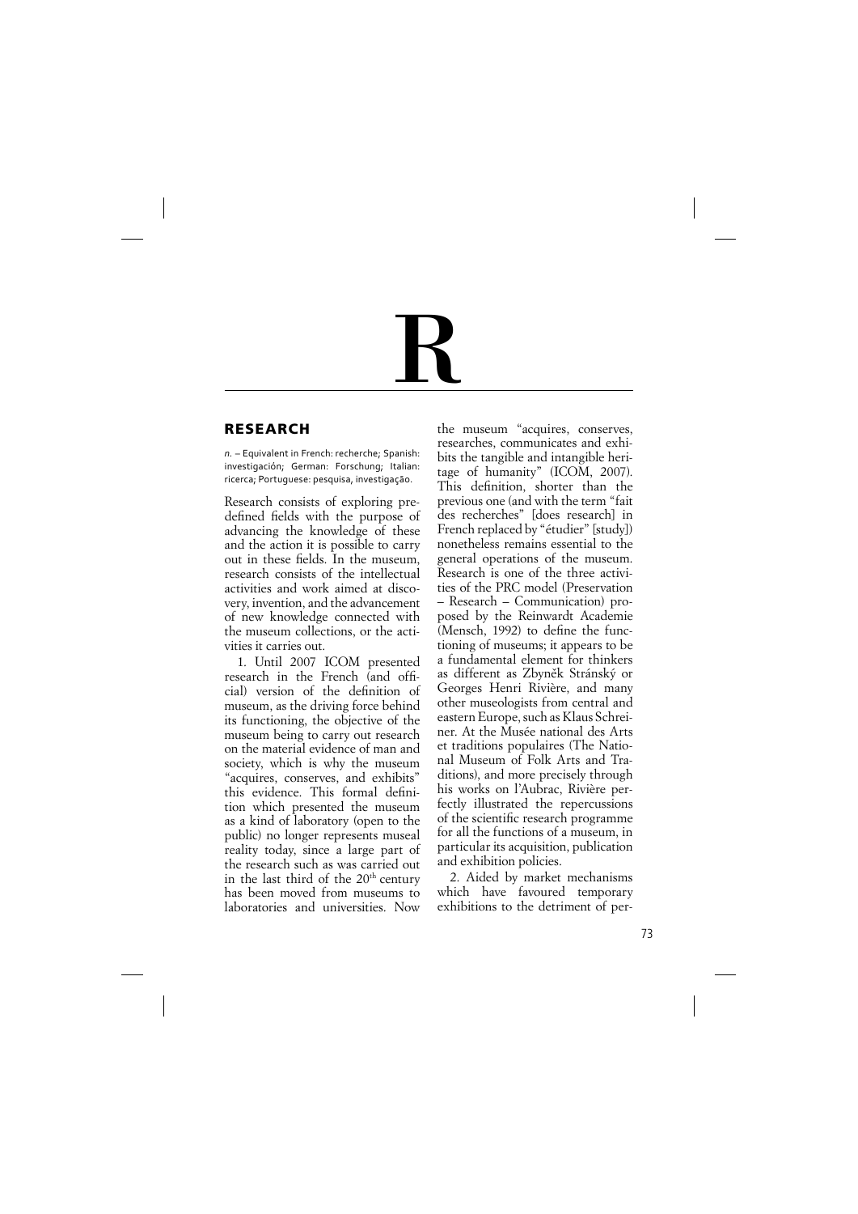# R

## RESEARCH

*n*. – Equivalent in French: recherche; Spanish: investigación; German: Forschung; Italian: ricerca; Portuguese: pesquisa, investigação.

Research consists of exploring predefined fields with the purpose of advancing the knowledge of these and the action it is possible to carry out in these fields. In the museum, research consists of the intellectual activities and work aimed at discovery, invention, and the advancement of new knowledge connected with the museum collections, or the activities it carries out.

1. Until 2007 ICOM presented research in the French (and official) version of the definition of museum, as the driving force behind its functioning, the objective of the museum being to carry out research on the material evidence of man and society, which is why the museum "acquires, conserves, and exhibits" this evidence. This formal definition which presented the museum as a kind of laboratory (open to the public) no longer represents museal reality today, since a large part of the research such as was carried out in the last third of the 20th century has been moved from museums to laboratories and universities. Now the museum "acquires, conserves, researches, communicates and exhibits the tangible and intangible heritage of humanity" (ICOM, 2007). This definition, shorter than the previous one (and with the term "fait des recherches" [does research] in French replaced by "étudier" [study]) nonetheless remains essential to the general operations of the museum. Research is one of the three activities of the PRC model (Preservation – Research – Communication) proposed by the Reinwardt Academie (Mensch, 1992) to define the functioning of museums; it appears to be a fundamental element for thinkers as different as Zbyněk Stránský or Georges Henri Rivière, and many other museologists from central and eastern Europe, such as Klaus Schreiner. At the Musée national des Arts et traditions populaires (The National Museum of Folk Arts and Traditions), and more precisely through his works on l'Aubrac, Rivière perfectly illustrated the repercussions of the scientific research programme for all the functions of a museum, in particular its acquisition, publication and exhibition policies.

2. Aided by market mechanisms which have favoured temporary exhibitions to the detriment of per-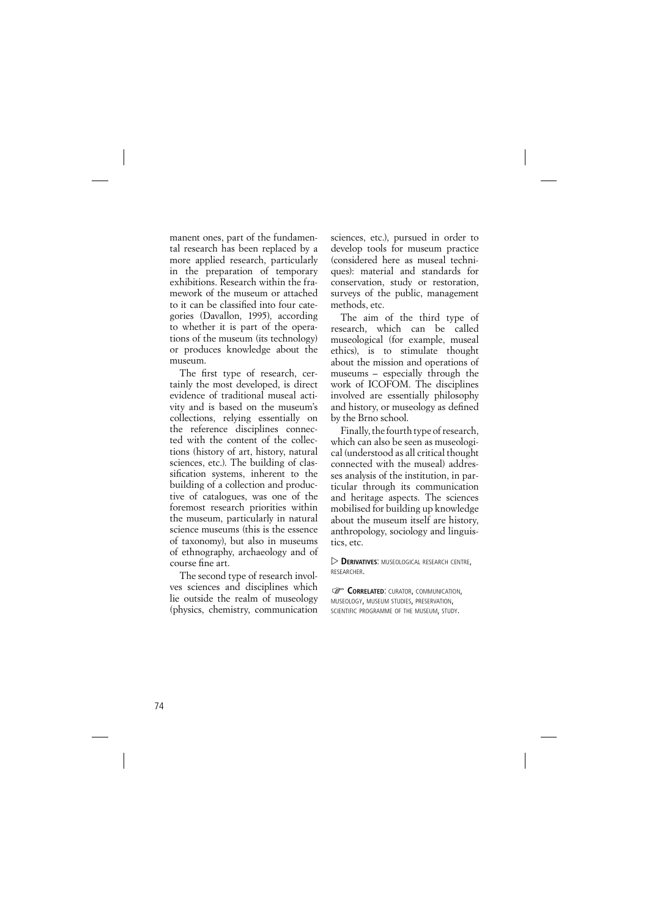manent ones, part of the fundamental research has been replaced by a more applied research, particularly in the preparation of temporary exhibitions. Research within the framework of the museum or attached to it can be classified into four categories (Davallon, 1995), according to whether it is part of the operations of the museum (its technology) or produces knowledge about the museum.

The first type of research, certainly the most developed, is direct evidence of traditional museal activity and is based on the museum's collections, relying essentially on the reference disciplines connected with the content of the collections (history of art, history, natural sciences, etc.). The building of classification systems, inherent to the building of a collection and productive of catalogues, was one of the foremost research priorities within the museum, particularly in natural science museums (this is the essence of taxonomy), but also in museums of ethnography, archaeology and of course fine art.

The second type of research involves sciences and disciplines which lie outside the realm of museology (physics, chemistry, communication sciences, etc.), pursued in order to develop tools for museum practice (considered here as museal techniques): material and standards for conservation, study or restoration, surveys of the public, management methods, etc.

The aim of the third type of research, which can be called museological (for example, museal ethics), is to stimulate thought about the mission and operations of museums – especially through the work of ICOFOM. The disciplines involved are essentially philosophy and history, or museology as defined by the Brno school.

Finally, the fourth type of research, which can also be seen as museological (understood as all critical thought connected with the museal) addresses analysis of the institution, in particular through its communication and heritage aspects. The sciences mobilised for building up knowledge about the museum itself are history, anthropology, sociology and linguistics, etc.

▷ **Derivatives**: MUSEOLOGICAL RESEARCH CENTRE, RESEARCHER.

☞ **Correlated**: CURATOR, COMMUNICATION, MUSEOLOGY, MUSEUM STUDIES, PRESERVATION, SCIENTIFIC PROGRAMME OF THE MUSEUM, STUDY.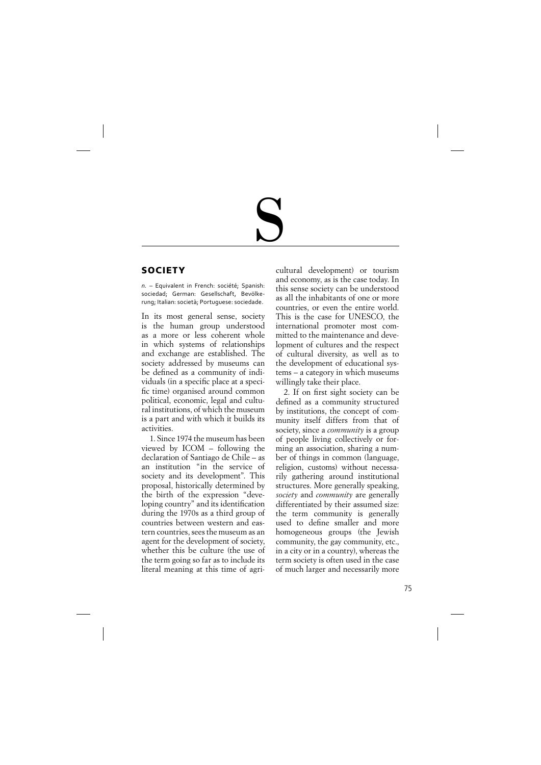# S

## SOCIETY

*n.* – Equivalent in French: société; Spanish: sociedad; German: Gesellschaft, Bevölkerung; Italian: società; Portuguese: sociedade.

In its most general sense, society is the human group understood as a more or less coherent whole in which systems of relationships and exchange are established. The society addressed by museums can be defined as a community of individuals (in a specific place at a specific time) organised around common political, economic, legal and cultural institutions, of which the museum is a part and with which it builds its activities.

1. Since 1974 the museum has been viewed by ICOM – following the declaration of Santiago de Chile – as an institution "in the service of society and its development". This proposal, historically determined by the birth of the expression "developing country" and its identification during the 1970s as a third group of countries between western and eastern countries, sees the museum as an agent for the development of society, whether this be culture (the use of the term going so far as to include its literal meaning at this time of agricultural development) or tourism and economy, as is the case today. In this sense society can be understood as all the inhabitants of one or more countries, or even the entire world. This is the case for UNESCO, the international promoter most committed to the maintenance and development of cultures and the respect of cultural diversity, as well as to the development of educational systems – a category in which museums willingly take their place.

2. If on first sight society can be defined as a community structured by institutions, the concept of community itself differs from that of society, since a *community* is a group of people living collectively or forming an association, sharing a number of things in common (language, religion, customs) without necessarily gathering around institutional structures. More generally speaking, *society* and *community* are generally differentiated by their assumed size: the term community is generally used to define smaller and more homogeneous groups (the Jewish community, the gay community, etc., in a city or in a country), whereas the term society is often used in the case of much larger and necessarily more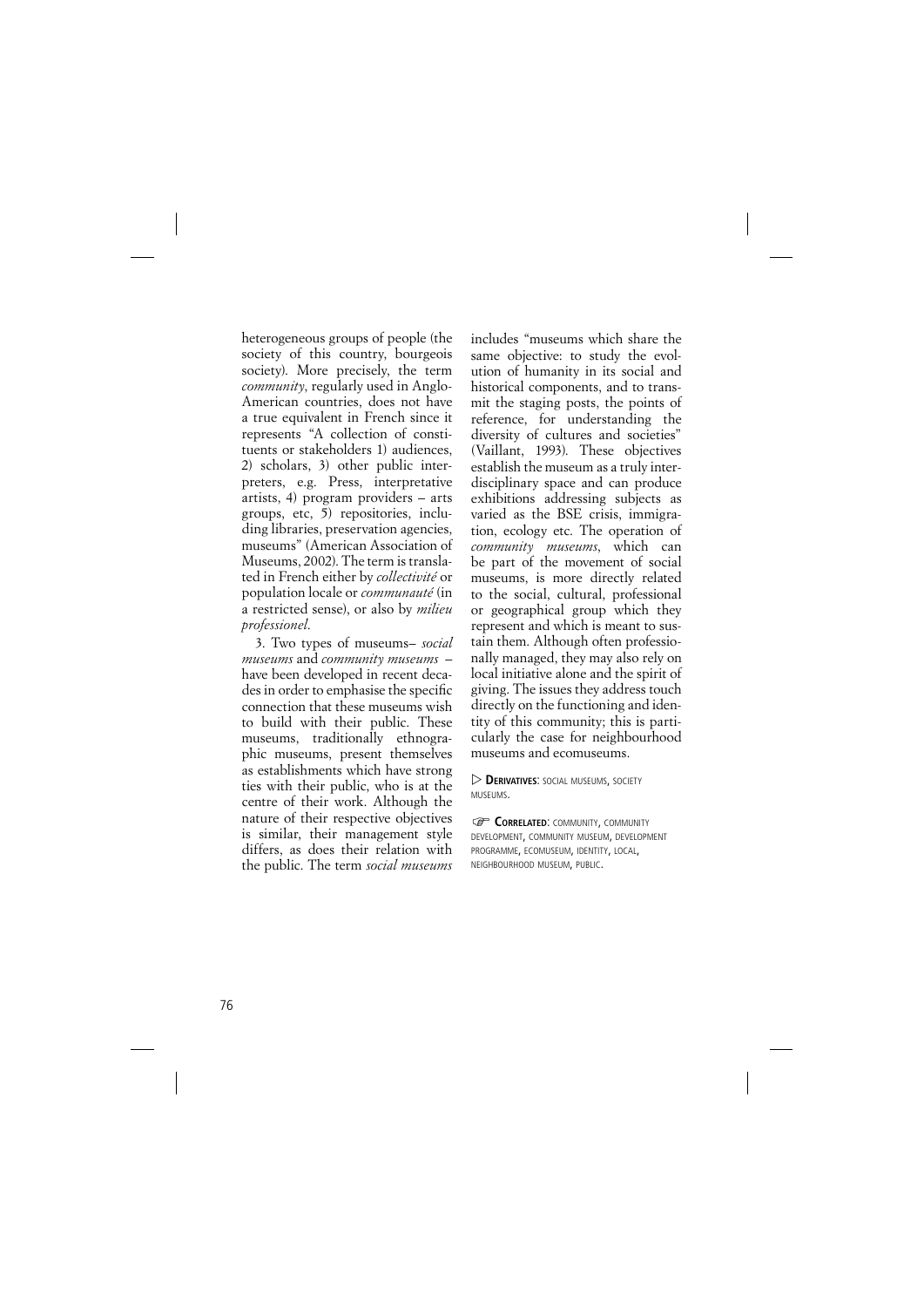heterogeneous groups of people (the society of this country, bourgeois society). More precisely, the term *community*, regularly used in Anglo-American countries, does not have a true equivalent in French since it represents "A collection of constituents or stakeholders 1) audiences, 2) scholars, 3) other public interpreters, e.g. Press, interpretative artists, 4) program providers – arts groups, etc, 5) repositories, including libraries, preservation agencies, museums" (American Association of Museums, 2002). The term is translated in French either by *collectivité* or population locale or *communauté* (in a restricted sense), or also by *milieu professionel*.

3. Two types of museums– *social museums* and *community museums* – have been developed in recent decades in order to emphasise the specific connection that these museums wish to build with their public. These museums, traditionally ethnographic museums, present themselves as establishments which have strong ties with their public, who is at the centre of their work. Although the nature of their respective objectives is similar, their management style differs, as does their relation with the public. The term *social museums* includes "museums which share the same objective: to study the evolution of humanity in its social and historical components, and to transmit the staging posts, the points of reference, for understanding the diversity of cultures and societies" (Vaillant, 1993). These objectives establish the museum as a truly interdisciplinary space and can produce exhibitions addressing subjects as varied as the BSE crisis, immigration, ecology etc. The operation of *community museums*, which can be part of the movement of social museums, is more directly related to the social, cultural, professional or geographical group which they represent and which is meant to sustain them. Although often professionally managed, they may also rely on local initiative alone and the spirit of giving. The issues they address touch directly on the functioning and identity of this community; this is particularly the case for neighbourhood museums and ecomuseums.

▷ **Derivatives**: social museums, society museums.

☞ **Correlated**: community, community development, community museum, development programme, ecomuseum, identity, local, neighbourhood museum, public.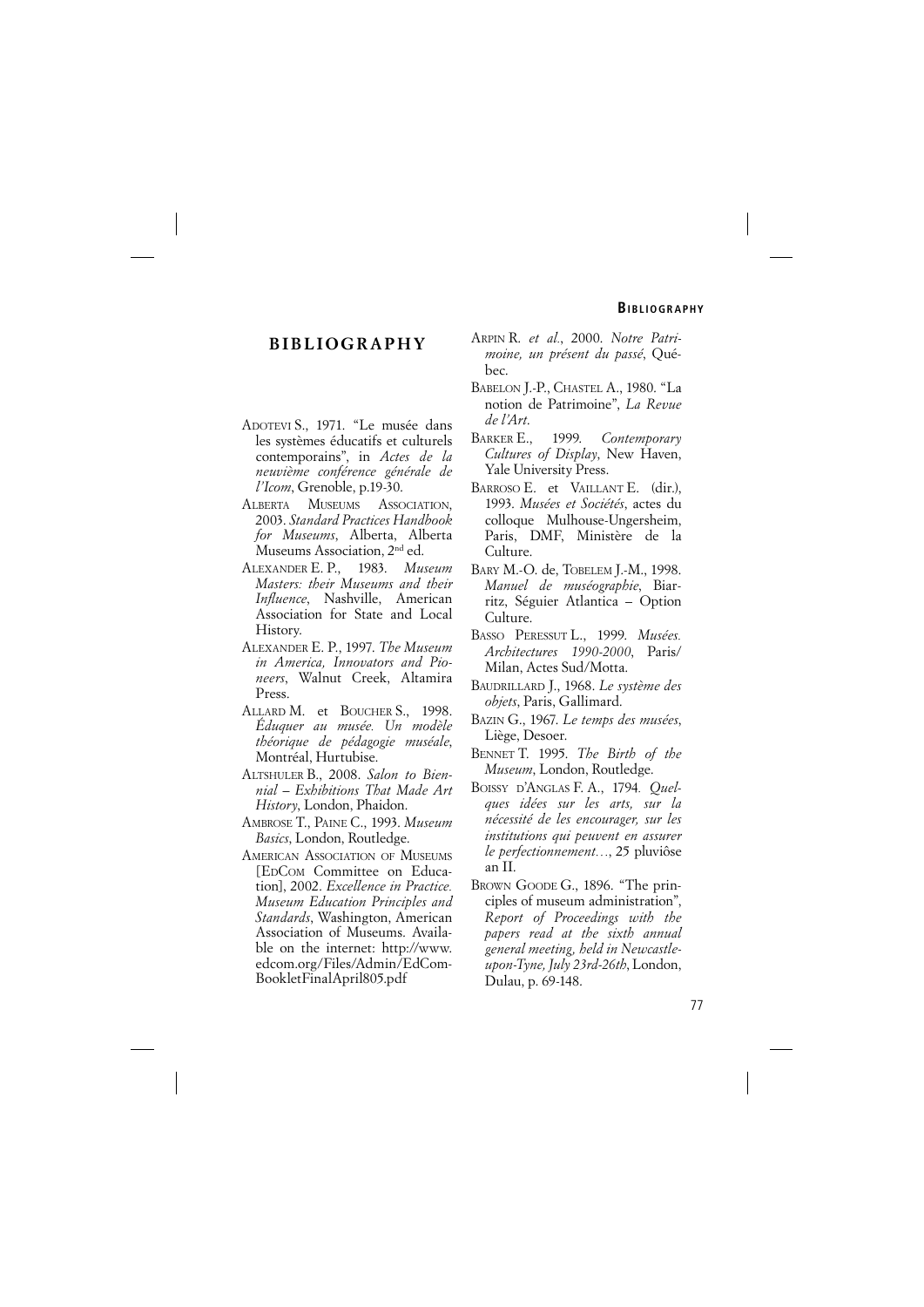# BIBLIOGRAPHY

ADOTEVI S., 1971. "Le musée dans les systèmes éducatifs et culturels contemporains", in *Actes de la neuvième conférence générale de l'Icom*, Grenoble, p.19-30.

ALBERTA MUSEUMS ASSOCIATION, 2003. *Standard Practices Handbook for Museums*, Alberta, Alberta Museums Association, 2nd ed.

ALEXANDER E. P., 1983. *Museum Masters: their Museums and their Influence*, Nashville, American Association for State and Local History.

ALEXANDER E. P., 1997. *The Museum in America, Innovators and Pioneers*, Walnut Creek, Altamira Press.

ALLARD M. et BOUCHER S., 1998. *Éduquer au musée. Un modèle théorique de pédagogie muséale*, Montréal, Hurtubise.

ALTSHULER B., 2008. *Salon to Biennial – Exhibitions That Made Art History*, London, Phaidon.

AMBROSE T., PAINE C., 1993. *Museum Basics*, London, Routledge.

AMERICAN ASSOCIATION OF MUSEUMS [EDCOM Committee on Education], 2002. *Excellence in Practice. Museum Education Principles and Standards*, Washington, American Association of Museums. Available on the internet: http://www.edcom.org/Files/Admin/EdComBookletFinalApril805.pdf

ARPIN R. *et al.*, 2000. *Notre Patrimoine, un présent du passé*, Québec.

BABELON J.-P., CHASTEL A., 1980. "La notion de Patrimoine", *La Revue de l'Art*.

BARKER E., 1999. *Contemporary Cultures of Display*, New Haven, Yale University Press.

BARROSO E. et VAILLANT E. (dir.), 1993. *Musées et Sociétés*, actes du colloque Mulhouse-Ungersheim, Paris, DMF, Ministère de la Culture.

BARY M.-O. de, TOBELEM J.-M., 1998. *Manuel de muséographie*, Biarritz, Séguier Atlantica – Option Culture.

BASSO PERESSUT L., 1999. *Musées. Architectures 1990-2000*, Paris/Milan, Actes Sud/Motta.

BAUDRILLARD J., 1968. *Le système des objets*, Paris, Gallimard.

BAZIN G., 1967. *Le temps des musées*, Liège, Desoer.

BENNET T. 1995. *The Birth of the Museum*, London, Routledge.

BOISSY D'ANGLAS F. A., 1794. *Quelques idées sur les arts, sur la nécessité de les encourager, sur les institutions qui peuvent en assurer le perfectionnement…*, 25 pluviôse an II.

BROWN GOODE G., 1896. "The principles of museum administration", *Report of Proceedings with the papers read at the sixth annual general meeting, held in Newcastle-upon-Tyne, July 23rd-26th*, London, Dulau, p. 69-148.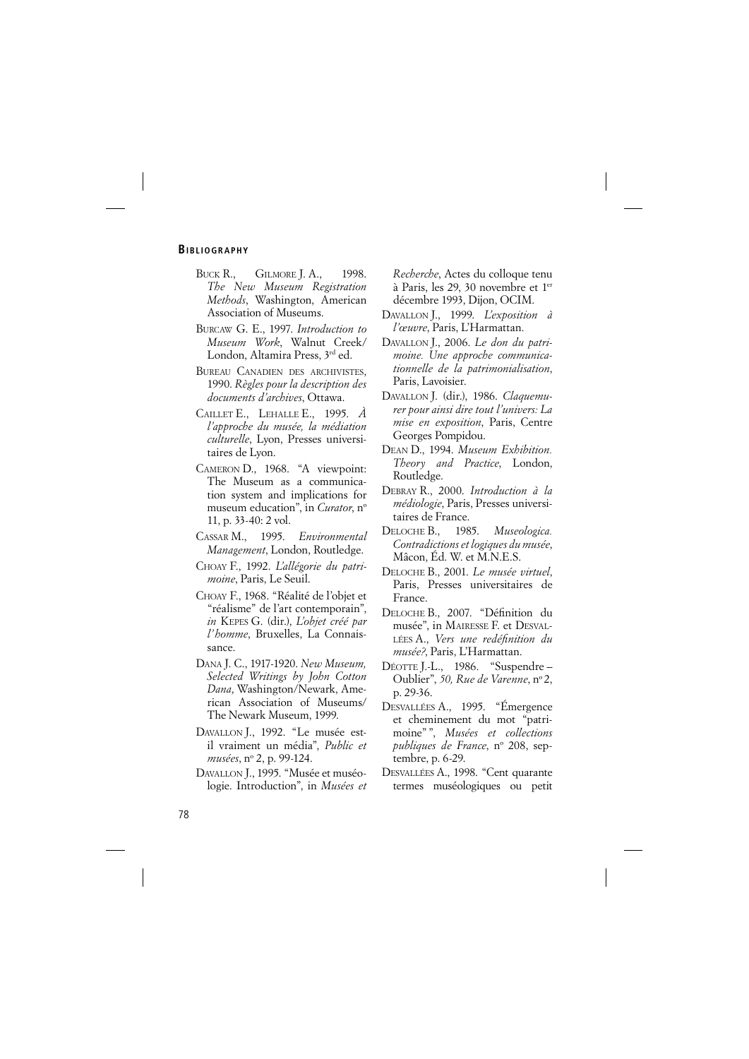## Bibliography

- Buck R., Gilmore J. A., 1998. *The New Museum Registration Methods*, Washington, American Association of Museums.
- Burcaw G. E., 1997. *Introduction to Museum Work*, Walnut Creek/ London, Altamira Press, 3rd ed.
- Bureau Canadien des archivistes, 1990. *Règles pour la description des documents d'archives*, Ottawa.
- Caillet E., Lehalle E., 1995. *À l'approche du musée, la médiation culturelle*, Lyon, Presses universitaires de Lyon.
- Cameron D., 1968. "A viewpoint: The Museum as a communication system and implications for museum education", in *Curator*, nº 11, p. 33-40: 2 vol.
- Cassar M., 1995. *Environmental Management*, London, Routledge.
- Choay F., 1992. *L'allégorie du patrimoine*, Paris, Le Seuil.
- Choay F., 1968. "Réalité de l'objet et "réalisme" de l'art contemporain", *in* Kepes G. (dir.), *L'objet créé par l'homme*, Bruxelles, La Connaissance.
- Dana J. C., 1917-1920. *New Museum, Selected Writings by John Cotton Dana*, Washington/Newark, American Association of Museums/ The Newark Museum, 1999.
- Davallon J., 1992. "Le musée est-il vraiment un média", *Public et musées*, nº 2, p. 99-124.
- Davallon J., 1995. "Musée et muséologie. Introduction", in *Musées et Recherche*, Actes du colloque tenu à Paris, les 29, 30 novembre et 1er décembre 1993, Dijon, OCIM.
- Davallon J., 1999. *L'exposition à l'œuvre*, Paris, L'Harmattan.
- Davallon J., 2006. *Le don du patrimoine. Une approche communicationnelle de la patrimonialisation*, Paris, Lavoisier.
- Davallon J. (dir.), 1986. *Claquemurer pour ainsi dire tout l'univers: La mise en exposition*, Paris, Centre Georges Pompidou.
- Dean D., 1994. *Museum Exhibition. Theory and Practice*, London, Routledge.
- Debray R., 2000. *Introduction à la médiologie*, Paris, Presses universitaires de France.
- Deloche B., 1985. *Museologica. Contradictions et logiques du musée*, Mâcon, Éd. W. et M.N.E.S.
- Deloche B., 2001. *Le musée virtuel*, Paris, Presses universitaires de France.
- Deloche B., 2007. "Définition du musée", in Mairesse F. et Desvallées A., *Vers une redéfinition du musée?*, Paris, L'Harmattan.
- Déotte J.-L., 1986. "Suspendre – Oublier", *50, Rue de Varenne*, nº 2, p. 29-36.
- Desvallées A., 1995. "Émergence et cheminement du mot "patrimoine" ", *Musées et collections publiques de France*, nº 208, septembre, p. 6-29.
- Desvallées A., 1998. "Cent quarante termes muséologiques ou petit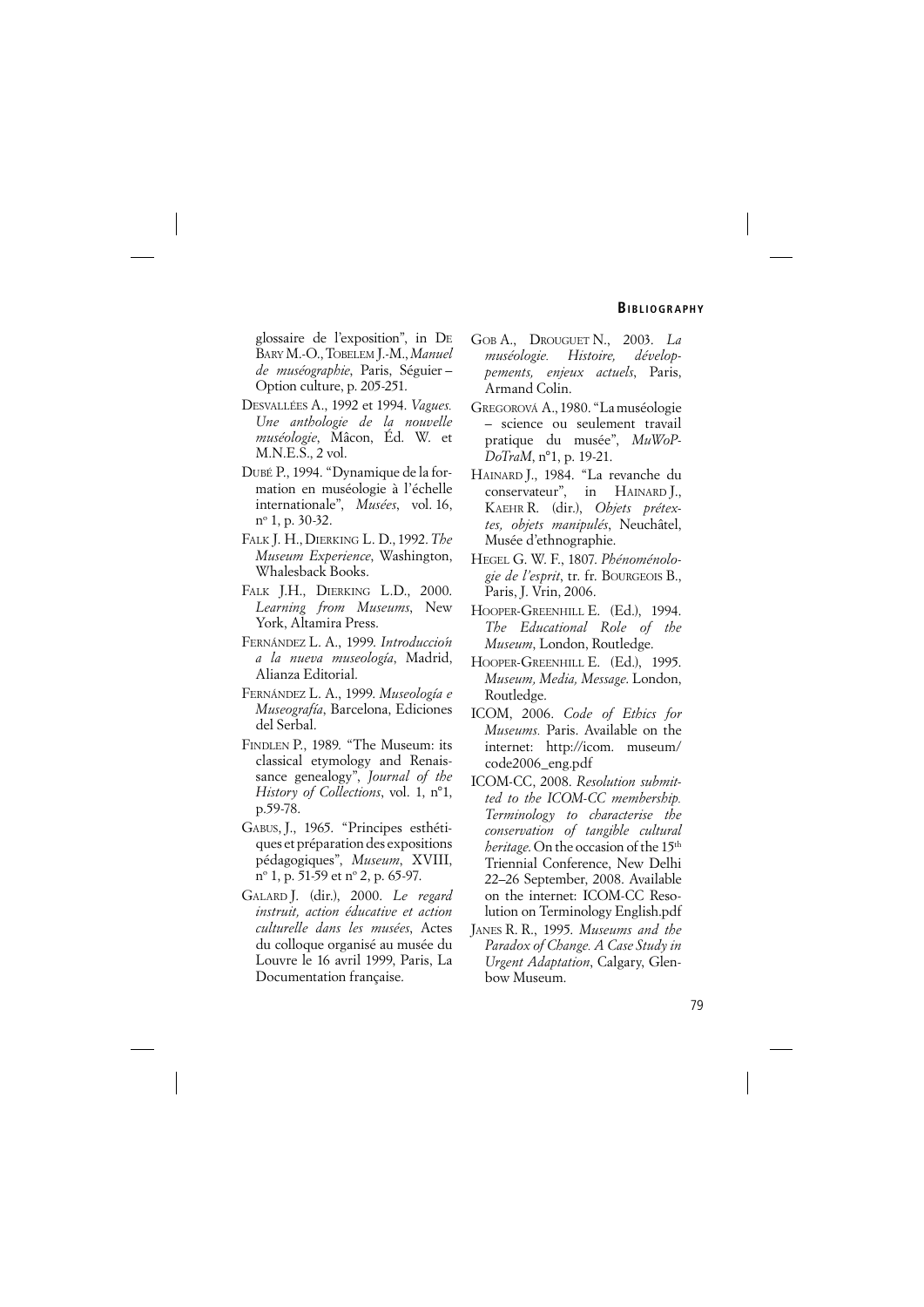glossaire de l'exposition", in De Bary M.-O., Tobelem J.-M., *Manuel de muséographie*, Paris, Séguier – Option culture, p. 205-251.

Desvallées A., 1992 et 1994. *Vagues. Une anthologie de la nouvelle muséologie*, Mâcon, Éd. W. et M.N.E.S., 2 vol.

Dubé P., 1994. "Dynamique de la formation en muséologie à l'échelle internationale", *Musées*, vol. 16, nº 1, p. 30-32.

Falk J. H., Dierking L. D., 1992. *The Museum Experience*, Washington, Whalesback Books.

Falk J.H., Dierking L.D., 2000. *Learning from Museums*, New York, Altamira Press.

Fernández L. A., 1999. *Introducción a la nueva museología*, Madrid, Alianza Editorial.

Fernández L. A., 1999. *Museología e Museografía*, Barcelona, Ediciones del Serbal.

Findlen P., 1989. "The Museum: its classical etymology and Renaissance genealogy", *Journal of the History of Collections*, vol. 1, n°1, p.59-78.

Gabus, J., 1965. "Principes esthétiques et préparation des expositions pédagogiques", *Museum*, XVIII, nº 1, p. 51-59 et nº 2, p. 65-97.

Galard J. (dir.), 2000. *Le regard instruit, action éducative et action culturelle dans les musées*, Actes du colloque organisé au musée du Louvre le 16 avril 1999, Paris, La Documentation française.

Gob A., Drouguet N., 2003. *La muséologie. Histoire, développements, enjeux actuels*, Paris, Armand Colin.

Gregorová A., 1980. "La muséologie – science ou seulement travail pratique du musée", *MuWoP-DoTraM*, n°1, p. 19-21.

Hainard J., 1984. "La revanche du conservateur", in Hainard J., Kaehr R. (dir.), *Objets prétextes, objets manipulés*, Neuchâtel, Musée d'ethnographie.

Hegel G. W. F., 1807. *Phénoménologie de l'esprit*, tr. fr. Bourgeois B., Paris, J. Vrin, 2006.

Hooper-Greenhill E. (Ed.), 1994. *The Educational Role of the Museum*, London, Routledge.

Hooper-Greenhill E. (Ed.), 1995. *Museum, Media, Message.* London, Routledge.

ICOM, 2006. *Code of Ethics for Museums.* Paris. Available on the internet: http://icom. museum/ code2006_eng.pdf

ICOM-CC, 2008. *Resolution submitted to the ICOM-CC membership. Terminology to characterise the conservation of tangible cultural heritage.* On the occasion of the 15th Triennial Conference, New Delhi 22–26 September, 2008. Available on the internet: ICOM-CC Resolution on Terminology English.pdf

Janes R. R., 1995. *Museums and the Paradox of Change. A Case Study in Urgent Adaptation*, Calgary, Glenbow Museum.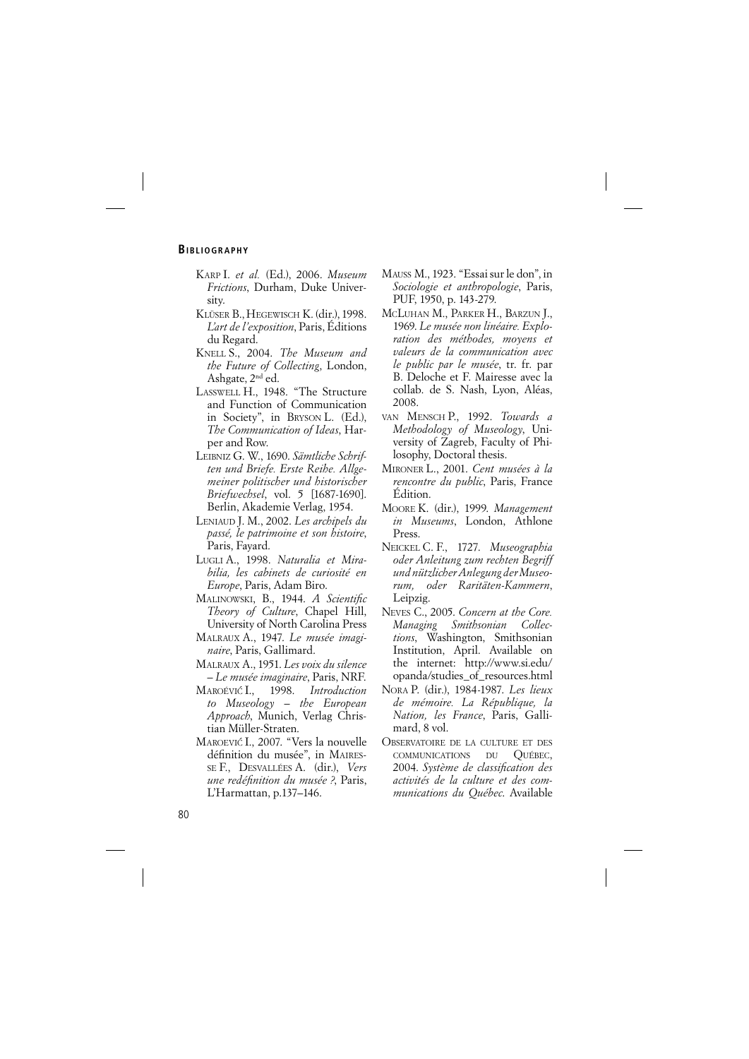## Bibliography

Karp I. *et al.* (Ed.), 2006. *Museum Frictions*, Durham, Duke University.

Klüser B., Hegewisch K. (dir.), 1998. *L'art de l'exposition*, Paris, Éditions du Regard.

Knell S., 2004. *The Museum and the Future of Collecting*, London, Ashgate, 2nd ed.

Lasswell H., 1948. "The Structure and Function of Communication in Society", in Bryson L. (Ed.), *The Communication of Ideas*, Harper and Row.

Leibniz G. W., 1690. *Sämtliche Schriften und Briefe. Erste Reihe. Allgemeiner politischer und historischer Briefwechsel*, vol. 5 [1687-1690]. Berlin, Akademie Verlag, 1954.

Leniaud J. M., 2002. *Les archipels du passé, le patrimoine et son histoire*, Paris, Fayard.

Lugli A., 1998. *Naturalia et Mirabilia, les cabinets de curiosité en Europe*, Paris, Adam Biro.

Malinowski, B., 1944. *A Scientific Theory of Culture*, Chapel Hill, University of North Carolina Press

Malraux A., 1947. *Le musée imaginaire*, Paris, Gallimard.

Malraux A., 1951. *Les voix du silence – Le musée imaginaire*, Paris, NRF.

Maroévić I., 1998. *Introduction to Museology – the European Approach*, Munich, Verlag Christian Müller-Straten.

Maroević I., 2007. "Vers la nouvelle définition du musée", in Mairesse F., Desvallées A. (dir.), *Vers une redéfinition du musée ?*, Paris, L'Harmattan, p.137–146.

Mauss M., 1923. "Essai sur le don", in *Sociologie et anthropologie*, Paris, PUF, 1950, p. 143-279.

McLuhan M., Parker H., Barzun J., 1969. *Le musée non linéaire. Exploration des méthodes, moyens et valeurs de la communication avec le public par le musée*, tr. fr. par B. Deloche et F. Mairesse avec la collab. de S. Nash, Lyon, Aléas, 2008.

van Mensch P., 1992. *Towards a Methodology of Museology*, University of Zagreb, Faculty of Philosophy, Doctoral thesis.

Mironer L., 2001. *Cent musées à la rencontre du public*, Paris, France Édition.

Moore K. (dir.), 1999. *Management in Museums*, London, Athlone Press.

Neickel C. F., 1727. *Museographia oder Anleitung zum rechten Begriff und nützlicher Anlegung der Museorum, oder Raritäten-Kammern*, Leipzig.

Neves C., 2005. *Concern at the Core. Managing Smithsonian Collections*, Washington, Smithsonian Institution, April. Available on the internet: http://www.si.edu/opanda/studies_of_resources.html

Nora P. (dir.), 1984-1987. *Les lieux de mémoire. La République, la Nation, les France*, Paris, Gallimard, 8 vol.

Observatoire de la culture et des communications du Québec, 2004. *Système de classification des activités de la culture et des communications du Québec.* Available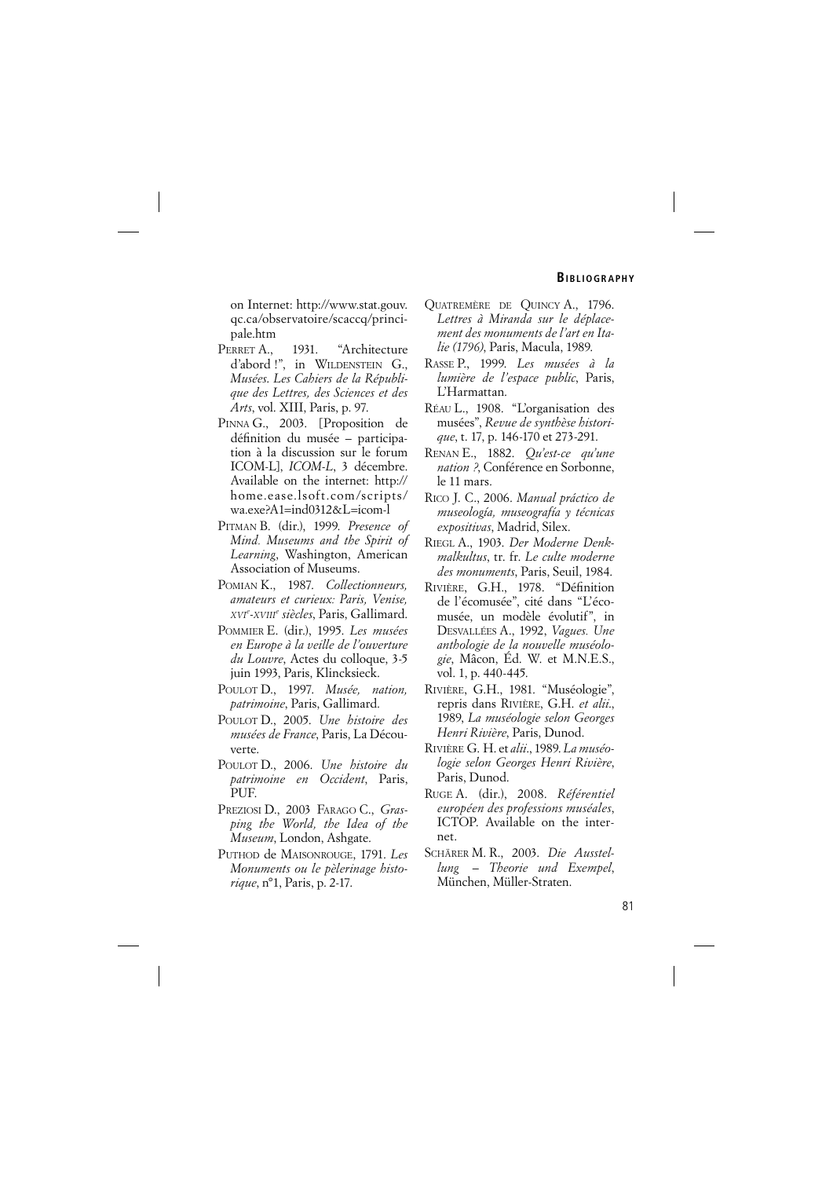on Internet: http://www.stat.gouv.qc.ca/observatoire/scaccq/principale.htm

PERRET A., 1931. "Architecture d'abord !", in WILDENSTEIN G., *Musées. Les Cahiers de la République des Lettres, des Sciences et des Arts*, vol. XIII, Paris, p. 97.

PINNA G., 2003. [Proposition de définition du musée – participation à la discussion sur le forum ICOM-L], *ICOM-L*, 3 décembre. Available on the internet: http://home.ease.lsoft.com/scripts/wa.exe?A1=ind0312&L=icom-l

PITMAN B. (dir.), 1999. *Presence of Mind. Museums and the Spirit of Learning*, Washington, American Association of Museums.

POMIAN K., 1987. *Collectionneurs, amateurs et curieux: Paris, Venise, XVIe-XVIIIe siècles*, Paris, Gallimard.

POMMIER E. (dir.), 1995. *Les musées en Europe à la veille de l'ouverture du Louvre*, Actes du colloque, 3-5 juin 1993, Paris, Klincksieck.

POULOT D., 1997. *Musée, nation, patrimoine*, Paris, Gallimard.

POULOT D., 2005. *Une histoire des musées de France*, Paris, La Découverte.

POULOT D., 2006. *Une histoire du patrimoine en Occident*, Paris, PUF.

PREZIOSI D., 2003 FARAGO C., *Grasping the World, the Idea of the Museum*, London, Ashgate.

PUTHOD de MAISONROUGE, 1791. *Les Monuments ou le pèlerinage historique*, n°1, Paris, p. 2-17.

QUATREMÈRE DE QUINCY A., 1796. *Lettres à Miranda sur le déplacement des monuments de l'art en Italie (1796)*, Paris, Macula, 1989.

RASSE P., 1999. *Les musées à la lumière de l'espace public*, Paris, L'Harmattan.

RÉAU L., 1908. "L'organisation des musées", *Revue de synthèse historique*, t. 17, p. 146-170 et 273-291.

RENAN E., 1882. *Qu'est-ce qu'une nation ?*, Conférence en Sorbonne, le 11 mars.

RICO J. C., 2006. *Manual práctico de museología, museografía y técnicas expositivas*, Madrid, Silex.

RIEGL A., 1903. *Der Moderne Denkmalkultus*, tr. fr. *Le culte moderne des monuments*, Paris, Seuil, 1984.

RIVIÈRE, G.H., 1978. "Définition de l'écomusée", cité dans "L'écomusée, un modèle évolutif", in DESVALLÉES A., 1992, *Vagues. Une anthologie de la nouvelle muséologie*, Mâcon, Éd. W. et M.N.E.S., vol. 1, p. 440-445.

RIVIÈRE, G.H., 1981. "Muséologie", repris dans RIVIÈRE, G.H. *et alii*., 1989, *La muséologie selon Georges Henri Rivière*, Paris, Dunod.

RIVIÈRE G. H. et *alii*., 1989. *La muséologie selon Georges Henri Rivière*, Paris, Dunod.

RUGE A. (dir.), 2008. *Référentiel européen des professions muséales*, ICTOP. Available on the internet.

SCHÄRER M. R., 2003. *Die Ausstellung – Theorie und Exempel*, München, Müller-Straten.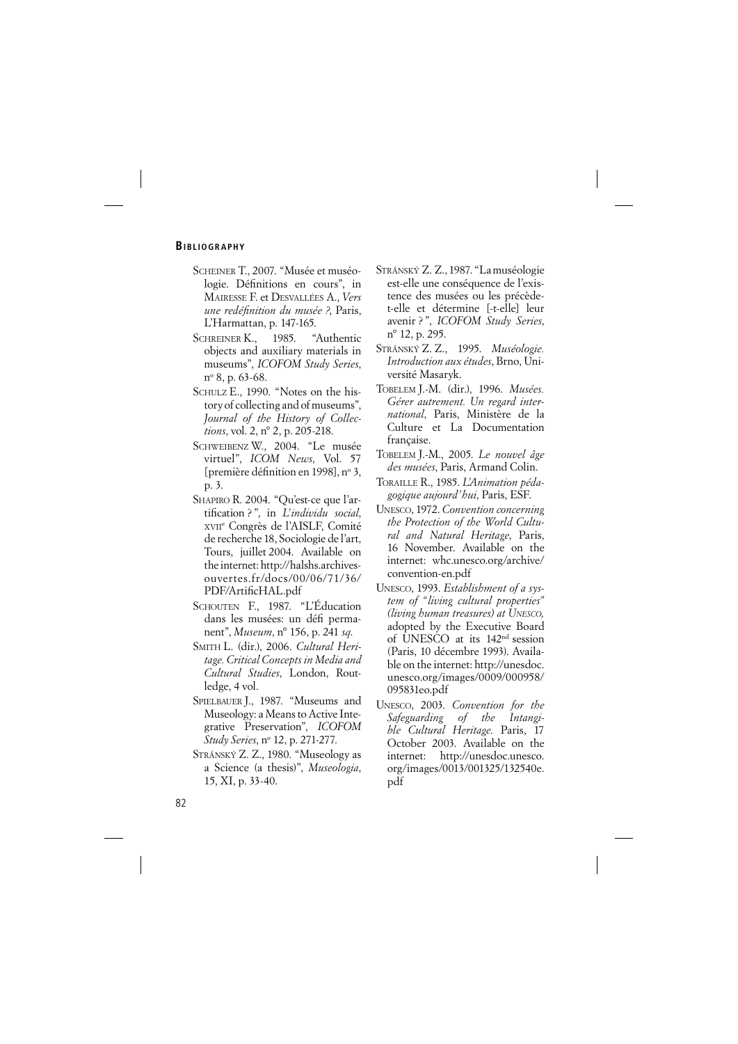## Bibliography

Schreiner T., 2007. "Musée et muséologie. Définitions en cours", in Mairesse F. et Desvallées A., *Vers une redéfinition du musée ?*, Paris, L'Harmattan, p. 147-165.

Schreiner K., 1985. "Authentic objects and auxiliary materials in museums", *ICOFOM Study Series*, nº 8, p. 63-68.

Schulz E., 1990. "Notes on the history of collecting and of museums", *Journal of the History of Collections*, vol. 2, n° 2, p. 205-218.

Schweibenz W., 2004. "Le musée virtuel", *ICOM News*, Vol. 57 [première définition en 1998], nº 3, p. 3.

Shapiro R. 2004. "Qu'est-ce que l'artification ? ", in *L'individu social*, xviie Congrès de l'AISLF, Comité de recherche 18, Sociologie de l'art, Tours, juillet 2004. Available on the internet: http://halshs.archives-ouvertes.fr/docs/00/06/71/36/PDF/ArtificHAL.pdf

Schouten F., 1987. "L'Éducation dans les musées: un défi permanent", *Museum*, n° 156, p. 241 *sq.*

Smith L. (dir.), 2006. *Cultural Heritage. Critical Concepts in Media and Cultural Studies*, London, Routledge, 4 vol.

Spielbauer J., 1987. "Museums and Museology: a Means to Active Integrative Preservation", *ICOFOM Study Series*, nº 12, p. 271-277.

Stránský Z. Z., 1980. "Museology as a Science (a thesis)", *Museologia*, 15, XI, p. 33-40.

Stránský Z. Z., 1987. "La muséologie est-elle une conséquence de l'existence des musées ou les précède-t-elle et détermine [-t-elle] leur avenir ? ", *ICOFOM Study Series*, n° 12, p. 295.

Stránský Z. Z., 1995. *Muséologie. Introduction aux études*, Brno, Université Masaryk.

Tobelem J.-M. (dir.), 1996. *Musées. Gérer autrement. Un regard international*, Paris, Ministère de la Culture et La Documentation française.

Tobelem J.-M., 2005. *Le nouvel âge des musées*, Paris, Armand Colin.

Toraille R., 1985. *L'Animation pédagogique aujourd'hui*, Paris, ESF.

Unesco, 1972. *Convention concerning the Protection of the World Cultural and Natural Heritage*, Paris, 16 November. Available on the internet: whc.unesco.org/archive/convention-en.pdf

Unesco, 1993. *Establishment of a system of "living cultural properties" (living human treasures) at Unesco,* adopted by the Executive Board of UNESCO at its 142nd session (Paris, 10 décembre 1993). Available on the internet: http://unesdoc.unesco.org/images/0009/000958/095831eo.pdf

Unesco, 2003. *Convention for the Safeguarding of the Intangible Cultural Heritage*. Paris, 17 October 2003. Available on the internet: http://unesdoc.unesco.org/images/0013/001325/132540e.pdf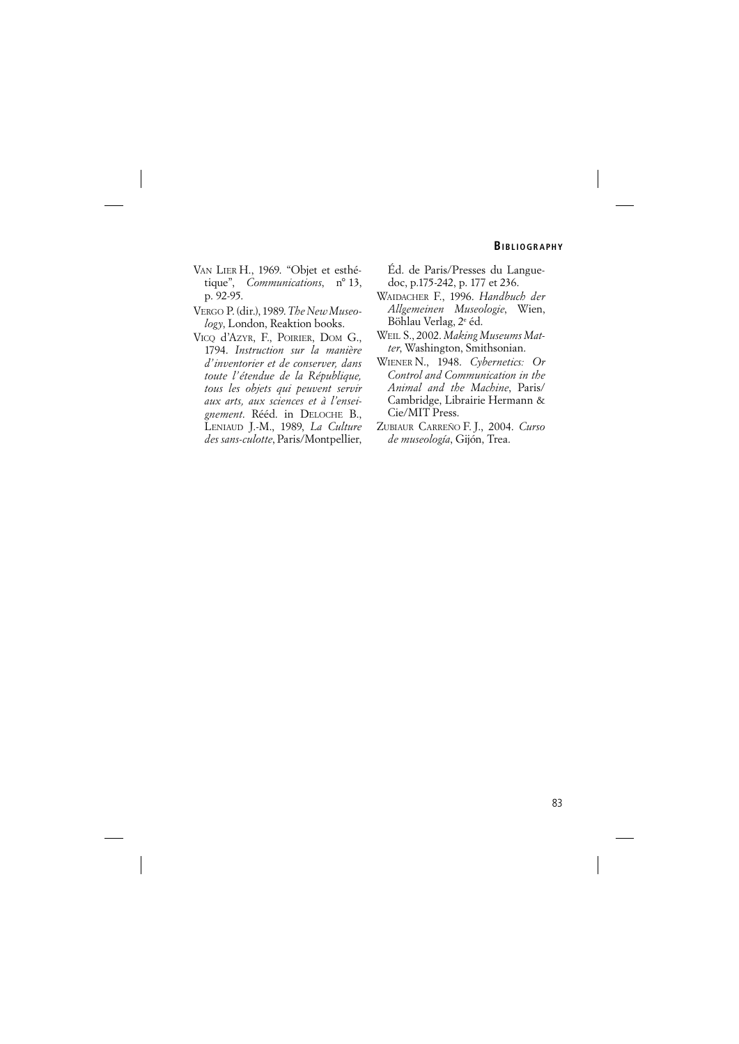Van Lier H., 1969. "Objet et esthétique", *Communications*, n° 13, p. 92-95.

Vergo P. (dir.), 1989. *The New Museology*, London, Reaktion books.

Vicq d'Azyr, F., Poirier, Dom G., 1794. *Instruction sur la manière d'inventorier et de conserver, dans toute l'étendue de la République, tous les objets qui peuvent servir aux arts, aux sciences et à l'enseignement*. Rééd. in Deloche B., Leniaud J.-M., 1989, *La Culture des sans-culotte*, Paris/Montpellier, Éd. de Paris/Presses du Languedoc, p.175-242, p. 177 et 236.

Waidacher F., 1996. *Handbuch der Allgemeinen Museologie*, Wien, Böhlau Verlag, 2e éd.

Weil S., 2002. *Making Museums Matter*, Washington, Smithsonian.

Wiener N., 1948. *Cybernetics: Or Control and Communication in the Animal and the Machine*, Paris/Cambridge, Librairie Hermann & Cie/MIT Press.

Zubiaur Carreño F. J., 2004. *Curso de museología*, Gijón, Trea.